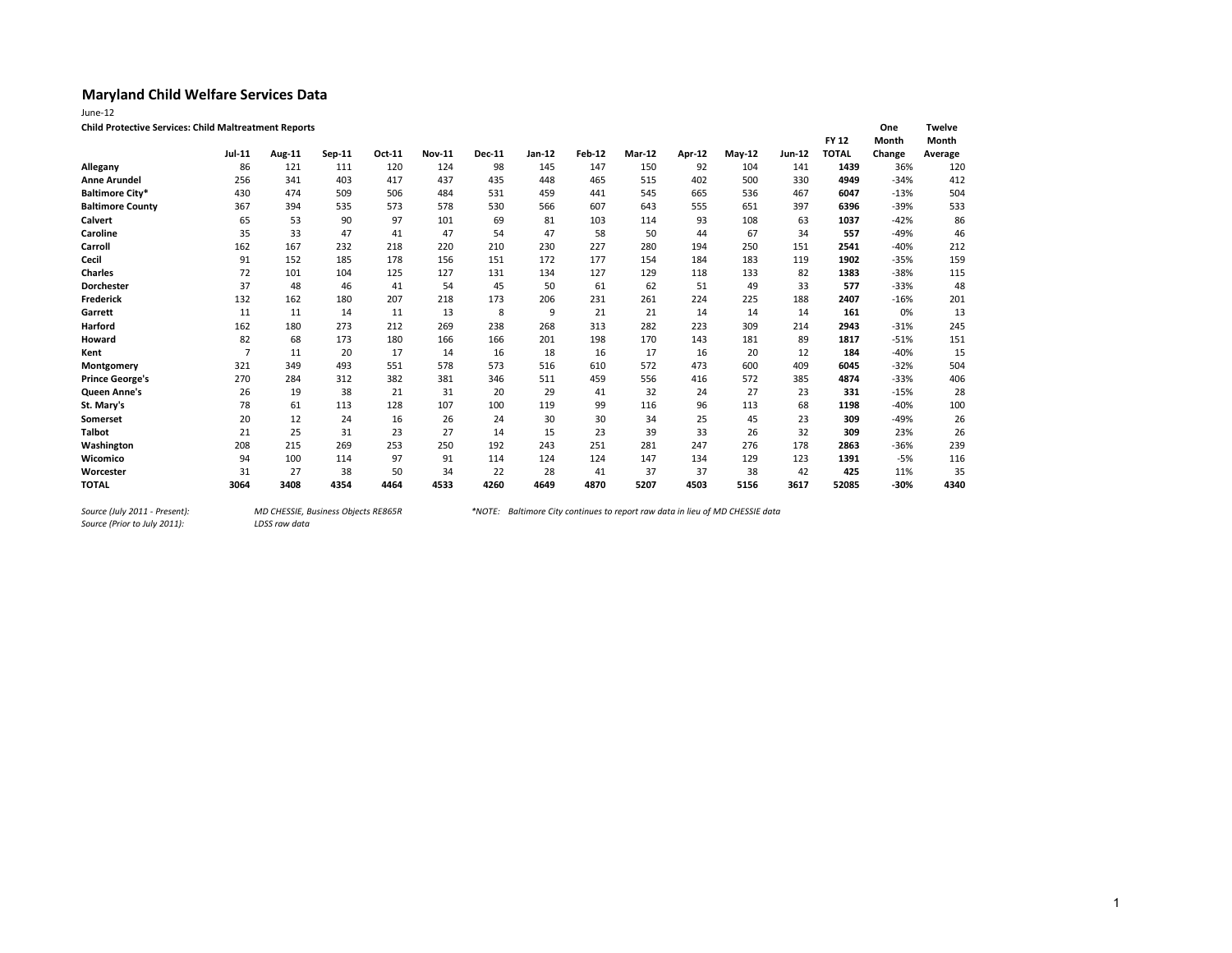# Maryland Child Welfare Services Data

June-12

**Child Protective Services: Child Maltreatment Reports**

| | Jul-11 | Aug-11 | Sep-11 | Oct-11 | Nov-11 | Dec-11 | Jan-12 | Feb-12 | Mar-12 | Apr-12 | May-12 | Jun-12 | FY 12 TOTAL | One Month Change | Twelve Month Average |
|---|---|---|---|---|---|---|---|---|---|---|---|---|---|---|---|
| **Allegany** | 86 | 121 | 111 | 120 | 124 | 98 | 145 | 147 | 150 | 92 | 104 | 141 | **1439** | 36% | 120 |
| **Anne Arundel** | 256 | 341 | 403 | 417 | 437 | 435 | 448 | 465 | 515 | 402 | 500 | 330 | **4949** | -34% | 412 |
| **Baltimore City*** | 430 | 474 | 509 | 506 | 484 | 531 | 459 | 441 | 545 | 665 | 536 | 467 | **6047** | -13% | 504 |
| **Baltimore County** | 367 | 394 | 535 | 573 | 578 | 530 | 566 | 607 | 643 | 555 | 651 | 397 | **6396** | -39% | 533 |
| **Calvert** | 65 | 53 | 90 | 97 | 101 | 69 | 81 | 103 | 114 | 93 | 108 | 63 | **1037** | -42% | 86 |
| **Caroline** | 35 | 33 | 47 | 41 | 47 | 54 | 47 | 58 | 50 | 44 | 67 | 34 | **557** | -49% | 46 |
| **Carroll** | 162 | 167 | 232 | 218 | 220 | 210 | 230 | 227 | 280 | 194 | 250 | 151 | **2541** | -40% | 212 |
| **Cecil** | 91 | 152 | 185 | 178 | 156 | 151 | 172 | 177 | 154 | 184 | 183 | 119 | **1902** | -35% | 159 |
| **Charles** | 72 | 101 | 104 | 125 | 127 | 131 | 134 | 127 | 129 | 118 | 133 | 82 | **1383** | -38% | 115 |
| **Dorchester** | 37 | 48 | 46 | 41 | 54 | 45 | 50 | 61 | 62 | 51 | 49 | 33 | **577** | -33% | 48 |
| **Frederick** | 132 | 162 | 180 | 207 | 218 | 173 | 206 | 231 | 261 | 224 | 225 | 188 | **2407** | -16% | 201 |
| **Garrett** | 11 | 11 | 14 | 11 | 13 | 8 | 9 | 21 | 21 | 14 | 14 | 14 | **161** | 0% | 13 |
| **Harford** | 162 | 180 | 273 | 212 | 269 | 238 | 268 | 313 | 282 | 223 | 309 | 214 | **2943** | -31% | 245 |
| **Howard** | 82 | 68 | 173 | 180 | 166 | 166 | 201 | 198 | 170 | 143 | 181 | 89 | **1817** | -51% | 151 |
| **Kent** | 7 | 11 | 20 | 17 | 14 | 16 | 18 | 16 | 17 | 16 | 20 | 12 | **184** | -40% | 15 |
| **Montgomery** | 321 | 349 | 493 | 551 | 578 | 573 | 516 | 610 | 572 | 473 | 600 | 409 | **6045** | -32% | 504 |
| **Prince George's** | 270 | 284 | 312 | 382 | 381 | 346 | 511 | 459 | 556 | 416 | 572 | 385 | **4874** | -33% | 406 |
| **Queen Anne's** | 26 | 19 | 38 | 21 | 31 | 20 | 29 | 41 | 32 | 24 | 27 | 23 | **331** | -15% | 28 |
| **St. Mary's** | 78 | 61 | 113 | 128 | 107 | 100 | 119 | 99 | 116 | 96 | 113 | 68 | **1198** | -40% | 100 |
| **Somerset** | 20 | 12 | 24 | 16 | 26 | 24 | 30 | 30 | 34 | 25 | 45 | 23 | **309** | -49% | 26 |
| **Talbot** | 21 | 25 | 31 | 23 | 27 | 14 | 15 | 23 | 39 | 33 | 26 | 32 | **309** | 23% | 26 |
| **Washington** | 208 | 215 | 269 | 253 | 250 | 192 | 243 | 251 | 281 | 247 | 276 | 178 | **2863** | -36% | 239 |
| **Wicomico** | 94 | 100 | 114 | 97 | 91 | 114 | 124 | 124 | 147 | 134 | 129 | 123 | **1391** | -5% | 116 |
| **Worcester** | 31 | 27 | 38 | 50 | 34 | 22 | 28 | 41 | 37 | 37 | 38 | 42 | **425** | 11% | 35 |
| **TOTAL** | **3064** | **3408** | **4354** | **4464** | **4533** | **4260** | **4649** | **4870** | **5207** | **4503** | **5156** | **3617** | **52085** | **-30%** | **4340** |

*Source (July 2011 - Present):* *MD CHESSIE, Business Objects RE865R*

*Source (Prior to July 2011):* *LDSS raw data*

**NOTE: Baltimore City continues to report raw data in lieu of MD CHESSIE data*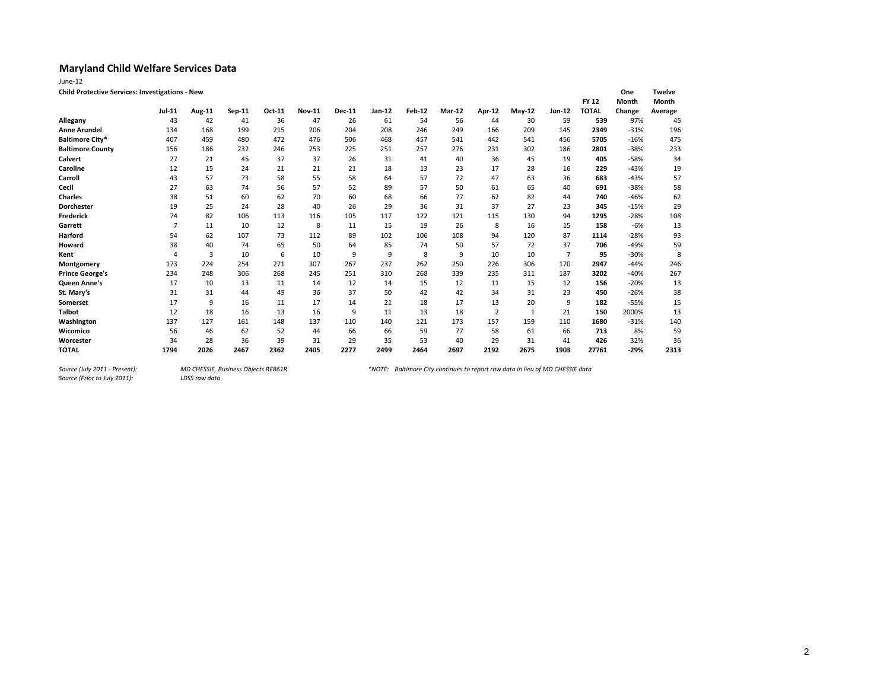## Maryland Child Welfare Services Data

June-12

**Child Protective Services: Investigations - New**

| | Jul-11 | Aug-11 | Sep-11 | Oct-11 | Nov-11 | Dec-11 | Jan-12 | Feb-12 | Mar-12 | Apr-12 | May-12 | Jun-12 | FY 12 TOTAL | One Month Change | Twelve Month Average |
|---|---|---|---|---|---|---|---|---|---|---|---|---|---|---|---|
| **Allegany** | 43 | 42 | 41 | 36 | 47 | 26 | 61 | 54 | 56 | 44 | 30 | 59 | **539** | 97% | 45 |
| **Anne Arundel** | 134 | 168 | 199 | 215 | 206 | 204 | 208 | 246 | 249 | 166 | 209 | 145 | **2349** | -31% | 196 |
| **Baltimore City*** | 407 | 459 | 480 | 472 | 476 | 506 | 468 | 457 | 541 | 442 | 541 | 456 | **5705** | -16% | 475 |
| **Baltimore County** | 156 | 186 | 232 | 246 | 253 | 225 | 251 | 257 | 276 | 231 | 302 | 186 | **2801** | -38% | 233 |
| **Calvert** | 27 | 21 | 45 | 37 | 37 | 26 | 31 | 41 | 40 | 36 | 45 | 19 | **405** | -58% | 34 |
| **Caroline** | 12 | 15 | 24 | 21 | 21 | 21 | 18 | 13 | 23 | 17 | 28 | 16 | **229** | -43% | 19 |
| **Carroll** | 43 | 57 | 73 | 58 | 55 | 58 | 64 | 57 | 72 | 47 | 63 | 36 | **683** | -43% | 57 |
| **Cecil** | 27 | 63 | 74 | 56 | 57 | 52 | 89 | 57 | 50 | 61 | 65 | 40 | **691** | -38% | 58 |
| **Charles** | 38 | 51 | 60 | 62 | 70 | 60 | 68 | 66 | 77 | 62 | 82 | 44 | **740** | -46% | 62 |
| **Dorchester** | 19 | 25 | 24 | 28 | 40 | 26 | 29 | 36 | 31 | 37 | 27 | 23 | **345** | -15% | 29 |
| **Frederick** | 74 | 82 | 106 | 113 | 116 | 105 | 117 | 122 | 121 | 115 | 130 | 94 | **1295** | -28% | 108 |
| **Garrett** | 7 | 11 | 10 | 12 | 8 | 11 | 15 | 19 | 26 | 8 | 16 | 15 | **158** | -6% | 13 |
| **Harford** | 54 | 62 | 107 | 73 | 112 | 89 | 102 | 106 | 108 | 94 | 120 | 87 | **1114** | -28% | 93 |
| **Howard** | 38 | 40 | 74 | 65 | 50 | 64 | 85 | 74 | 50 | 57 | 72 | 37 | **706** | -49% | 59 |
| **Kent** | 4 | 3 | 10 | 6 | 10 | 9 | 9 | 8 | 9 | 10 | 10 | 7 | **95** | -30% | 8 |
| **Montgomery** | 173 | 224 | 254 | 271 | 307 | 267 | 237 | 262 | 250 | 226 | 306 | 170 | **2947** | -44% | 246 |
| **Prince George's** | 234 | 248 | 306 | 268 | 245 | 251 | 310 | 268 | 339 | 235 | 311 | 187 | **3202** | -40% | 267 |
| **Queen Anne's** | 17 | 10 | 13 | 11 | 14 | 12 | 14 | 15 | 12 | 11 | 15 | 12 | **156** | -20% | 13 |
| **St. Mary's** | 31 | 31 | 44 | 49 | 36 | 37 | 50 | 42 | 42 | 34 | 31 | 23 | **450** | -26% | 38 |
| **Somerset** | 17 | 9 | 16 | 11 | 17 | 14 | 21 | 18 | 17 | 13 | 20 | 9 | **182** | -55% | 15 |
| **Talbot** | 12 | 18 | 16 | 13 | 16 | 9 | 11 | 13 | 18 | 2 | 1 | 21 | **150** | 2000% | 13 |
| **Washington** | 137 | 127 | 161 | 148 | 137 | 110 | 140 | 121 | 173 | 157 | 159 | 110 | **1680** | -31% | 140 |
| **Wicomico** | 56 | 46 | 62 | 52 | 44 | 66 | 66 | 59 | 77 | 58 | 61 | 66 | **713** | 8% | 59 |
| **Worcester** | 34 | 28 | 36 | 39 | 31 | 29 | 35 | 53 | 40 | 29 | 31 | 41 | **426** | 32% | 36 |
| **TOTAL** | **1794** | **2026** | **2467** | **2362** | **2405** | **2277** | **2499** | **2464** | **2697** | **2192** | **2675** | **1903** | **27761** | **-29%** | **2313** |

*Source (July 2011 - Present):* *MD CHESSIE, Business Objects RE861R*

*Source (Prior to July 2011):* *LDSS raw data*

**NOTE: Baltimore City continues to report raw data in lieu of MD CHESSIE data*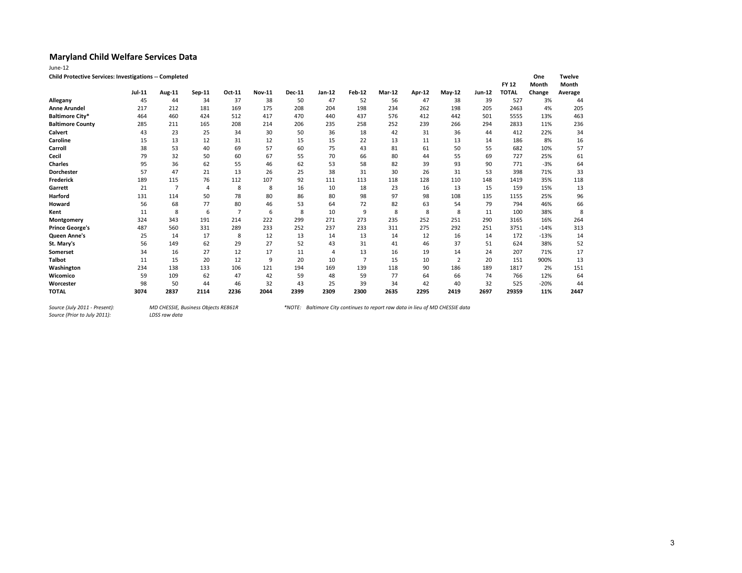# Maryland Child Welfare Services Data

June-12

**Child Protective Services: Investigations -- Completed**

| | Jul-11 | Aug-11 | Sep-11 | Oct-11 | Nov-11 | Dec-11 | Jan-12 | Feb-12 | Mar-12 | Apr-12 | May-12 | Jun-12 | FY 12 TOTAL | One Month Change | Twelve Month Average |
|---|---|---|---|---|---|---|---|---|---|---|---|---|---|---|---|
| **Allegany** | 45 | 44 | 34 | 37 | 38 | 50 | 47 | 52 | 56 | 47 | 38 | 39 | 527 | 3% | 44 |
| **Anne Arundel** | 217 | 212 | 181 | 169 | 175 | 208 | 204 | 198 | 234 | 262 | 198 | 205 | 2463 | 4% | 205 |
| **Baltimore City*** | 464 | 460 | 424 | 512 | 417 | 470 | 440 | 437 | 576 | 412 | 442 | 501 | 5555 | 13% | 463 |
| **Baltimore County** | 285 | 211 | 165 | 208 | 214 | 206 | 235 | 258 | 252 | 239 | 266 | 294 | 2833 | 11% | 236 |
| **Calvert** | 43 | 23 | 25 | 34 | 30 | 50 | 36 | 18 | 42 | 31 | 36 | 44 | 412 | 22% | 34 |
| **Caroline** | 15 | 13 | 12 | 31 | 12 | 15 | 15 | 22 | 13 | 11 | 13 | 14 | 186 | 8% | 16 |
| **Carroll** | 38 | 53 | 40 | 69 | 57 | 60 | 75 | 43 | 81 | 61 | 50 | 55 | 682 | 10% | 57 |
| **Cecil** | 79 | 32 | 50 | 60 | 67 | 55 | 70 | 66 | 80 | 44 | 55 | 69 | 727 | 25% | 61 |
| **Charles** | 95 | 36 | 62 | 55 | 46 | 62 | 53 | 58 | 82 | 39 | 93 | 90 | 771 | -3% | 64 |
| **Dorchester** | 57 | 47 | 21 | 13 | 26 | 25 | 38 | 31 | 30 | 26 | 31 | 53 | 398 | 71% | 33 |
| **Frederick** | 189 | 115 | 76 | 112 | 107 | 92 | 111 | 113 | 118 | 128 | 110 | 148 | 1419 | 35% | 118 |
| **Garrett** | 21 | 7 | 4 | 8 | 8 | 16 | 10 | 18 | 23 | 16 | 13 | 15 | 159 | 15% | 13 |
| **Harford** | 131 | 114 | 50 | 78 | 80 | 86 | 80 | 98 | 97 | 98 | 108 | 135 | 1155 | 25% | 96 |
| **Howard** | 56 | 68 | 77 | 80 | 46 | 53 | 64 | 72 | 82 | 63 | 54 | 79 | 794 | 46% | 66 |
| **Kent** | 11 | 8 | 6 | 7 | 6 | 8 | 10 | 9 | 8 | 8 | 8 | 11 | 100 | 38% | 8 |
| **Montgomery** | 324 | 343 | 191 | 214 | 222 | 299 | 271 | 273 | 235 | 252 | 251 | 290 | 3165 | 16% | 264 |
| **Prince George's** | 487 | 560 | 331 | 289 | 233 | 252 | 237 | 233 | 311 | 275 | 292 | 251 | 3751 | -14% | 313 |
| **Queen Anne's** | 25 | 14 | 17 | 8 | 12 | 13 | 14 | 13 | 14 | 12 | 16 | 14 | 172 | -13% | 14 |
| **St. Mary's** | 56 | 149 | 62 | 29 | 27 | 52 | 43 | 31 | 41 | 46 | 37 | 51 | 624 | 38% | 52 |
| **Somerset** | 34 | 16 | 27 | 12 | 17 | 11 | 4 | 13 | 16 | 19 | 14 | 24 | 207 | 71% | 17 |
| **Talbot** | 11 | 15 | 20 | 12 | 9 | 20 | 10 | 7 | 15 | 10 | 2 | 20 | 151 | 900% | 13 |
| **Washington** | 234 | 138 | 133 | 106 | 121 | 194 | 169 | 139 | 118 | 90 | 186 | 189 | 1817 | 2% | 151 |
| **Wicomico** | 59 | 109 | 62 | 47 | 42 | 59 | 48 | 59 | 77 | 64 | 66 | 74 | 766 | 12% | 64 |
| **Worcester** | 98 | 50 | 44 | 46 | 32 | 43 | 25 | 39 | 34 | 42 | 40 | 32 | 525 | -20% | 44 |
| **TOTAL** | **3074** | **2837** | **2114** | **2236** | **2044** | **2399** | **2309** | **2300** | **2635** | **2295** | **2419** | **2697** | **29359** | **11%** | **2447** |

*Source (July 2011 - Present):* *MD CHESSIE, Business Objects RE861R*

*Source (Prior to July 2011):* *LDSS raw data*

**NOTE: Baltimore City continues to report raw data in lieu of MD CHESSIE data*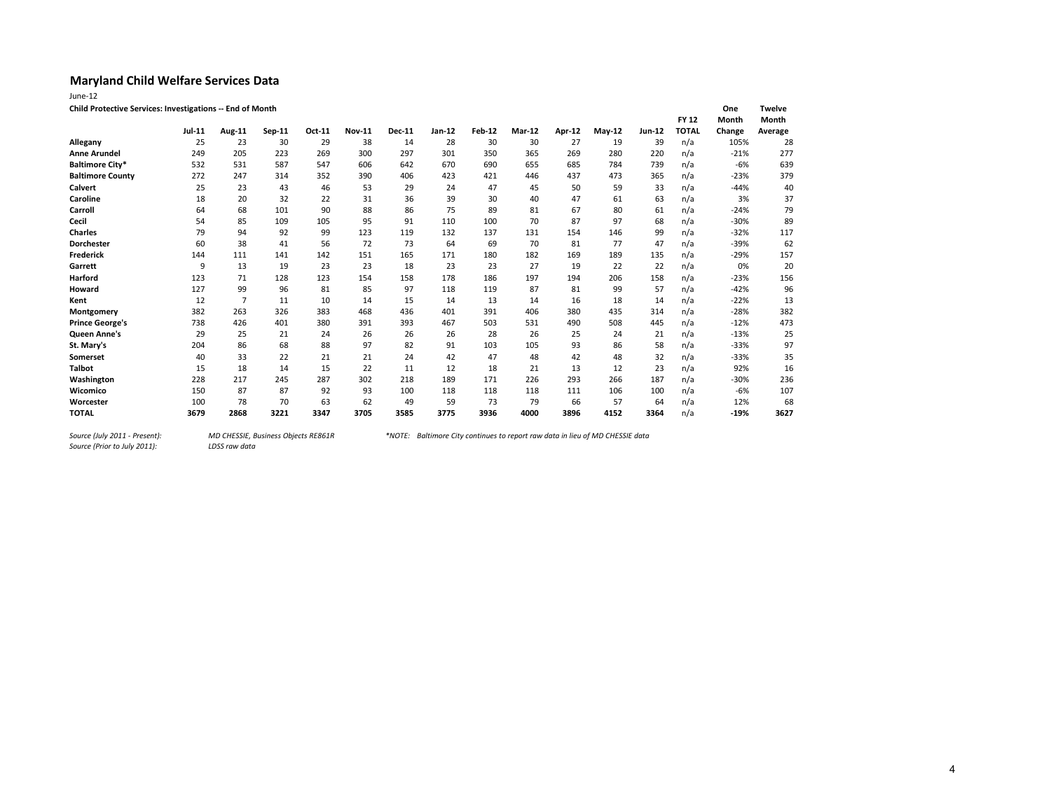## Maryland Child Welfare Services Data

June-12

**Child Protective Services: Investigations -- End of Month**

| | Jul-11 | Aug-11 | Sep-11 | Oct-11 | Nov-11 | Dec-11 | Jan-12 | Feb-12 | Mar-12 | Apr-12 | May-12 | Jun-12 | FY 12 TOTAL | One Month Change | Twelve Month Average |
|---|---|---|---|---|---|---|---|---|---|---|---|---|---|---|---|
| **Allegany** | 25 | 23 | 30 | 29 | 38 | 14 | 28 | 30 | 30 | 27 | 19 | 39 | n/a | 105% | 28 |
| **Anne Arundel** | 249 | 205 | 223 | 269 | 300 | 297 | 301 | 350 | 365 | 269 | 280 | 220 | n/a | -21% | 277 |
| **Baltimore City*** | 532 | 531 | 587 | 547 | 606 | 642 | 670 | 690 | 655 | 685 | 784 | 739 | n/a | -6% | 639 |
| **Baltimore County** | 272 | 247 | 314 | 352 | 390 | 406 | 423 | 421 | 446 | 437 | 473 | 365 | n/a | -23% | 379 |
| **Calvert** | 25 | 23 | 43 | 46 | 53 | 29 | 24 | 47 | 45 | 50 | 59 | 33 | n/a | -44% | 40 |
| **Caroline** | 18 | 20 | 32 | 22 | 31 | 36 | 39 | 30 | 40 | 47 | 61 | 63 | n/a | 3% | 37 |
| **Carroll** | 64 | 68 | 101 | 90 | 88 | 86 | 75 | 89 | 81 | 67 | 80 | 61 | n/a | -24% | 79 |
| **Cecil** | 54 | 85 | 109 | 105 | 95 | 91 | 110 | 100 | 70 | 87 | 97 | 68 | n/a | -30% | 89 |
| **Charles** | 79 | 94 | 92 | 99 | 123 | 119 | 132 | 137 | 131 | 154 | 146 | 99 | n/a | -32% | 117 |
| **Dorchester** | 60 | 38 | 41 | 56 | 72 | 73 | 64 | 69 | 70 | 81 | 77 | 47 | n/a | -39% | 62 |
| **Frederick** | 144 | 111 | 141 | 142 | 151 | 165 | 171 | 180 | 182 | 169 | 189 | 135 | n/a | -29% | 157 |
| **Garrett** | 9 | 13 | 19 | 23 | 23 | 18 | 23 | 23 | 27 | 19 | 22 | 22 | n/a | 0% | 20 |
| **Harford** | 123 | 71 | 128 | 123 | 154 | 158 | 178 | 186 | 197 | 194 | 206 | 158 | n/a | -23% | 156 |
| **Howard** | 127 | 99 | 96 | 81 | 85 | 97 | 118 | 119 | 87 | 81 | 99 | 57 | n/a | -42% | 96 |
| **Kent** | 12 | 7 | 11 | 10 | 14 | 15 | 14 | 13 | 14 | 16 | 18 | 14 | n/a | -22% | 13 |
| **Montgomery** | 382 | 263 | 326 | 383 | 468 | 436 | 401 | 391 | 406 | 380 | 435 | 314 | n/a | -28% | 382 |
| **Prince George's** | 738 | 426 | 401 | 380 | 391 | 393 | 467 | 503 | 531 | 490 | 508 | 445 | n/a | -12% | 473 |
| **Queen Anne's** | 29 | 25 | 21 | 24 | 26 | 26 | 26 | 28 | 26 | 25 | 24 | 21 | n/a | -13% | 25 |
| **St. Mary's** | 204 | 86 | 68 | 88 | 97 | 82 | 91 | 103 | 105 | 93 | 86 | 58 | n/a | -33% | 97 |
| **Somerset** | 40 | 33 | 22 | 21 | 21 | 24 | 42 | 47 | 48 | 42 | 48 | 32 | n/a | -33% | 35 |
| **Talbot** | 15 | 18 | 14 | 15 | 22 | 11 | 12 | 18 | 21 | 13 | 12 | 23 | n/a | 92% | 16 |
| **Washington** | 228 | 217 | 245 | 287 | 302 | 218 | 189 | 171 | 226 | 293 | 266 | 187 | n/a | -30% | 236 |
| **Wicomico** | 150 | 87 | 87 | 92 | 93 | 100 | 118 | 118 | 118 | 111 | 106 | 100 | n/a | -6% | 107 |
| **Worcester** | 100 | 78 | 70 | 63 | 62 | 49 | 59 | 73 | 79 | 66 | 57 | 64 | n/a | 12% | 68 |
| **TOTAL** | **3679** | **2868** | **3221** | **3347** | **3705** | **3585** | **3775** | **3936** | **4000** | **3896** | **4152** | **3364** | n/a | **-19%** | **3627** |

*Source (July 2011 - Present):* *MD CHESSIE, Business Objects RE861R*

*Source (Prior to July 2011):* *LDSS raw data*

**NOTE: Baltimore City continues to report raw data in lieu of MD CHESSIE data*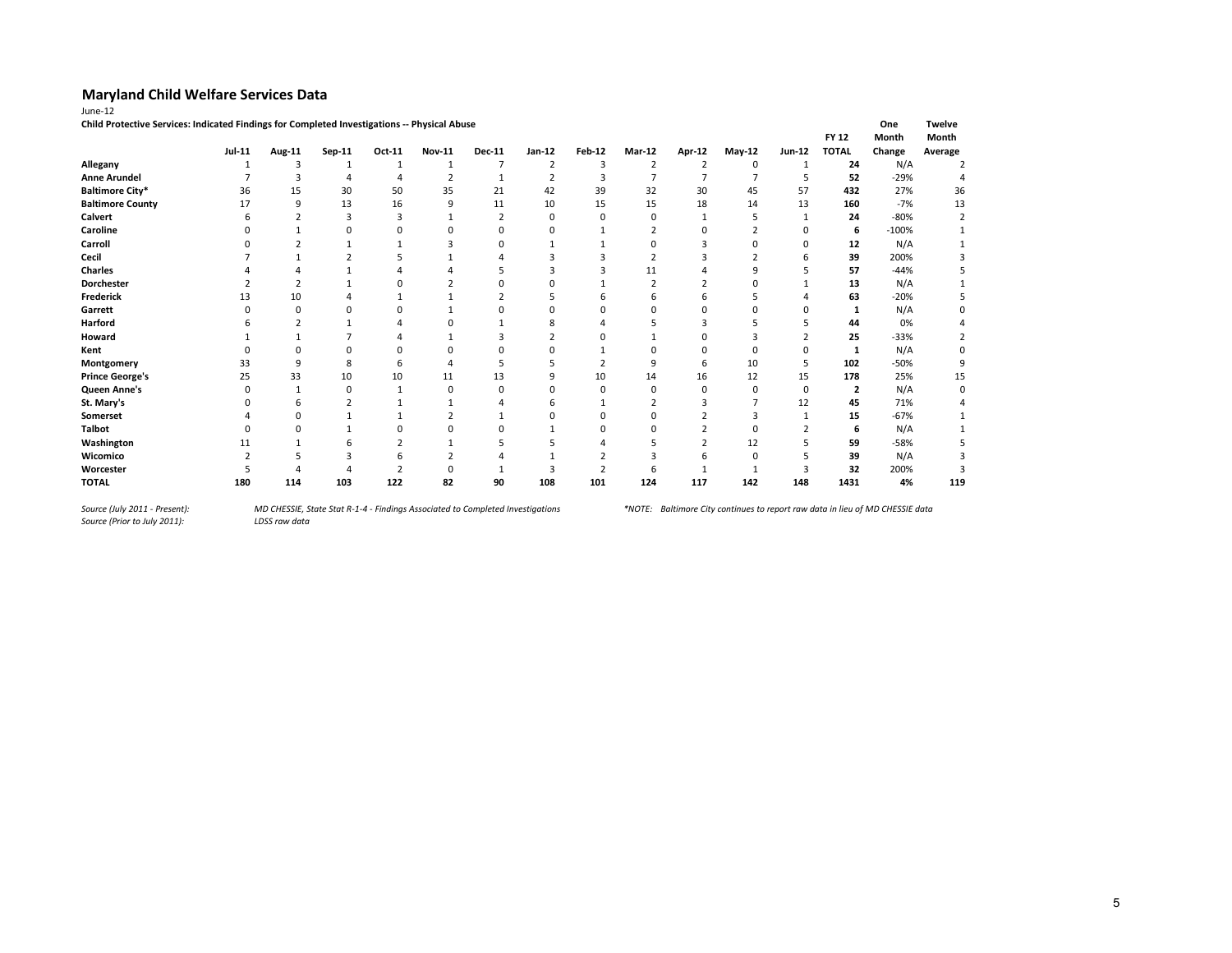## Maryland Child Welfare Services Data

June-12

**Child Protective Services: Indicated Findings for Completed Investigations -- Physical Abuse**

| | Jul-11 | Aug-11 | Sep-11 | Oct-11 | Nov-11 | Dec-11 | Jan-12 | Feb-12 | Mar-12 | Apr-12 | May-12 | Jun-12 | FY 12 TOTAL | One Month Change | Twelve Month Average |
|---|---|---|---|---|---|---|---|---|---|---|---|---|---|---|---|
| **Allegany** | 1 | 3 | 1 | 1 | 1 | 7 | 2 | 3 | 2 | 2 | 0 | 1 | **24** | N/A | 2 |
| **Anne Arundel** | 7 | 3 | 4 | 4 | 2 | 1 | 2 | 3 | 7 | 7 | 7 | 5 | **52** | -29% | 4 |
| **Baltimore City*** | 36 | 15 | 30 | 50 | 35 | 21 | 42 | 39 | 32 | 30 | 45 | 57 | **432** | 27% | 36 |
| **Baltimore County** | 17 | 9 | 13 | 16 | 9 | 11 | 10 | 15 | 15 | 18 | 14 | 13 | **160** | -7% | 13 |
| **Calvert** | 6 | 2 | 3 | 3 | 1 | 2 | 0 | 0 | 0 | 1 | 5 | 1 | **24** | -80% | 2 |
| **Caroline** | 0 | 1 | 0 | 0 | 0 | 0 | 0 | 1 | 2 | 0 | 2 | 0 | **6** | -100% | 1 |
| **Carroll** | 0 | 2 | 1 | 1 | 3 | 0 | 1 | 1 | 0 | 3 | 0 | 0 | **12** | N/A | 1 |
| **Cecil** | 7 | 1 | 2 | 5 | 1 | 4 | 3 | 3 | 2 | 3 | 2 | 6 | **39** | 200% | 3 |
| **Charles** | 4 | 4 | 1 | 4 | 4 | 5 | 3 | 3 | 11 | 4 | 9 | 5 | **57** | -44% | 5 |
| **Dorchester** | 2 | 2 | 1 | 0 | 2 | 0 | 0 | 1 | 2 | 2 | 0 | 1 | **13** | N/A | 1 |
| **Frederick** | 13 | 10 | 4 | 1 | 1 | 2 | 5 | 6 | 6 | 6 | 5 | 4 | **63** | -20% | 5 |
| **Garrett** | 0 | 0 | 0 | 0 | 1 | 0 | 0 | 0 | 0 | 0 | 0 | 0 | **1** | N/A | 0 |
| **Harford** | 6 | 2 | 1 | 4 | 0 | 1 | 8 | 4 | 5 | 3 | 5 | 5 | **44** | 0% | 4 |
| **Howard** | 1 | 1 | 7 | 4 | 1 | 3 | 2 | 0 | 1 | 0 | 3 | 2 | **25** | -33% | 2 |
| **Kent** | 0 | 0 | 0 | 0 | 0 | 0 | 0 | 1 | 0 | 0 | 0 | 0 | **1** | N/A | 0 |
| **Montgomery** | 33 | 9 | 8 | 6 | 4 | 5 | 5 | 2 | 9 | 6 | 10 | 5 | **102** | -50% | 9 |
| **Prince George's** | 25 | 33 | 10 | 10 | 11 | 13 | 9 | 10 | 14 | 16 | 12 | 15 | **178** | 25% | 15 |
| **Queen Anne's** | 0 | 1 | 0 | 1 | 0 | 0 | 0 | 0 | 0 | 0 | 0 | 0 | **2** | N/A | 0 |
| **St. Mary's** | 0 | 6 | 2 | 1 | 1 | 4 | 6 | 1 | 2 | 3 | 7 | 12 | **45** | 71% | 4 |
| **Somerset** | 4 | 0 | 1 | 1 | 2 | 1 | 0 | 0 | 0 | 2 | 3 | 1 | **15** | -67% | 1 |
| **Talbot** | 0 | 0 | 1 | 0 | 0 | 0 | 1 | 0 | 0 | 2 | 0 | 2 | **6** | N/A | 1 |
| **Washington** | 11 | 1 | 6 | 2 | 1 | 5 | 5 | 4 | 5 | 2 | 12 | 5 | **59** | -58% | 5 |
| **Wicomico** | 2 | 5 | 3 | 6 | 2 | 4 | 1 | 2 | 3 | 6 | 0 | 5 | **39** | N/A | 3 |
| **Worcester** | 5 | 4 | 4 | 2 | 0 | 1 | 3 | 2 | 6 | 1 | 1 | 3 | **32** | 200% | 3 |
| **TOTAL** | **180** | **114** | **103** | **122** | **82** | **90** | **108** | **101** | **124** | **117** | **142** | **148** | **1431** | **4%** | **119** |

*Source (July 2011 - Present):* *MD CHESSIE, State Stat R-1-4 - Findings Associated to Completed Investigations*

*Source (Prior to July 2011):* *LDSS raw data*

**NOTE: Baltimore City continues to report raw data in lieu of MD CHESSIE data*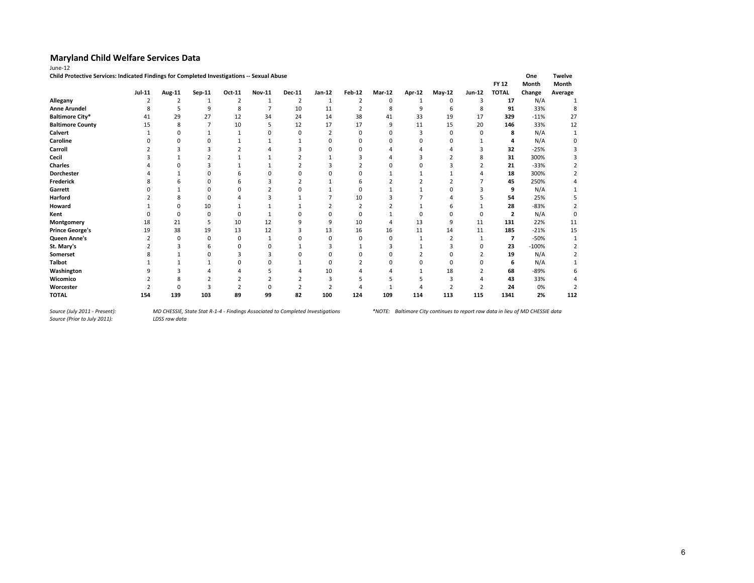## Maryland Child Welfare Services Data

June-12

**Child Protective Services: Indicated Findings for Completed Investigations -- Sexual Abuse**

| | Jul-11 | Aug-11 | Sep-11 | Oct-11 | Nov-11 | Dec-11 | Jan-12 | Feb-12 | Mar-12 | Apr-12 | May-12 | Jun-12 | FY 12 TOTAL | One Month Change | Twelve Month Average |
|---|---|---|---|---|---|---|---|---|---|---|---|---|---|---|---|
| **Allegany** | 2 | 2 | 1 | 2 | 1 | 2 | 1 | 2 | 0 | 1 | 0 | 3 | **17** | N/A | 1 |
| **Anne Arundel** | 8 | 5 | 9 | 8 | 7 | 10 | 11 | 2 | 8 | 9 | 6 | 8 | **91** | 33% | 8 |
| **Baltimore City*** | 41 | 29 | 27 | 12 | 34 | 24 | 14 | 38 | 41 | 33 | 19 | 17 | **329** | -11% | 27 |
| **Baltimore County** | 15 | 8 | 7 | 10 | 5 | 12 | 17 | 17 | 9 | 11 | 15 | 20 | **146** | 33% | 12 |
| **Calvert** | 1 | 0 | 1 | 1 | 0 | 0 | 2 | 0 | 0 | 3 | 0 | 0 | **8** | N/A | 1 |
| **Caroline** | 0 | 0 | 0 | 1 | 1 | 1 | 0 | 0 | 0 | 0 | 0 | 1 | **4** | N/A | 0 |
| **Carroll** | 2 | 3 | 3 | 2 | 4 | 3 | 0 | 0 | 4 | 4 | 4 | 3 | **32** | -25% | 3 |
| **Cecil** | 3 | 1 | 2 | 1 | 1 | 2 | 1 | 3 | 4 | 3 | 2 | 8 | **31** | 300% | 3 |
| **Charles** | 4 | 0 | 3 | 1 | 1 | 2 | 3 | 2 | 0 | 0 | 3 | 2 | **21** | -33% | 2 |
| **Dorchester** | 4 | 1 | 0 | 6 | 0 | 0 | 0 | 0 | 1 | 1 | 1 | 4 | **18** | 300% | 2 |
| **Frederick** | 8 | 6 | 0 | 6 | 3 | 2 | 1 | 6 | 2 | 2 | 2 | 7 | **45** | 250% | 4 |
| **Garrett** | 0 | 1 | 0 | 0 | 2 | 0 | 1 | 0 | 1 | 1 | 0 | 3 | **9** | N/A | 1 |
| **Harford** | 2 | 8 | 0 | 4 | 3 | 1 | 7 | 10 | 3 | 7 | 4 | 5 | **54** | 25% | 5 |
| **Howard** | 1 | 0 | 10 | 1 | 1 | 1 | 2 | 2 | 2 | 1 | 6 | 1 | **28** | -83% | 2 |
| **Kent** | 0 | 0 | 0 | 0 | 1 | 0 | 0 | 0 | 1 | 0 | 0 | 0 | **2** | N/A | 0 |
| **Montgomery** | 18 | 21 | 5 | 10 | 12 | 9 | 9 | 10 | 4 | 13 | 9 | 11 | **131** | 22% | 11 |
| **Prince George's** | 19 | 38 | 19 | 13 | 12 | 3 | 13 | 16 | 16 | 11 | 14 | 11 | **185** | -21% | 15 |
| **Queen Anne's** | 2 | 0 | 0 | 0 | 1 | 0 | 0 | 0 | 0 | 1 | 2 | 1 | **7** | -50% | 1 |
| **St. Mary's** | 2 | 3 | 6 | 0 | 0 | 1 | 3 | 1 | 3 | 1 | 3 | 0 | **23** | -100% | 2 |
| **Somerset** | 8 | 1 | 0 | 3 | 3 | 0 | 0 | 0 | 0 | 2 | 0 | 2 | **19** | N/A | 2 |
| **Talbot** | 1 | 1 | 1 | 0 | 0 | 1 | 0 | 2 | 0 | 0 | 0 | 0 | **6** | N/A | 1 |
| **Washington** | 9 | 3 | 4 | 4 | 5 | 4 | 10 | 4 | 4 | 1 | 18 | 2 | **68** | -89% | 6 |
| **Wicomico** | 2 | 8 | 2 | 2 | 2 | 2 | 3 | 5 | 5 | 5 | 3 | 4 | **43** | 33% | 4 |
| **Worcester** | 2 | 0 | 3 | 2 | 0 | 2 | 2 | 4 | 1 | 4 | 2 | 2 | **24** | 0% | 2 |
| **TOTAL** | **154** | **139** | **103** | **89** | **99** | **82** | **100** | **124** | **109** | **114** | **113** | **115** | **1341** | **2%** | **112** |

*Source (July 2011 - Present):* *MD CHESSIE, State Stat R-1-4 - Findings Associated to Completed Investigations*

*Source (Prior to July 2011):* *LDSS raw data*

**NOTE: Baltimore City continues to report raw data in lieu of MD CHESSIE data*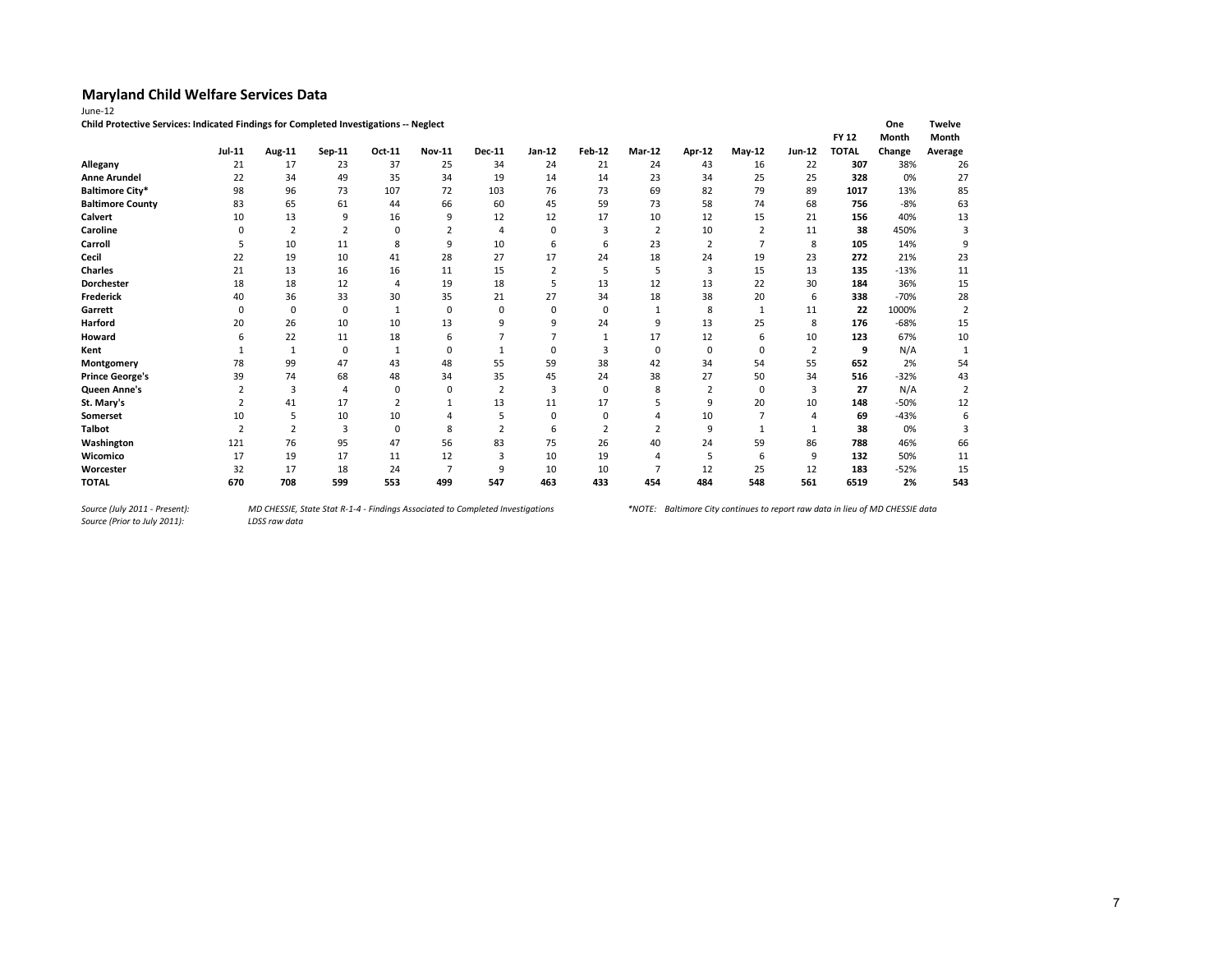## Maryland Child Welfare Services Data

June-12

**Child Protective Services: Indicated Findings for Completed Investigations -- Neglect**

| | Jul-11 | Aug-11 | Sep-11 | Oct-11 | Nov-11 | Dec-11 | Jan-12 | Feb-12 | Mar-12 | Apr-12 | May-12 | Jun-12 | FY 12 TOTAL | One Month Change | Twelve Month Average |
|---|---|---|---|---|---|---|---|---|---|---|---|---|---|---|---|
| **Allegany** | 21 | 17 | 23 | 37 | 25 | 34 | 24 | 21 | 24 | 43 | 16 | 22 | **307** | 38% | 26 |
| **Anne Arundel** | 22 | 34 | 49 | 35 | 34 | 19 | 14 | 14 | 23 | 34 | 25 | 25 | **328** | 0% | 27 |
| **Baltimore City*** | 98 | 96 | 73 | 107 | 72 | 103 | 76 | 73 | 69 | 82 | 79 | 89 | **1017** | 13% | 85 |
| **Baltimore County** | 83 | 65 | 61 | 44 | 66 | 60 | 45 | 59 | 73 | 58 | 74 | 68 | **756** | -8% | 63 |
| **Calvert** | 10 | 13 | 9 | 16 | 9 | 12 | 12 | 17 | 10 | 12 | 15 | 21 | **156** | 40% | 13 |
| **Caroline** | 0 | 2 | 2 | 0 | 2 | 4 | 0 | 3 | 2 | 10 | 2 | 11 | **38** | 450% | 3 |
| **Carroll** | 5 | 10 | 11 | 8 | 9 | 10 | 6 | 6 | 23 | 2 | 7 | 8 | **105** | 14% | 9 |
| **Cecil** | 22 | 19 | 10 | 41 | 28 | 27 | 17 | 24 | 18 | 24 | 19 | 23 | **272** | 21% | 23 |
| **Charles** | 21 | 13 | 16 | 16 | 11 | 15 | 2 | 5 | 5 | 3 | 15 | 13 | **135** | -13% | 11 |
| **Dorchester** | 18 | 18 | 12 | 4 | 19 | 18 | 5 | 13 | 12 | 13 | 22 | 30 | **184** | 36% | 15 |
| **Frederick** | 40 | 36 | 33 | 30 | 35 | 21 | 27 | 34 | 18 | 38 | 20 | 6 | **338** | -70% | 28 |
| **Garrett** | 0 | 0 | 0 | 1 | 0 | 0 | 0 | 0 | 1 | 8 | 1 | 11 | **22** | 1000% | 2 |
| **Harford** | 20 | 26 | 10 | 10 | 13 | 9 | 9 | 24 | 9 | 13 | 25 | 8 | **176** | -68% | 15 |
| **Howard** | 6 | 22 | 11 | 18 | 6 | 7 | 7 | 1 | 17 | 12 | 6 | 10 | **123** | 67% | 10 |
| **Kent** | 1 | 1 | 0 | 1 | 0 | 1 | 0 | 3 | 0 | 0 | 0 | 2 | **9** | N/A | 1 |
| **Montgomery** | 78 | 99 | 47 | 43 | 48 | 55 | 59 | 38 | 42 | 34 | 54 | 55 | **652** | 2% | 54 |
| **Prince George's** | 39 | 74 | 68 | 48 | 34 | 35 | 45 | 24 | 38 | 27 | 50 | 34 | **516** | -32% | 43 |
| **Queen Anne's** | 2 | 3 | 4 | 0 | 0 | 2 | 3 | 0 | 8 | 2 | 0 | 3 | **27** | N/A | 2 |
| **St. Mary's** | 2 | 41 | 17 | 2 | 1 | 13 | 11 | 17 | 5 | 9 | 20 | 10 | **148** | -50% | 12 |
| **Somerset** | 10 | 5 | 10 | 10 | 4 | 5 | 0 | 0 | 4 | 10 | 7 | 4 | **69** | -43% | 6 |
| **Talbot** | 2 | 2 | 3 | 0 | 8 | 2 | 6 | 2 | 2 | 9 | 1 | 1 | **38** | 0% | 3 |
| **Washington** | 121 | 76 | 95 | 47 | 56 | 83 | 75 | 26 | 40 | 24 | 59 | 86 | **788** | 46% | 66 |
| **Wicomico** | 17 | 19 | 17 | 11 | 12 | 3 | 10 | 19 | 4 | 5 | 6 | 9 | **132** | 50% | 11 |
| **Worcester** | 32 | 17 | 18 | 24 | 7 | 9 | 10 | 10 | 7 | 12 | 25 | 12 | **183** | -52% | 15 |
| **TOTAL** | **670** | **708** | **599** | **553** | **499** | **547** | **463** | **433** | **454** | **484** | **548** | **561** | **6519** | **2%** | **543** |

*Source (July 2011 - Present):* *MD CHESSIE, State Stat R-1-4 - Findings Associated to Completed Investigations*

*Source (Prior to July 2011):* *LDSS raw data*

*\*NOTE: Baltimore City continues to report raw data in lieu of MD CHESSIE data*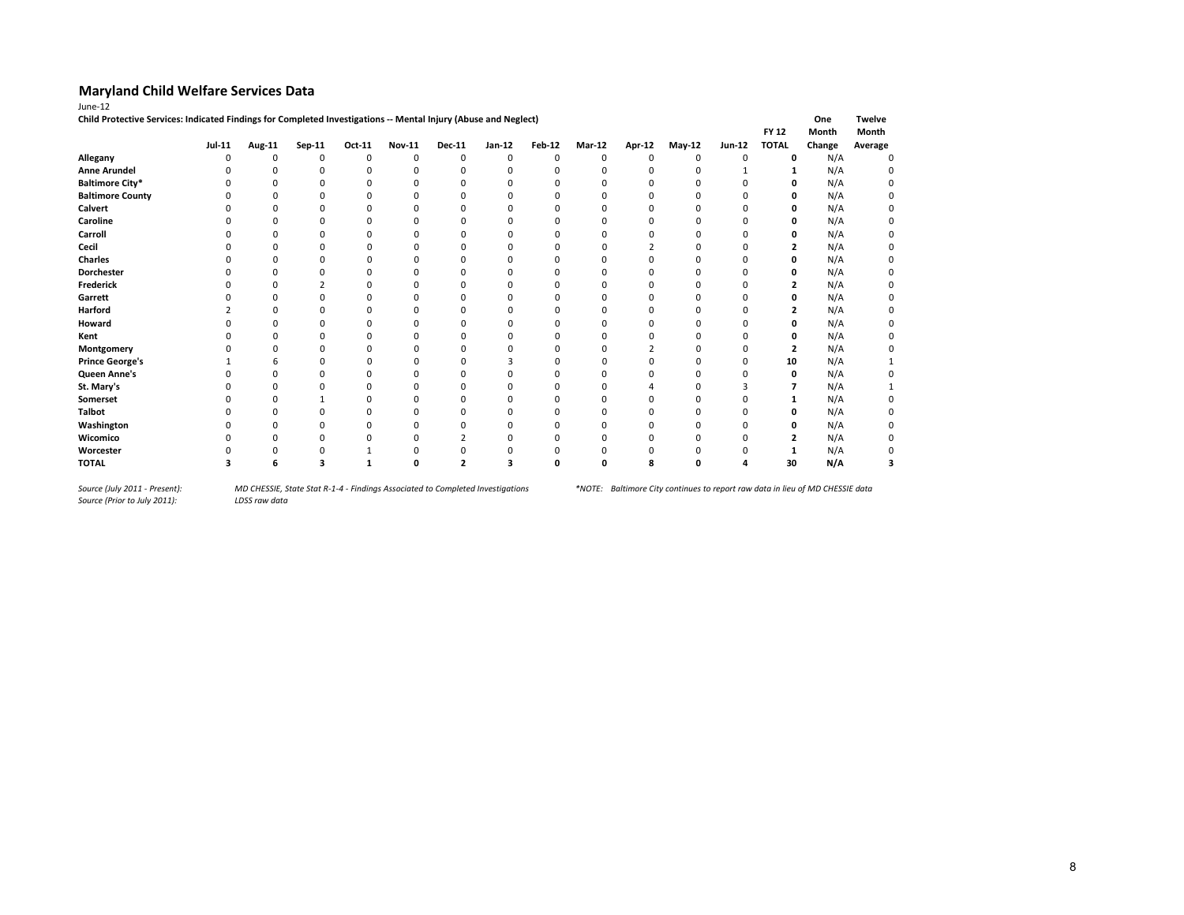## Maryland Child Welfare Services Data

June-12

**Child Protective Services: Indicated Findings for Completed Investigations -- Mental Injury (Abuse and Neglect)**

| | Jul-11 | Aug-11 | Sep-11 | Oct-11 | Nov-11 | Dec-11 | Jan-12 | Feb-12 | Mar-12 | Apr-12 | May-12 | Jun-12 | FY 12 TOTAL | One Month Change | Twelve Month Average |
|---|---|---|---|---|---|---|---|---|---|---|---|---|---|---|---|
| **Allegany** | 0 | 0 | 0 | 0 | 0 | 0 | 0 | 0 | 0 | 0 | 0 | 0 | **0** | N/A | 0 |
| **Anne Arundel** | 0 | 0 | 0 | 0 | 0 | 0 | 0 | 0 | 0 | 0 | 0 | 1 | **1** | N/A | 0 |
| **Baltimore City*** | 0 | 0 | 0 | 0 | 0 | 0 | 0 | 0 | 0 | 0 | 0 | 0 | **0** | N/A | 0 |
| **Baltimore County** | 0 | 0 | 0 | 0 | 0 | 0 | 0 | 0 | 0 | 0 | 0 | 0 | **0** | N/A | 0 |
| **Calvert** | 0 | 0 | 0 | 0 | 0 | 0 | 0 | 0 | 0 | 0 | 0 | 0 | **0** | N/A | 0 |
| **Caroline** | 0 | 0 | 0 | 0 | 0 | 0 | 0 | 0 | 0 | 0 | 0 | 0 | **0** | N/A | 0 |
| **Carroll** | 0 | 0 | 0 | 0 | 0 | 0 | 0 | 0 | 0 | 0 | 0 | 0 | **0** | N/A | 0 |
| **Cecil** | 0 | 0 | 0 | 0 | 0 | 0 | 0 | 0 | 0 | 2 | 0 | 0 | **2** | N/A | 0 |
| **Charles** | 0 | 0 | 0 | 0 | 0 | 0 | 0 | 0 | 0 | 0 | 0 | 0 | **0** | N/A | 0 |
| **Dorchester** | 0 | 0 | 0 | 0 | 0 | 0 | 0 | 0 | 0 | 0 | 0 | 0 | **0** | N/A | 0 |
| **Frederick** | 0 | 0 | 2 | 0 | 0 | 0 | 0 | 0 | 0 | 0 | 0 | 0 | **2** | N/A | 0 |
| **Garrett** | 0 | 0 | 0 | 0 | 0 | 0 | 0 | 0 | 0 | 0 | 0 | 0 | **0** | N/A | 0 |
| **Harford** | 2 | 0 | 0 | 0 | 0 | 0 | 0 | 0 | 0 | 0 | 0 | 0 | **2** | N/A | 0 |
| **Howard** | 0 | 0 | 0 | 0 | 0 | 0 | 0 | 0 | 0 | 0 | 0 | 0 | **0** | N/A | 0 |
| **Kent** | 0 | 0 | 0 | 0 | 0 | 0 | 0 | 0 | 0 | 0 | 0 | 0 | **0** | N/A | 0 |
| **Montgomery** | 0 | 0 | 0 | 0 | 0 | 0 | 0 | 0 | 0 | 2 | 0 | 0 | **2** | N/A | 0 |
| **Prince George's** | 1 | 6 | 0 | 0 | 0 | 0 | 3 | 0 | 0 | 0 | 0 | 0 | **10** | N/A | 1 |
| **Queen Anne's** | 0 | 0 | 0 | 0 | 0 | 0 | 0 | 0 | 0 | 0 | 0 | 0 | **0** | N/A | 0 |
| **St. Mary's** | 0 | 0 | 0 | 0 | 0 | 0 | 0 | 0 | 0 | 4 | 0 | 3 | **7** | N/A | 1 |
| **Somerset** | 0 | 0 | 1 | 0 | 0 | 0 | 0 | 0 | 0 | 0 | 0 | 0 | **1** | N/A | 0 |
| **Talbot** | 0 | 0 | 0 | 0 | 0 | 0 | 0 | 0 | 0 | 0 | 0 | 0 | **0** | N/A | 0 |
| **Washington** | 0 | 0 | 0 | 0 | 0 | 0 | 0 | 0 | 0 | 0 | 0 | 0 | **0** | N/A | 0 |
| **Wicomico** | 0 | 0 | 0 | 0 | 0 | 2 | 0 | 0 | 0 | 0 | 0 | 0 | **2** | N/A | 0 |
| **Worcester** | 0 | 0 | 0 | 1 | 0 | 0 | 0 | 0 | 0 | 0 | 0 | 0 | **1** | N/A | 0 |
| **TOTAL** | **3** | **6** | **3** | **1** | **0** | **2** | **3** | **0** | **0** | **8** | **0** | **4** | **30** | **N/A** | **3** |

*Source (July 2011 - Present):* *MD CHESSIE, State Stat R-1-4 - Findings Associated to Completed Investigations*

*Source (Prior to July 2011):* *LDSS raw data*

*\*NOTE: Baltimore City continues to report raw data in lieu of MD CHESSIE data*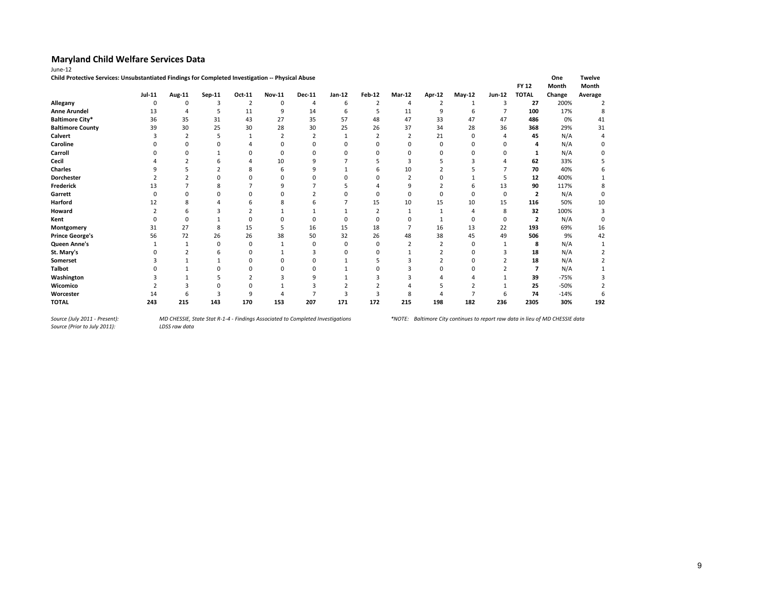# Maryland Child Welfare Services Data

June-12

**Child Protective Services: Unsubstantiated Findings for Completed Investigation -- Physical Abuse**

| | Jul-11 | Aug-11 | Sep-11 | Oct-11 | Nov-11 | Dec-11 | Jan-12 | Feb-12 | Mar-12 | Apr-12 | May-12 | Jun-12 | FY 12 TOTAL | One Month Change | Twelve Month Average |
|---|---|---|---|---|---|---|---|---|---|---|---|---|---|---|---|
| **Allegany** | 0 | 0 | 3 | 2 | 0 | 4 | 6 | 2 | 4 | 2 | 1 | 3 | **27** | 200% | 2 |
| **Anne Arundel** | 13 | 4 | 5 | 11 | 9 | 14 | 6 | 5 | 11 | 9 | 6 | 7 | **100** | 17% | 8 |
| **Baltimore City*** | 36 | 35 | 31 | 43 | 27 | 35 | 57 | 48 | 47 | 33 | 47 | 47 | **486** | 0% | 41 |
| **Baltimore County** | 39 | 30 | 25 | 30 | 28 | 30 | 25 | 26 | 37 | 34 | 28 | 36 | **368** | 29% | 31 |
| **Calvert** | 3 | 2 | 5 | 1 | 2 | 2 | 1 | 2 | 2 | 21 | 0 | 4 | **45** | N/A | 4 |
| **Caroline** | 0 | 0 | 0 | 4 | 0 | 0 | 0 | 0 | 0 | 0 | 0 | 0 | **4** | N/A | 0 |
| **Carroll** | 0 | 0 | 1 | 0 | 0 | 0 | 0 | 0 | 0 | 0 | 0 | 0 | **1** | N/A | 0 |
| **Cecil** | 4 | 2 | 6 | 4 | 10 | 9 | 7 | 5 | 3 | 5 | 3 | 4 | **62** | 33% | 5 |
| **Charles** | 9 | 5 | 2 | 8 | 6 | 9 | 1 | 6 | 10 | 2 | 5 | 7 | **70** | 40% | 6 |
| **Dorchester** | 2 | 2 | 0 | 0 | 0 | 0 | 0 | 0 | 2 | 0 | 1 | 5 | **12** | 400% | 1 |
| **Frederick** | 13 | 7 | 8 | 7 | 9 | 7 | 5 | 4 | 9 | 2 | 6 | 13 | **90** | 117% | 8 |
| **Garrett** | 0 | 0 | 0 | 0 | 0 | 2 | 0 | 0 | 0 | 0 | 0 | 0 | **2** | N/A | 0 |
| **Harford** | 12 | 8 | 4 | 6 | 8 | 6 | 7 | 15 | 10 | 15 | 10 | 15 | **116** | 50% | 10 |
| **Howard** | 2 | 6 | 3 | 2 | 1 | 1 | 1 | 2 | 1 | 1 | 4 | 8 | **32** | 100% | 3 |
| **Kent** | 0 | 0 | 1 | 0 | 0 | 0 | 0 | 0 | 0 | 1 | 0 | 0 | **2** | N/A | 0 |
| **Montgomery** | 31 | 27 | 8 | 15 | 5 | 16 | 15 | 18 | 7 | 16 | 13 | 22 | **193** | 69% | 16 |
| **Prince George's** | 56 | 72 | 26 | 26 | 38 | 50 | 32 | 26 | 48 | 38 | 45 | 49 | **506** | 9% | 42 |
| **Queen Anne's** | 1 | 1 | 0 | 0 | 1 | 0 | 0 | 0 | 2 | 2 | 0 | 1 | **8** | N/A | 1 |
| **St. Mary's** | 0 | 2 | 6 | 0 | 1 | 3 | 0 | 0 | 1 | 2 | 0 | 3 | **18** | N/A | 2 |
| **Somerset** | 3 | 1 | 1 | 0 | 0 | 0 | 1 | 5 | 3 | 2 | 0 | 2 | **18** | N/A | 2 |
| **Talbot** | 0 | 1 | 0 | 0 | 0 | 0 | 1 | 0 | 3 | 0 | 0 | 2 | **7** | N/A | 1 |
| **Washington** | 3 | 1 | 5 | 2 | 3 | 9 | 1 | 3 | 3 | 4 | 4 | 1 | **39** | -75% | 3 |
| **Wicomico** | 2 | 3 | 0 | 0 | 1 | 3 | 2 | 2 | 4 | 5 | 2 | 1 | **25** | -50% | 2 |
| **Worcester** | 14 | 6 | 3 | 9 | 4 | 7 | 3 | 3 | 8 | 4 | 7 | 6 | **74** | -14% | 6 |
| **TOTAL** | **243** | **215** | **143** | **170** | **153** | **207** | **171** | **172** | **215** | **198** | **182** | **236** | **2305** | **30%** | **192** |

*Source (July 2011 - Present):* *MD CHESSIE, State Stat R-1-4 - Findings Associated to Completed Investigations*

*Source (Prior to July 2011):* *LDSS raw data*

*\*NOTE: Baltimore City continues to report raw data in lieu of MD CHESSIE data*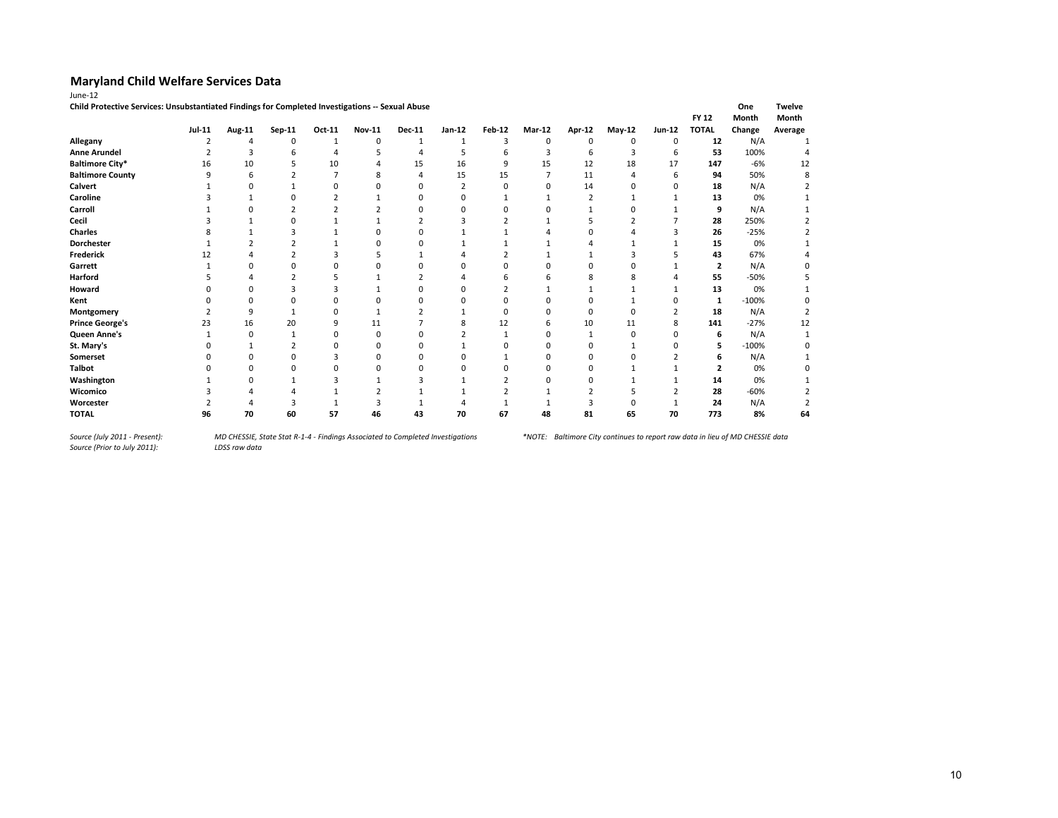## Maryland Child Welfare Services Data

June-12

**Child Protective Services: Unsubstantiated Findings for Completed Investigations -- Sexual Abuse**

| | Jul-11 | Aug-11 | Sep-11 | Oct-11 | Nov-11 | Dec-11 | Jan-12 | Feb-12 | Mar-12 | Apr-12 | May-12 | Jun-12 | FY 12 TOTAL | One Month Change | Twelve Month Average |
|---|---|---|---|---|---|---|---|---|---|---|---|---|---|---|---|
| **Allegany** | 2 | 4 | 0 | 1 | 0 | 1 | 1 | 3 | 0 | 0 | 0 | 0 | **12** | N/A | 1 |
| **Anne Arundel** | 2 | 3 | 6 | 4 | 5 | 4 | 5 | 6 | 3 | 6 | 3 | 6 | **53** | 100% | 4 |
| **Baltimore City*** | 16 | 10 | 5 | 10 | 4 | 15 | 16 | 9 | 15 | 12 | 18 | 17 | **147** | -6% | 12 |
| **Baltimore County** | 9 | 6 | 2 | 7 | 8 | 4 | 15 | 15 | 7 | 11 | 4 | 6 | **94** | 50% | 8 |
| **Calvert** | 1 | 0 | 1 | 0 | 0 | 0 | 2 | 0 | 0 | 14 | 0 | 0 | **18** | N/A | 2 |
| **Caroline** | 3 | 1 | 0 | 2 | 1 | 0 | 0 | 1 | 1 | 2 | 1 | 1 | **13** | 0% | 1 |
| **Carroll** | 1 | 0 | 2 | 2 | 2 | 0 | 0 | 0 | 0 | 1 | 0 | 1 | **9** | N/A | 1 |
| **Cecil** | 3 | 1 | 0 | 1 | 1 | 2 | 3 | 2 | 1 | 5 | 2 | 7 | **28** | 250% | 2 |
| **Charles** | 8 | 1 | 3 | 1 | 0 | 0 | 1 | 1 | 4 | 0 | 4 | 3 | **26** | -25% | 2 |
| **Dorchester** | 1 | 2 | 2 | 1 | 0 | 0 | 1 | 1 | 1 | 4 | 1 | 1 | **15** | 0% | 1 |
| **Frederick** | 12 | 4 | 2 | 3 | 5 | 1 | 4 | 2 | 1 | 1 | 3 | 5 | **43** | 67% | 4 |
| **Garrett** | 1 | 0 | 0 | 0 | 0 | 0 | 0 | 0 | 0 | 0 | 0 | 1 | **2** | N/A | 0 |
| **Harford** | 5 | 4 | 2 | 5 | 1 | 2 | 4 | 6 | 6 | 8 | 8 | 4 | **55** | -50% | 5 |
| **Howard** | 0 | 0 | 3 | 3 | 1 | 0 | 0 | 2 | 1 | 1 | 1 | 1 | **13** | 0% | 1 |
| **Kent** | 0 | 0 | 0 | 0 | 0 | 0 | 0 | 0 | 0 | 0 | 1 | 0 | **1** | -100% | 0 |
| **Montgomery** | 2 | 9 | 1 | 0 | 1 | 2 | 1 | 0 | 0 | 0 | 0 | 2 | **18** | N/A | 2 |
| **Prince George's** | 23 | 16 | 20 | 9 | 11 | 7 | 8 | 12 | 6 | 10 | 11 | 8 | **141** | -27% | 12 |
| **Queen Anne's** | 1 | 0 | 1 | 0 | 0 | 0 | 2 | 1 | 0 | 1 | 0 | 0 | **6** | N/A | 1 |
| **St. Mary's** | 0 | 1 | 2 | 0 | 0 | 0 | 1 | 0 | 0 | 0 | 1 | 0 | **5** | -100% | 0 |
| **Somerset** | 0 | 0 | 0 | 3 | 0 | 0 | 0 | 1 | 0 | 0 | 0 | 2 | **6** | N/A | 1 |
| **Talbot** | 0 | 0 | 0 | 0 | 0 | 0 | 0 | 0 | 0 | 0 | 1 | 1 | **2** | 0% | 0 |
| **Washington** | 1 | 0 | 1 | 3 | 1 | 3 | 1 | 2 | 0 | 0 | 1 | 1 | **14** | 0% | 1 |
| **Wicomico** | 3 | 4 | 4 | 1 | 2 | 1 | 1 | 2 | 1 | 2 | 5 | 2 | **28** | -60% | 2 |
| **Worcester** | 2 | 4 | 3 | 1 | 3 | 1 | 4 | 1 | 1 | 3 | 0 | 1 | **24** | N/A | 2 |
| **TOTAL** | **96** | **70** | **60** | **57** | **46** | **43** | **70** | **67** | **48** | **81** | **65** | **70** | **773** | **8%** | **64** |

*Source (July 2011 - Present):* *MD CHESSIE, State Stat R-1-4 - Findings Associated to Completed Investigations*

*Source (Prior to July 2011):* *LDSS raw data*

**NOTE: Baltimore City continues to report raw data in lieu of MD CHESSIE data*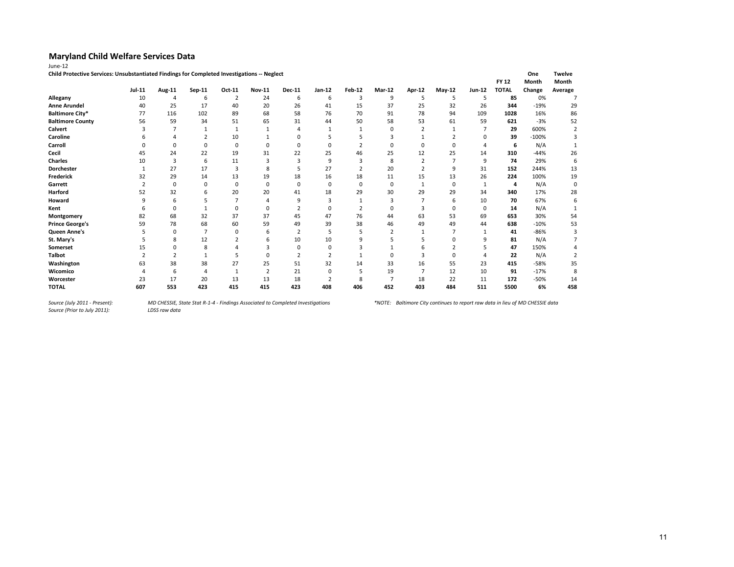# Maryland Child Welfare Services Data

June-12

**Child Protective Services: Unsubstantiated Findings for Completed Investigations -- Neglect**

| | Jul-11 | Aug-11 | Sep-11 | Oct-11 | Nov-11 | Dec-11 | Jan-12 | Feb-12 | Mar-12 | Apr-12 | May-12 | Jun-12 | FY 12 TOTAL | One Month Change | Twelve Month Average |
|---|---|---|---|---|---|---|---|---|---|---|---|---|---|---|---|
| **Allegany** | 10 | 4 | 6 | 2 | 24 | 6 | 6 | 3 | 9 | 5 | 5 | 5 | **85** | 0% | 7 |
| **Anne Arundel** | 40 | 25 | 17 | 40 | 20 | 26 | 41 | 15 | 37 | 25 | 32 | 26 | **344** | -19% | 29 |
| **Baltimore City*** | 77 | 116 | 102 | 89 | 68 | 58 | 76 | 70 | 91 | 78 | 94 | 109 | **1028** | 16% | 86 |
| **Baltimore County** | 56 | 59 | 34 | 51 | 65 | 31 | 44 | 50 | 58 | 53 | 61 | 59 | **621** | -3% | 52 |
| **Calvert** | 3 | 7 | 1 | 1 | 1 | 4 | 1 | 1 | 0 | 2 | 1 | 7 | **29** | 600% | 2 |
| **Caroline** | 6 | 4 | 2 | 10 | 1 | 0 | 5 | 5 | 3 | 1 | 2 | 0 | **39** | -100% | 3 |
| **Carroll** | 0 | 0 | 0 | 0 | 0 | 0 | 0 | 2 | 0 | 0 | 0 | 4 | **6** | N/A | 1 |
| **Cecil** | 45 | 24 | 22 | 19 | 31 | 22 | 25 | 46 | 25 | 12 | 25 | 14 | **310** | -44% | 26 |
| **Charles** | 10 | 3 | 6 | 11 | 3 | 3 | 9 | 3 | 8 | 2 | 7 | 9 | **74** | 29% | 6 |
| **Dorchester** | 1 | 27 | 17 | 3 | 8 | 5 | 27 | 2 | 20 | 2 | 9 | 31 | **152** | 244% | 13 |
| **Frederick** | 32 | 29 | 14 | 13 | 19 | 18 | 16 | 18 | 11 | 15 | 13 | 26 | **224** | 100% | 19 |
| **Garrett** | 2 | 0 | 0 | 0 | 0 | 0 | 0 | 0 | 0 | 1 | 0 | 1 | **4** | N/A | 0 |
| **Harford** | 52 | 32 | 6 | 20 | 20 | 41 | 18 | 29 | 30 | 29 | 29 | 34 | **340** | 17% | 28 |
| **Howard** | 9 | 6 | 5 | 7 | 4 | 9 | 3 | 1 | 3 | 7 | 6 | 10 | **70** | 67% | 6 |
| **Kent** | 6 | 0 | 1 | 0 | 0 | 2 | 0 | 2 | 0 | 3 | 0 | 0 | **14** | N/A | 1 |
| **Montgomery** | 82 | 68 | 32 | 37 | 37 | 45 | 47 | 76 | 44 | 63 | 53 | 69 | **653** | 30% | 54 |
| **Prince George's** | 59 | 78 | 68 | 60 | 59 | 49 | 39 | 38 | 46 | 49 | 49 | 44 | **638** | -10% | 53 |
| **Queen Anne's** | 5 | 0 | 7 | 0 | 6 | 2 | 5 | 5 | 2 | 1 | 7 | 1 | **41** | -86% | 3 |
| **St. Mary's** | 5 | 8 | 12 | 2 | 6 | 10 | 10 | 9 | 5 | 5 | 0 | 9 | **81** | N/A | 7 |
| **Somerset** | 15 | 0 | 8 | 4 | 3 | 0 | 0 | 3 | 1 | 6 | 2 | 5 | **47** | 150% | 4 |
| **Talbot** | 2 | 2 | 1 | 5 | 0 | 2 | 2 | 1 | 0 | 3 | 0 | 4 | **22** | N/A | 2 |
| **Washington** | 63 | 38 | 38 | 27 | 25 | 51 | 32 | 14 | 33 | 16 | 55 | 23 | **415** | -58% | 35 |
| **Wicomico** | 4 | 6 | 4 | 1 | 2 | 21 | 0 | 5 | 19 | 7 | 12 | 10 | **91** | -17% | 8 |
| **Worcester** | 23 | 17 | 20 | 13 | 13 | 18 | 2 | 8 | 7 | 18 | 22 | 11 | **172** | -50% | 14 |
| **TOTAL** | **607** | **553** | **423** | **415** | **415** | **423** | **408** | **406** | **452** | **403** | **484** | **511** | **5500** | **6%** | **458** |

*Source (July 2011 - Present):* *MD CHESSIE, State Stat R-1-4 - Findings Associated to Completed Investigations*

*Source (Prior to July 2011):* *LDSS raw data*

*\*NOTE: Baltimore City continues to report raw data in lieu of MD CHESSIE data*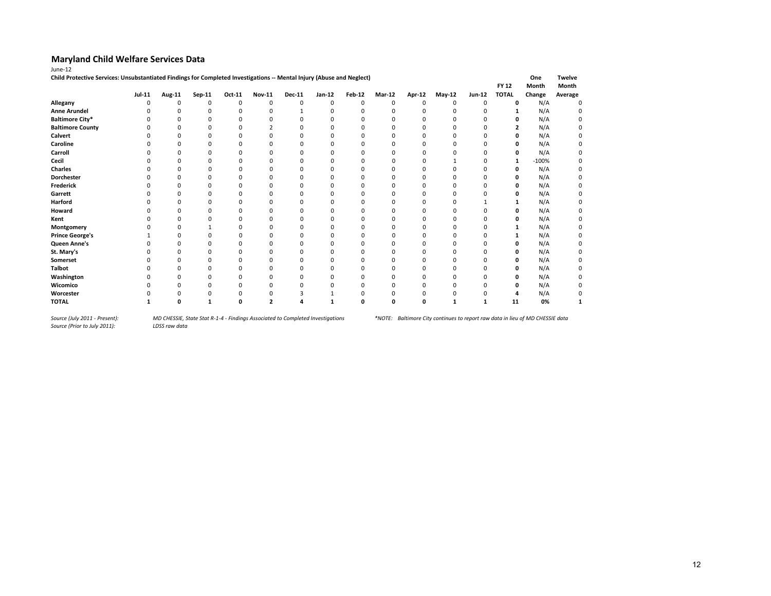## Maryland Child Welfare Services Data

June-12

**Child Protective Services: Unsubstantiated Findings for Completed Investigations -- Mental Injury (Abuse and Neglect)**

| | Jul-11 | Aug-11 | Sep-11 | Oct-11 | Nov-11 | Dec-11 | Jan-12 | Feb-12 | Mar-12 | Apr-12 | May-12 | Jun-12 | FY 12 TOTAL | One Month Change | Twelve Month Average |
|---|---|---|---|---|---|---|---|---|---|---|---|---|---|---|---|
| **Allegany** | 0 | 0 | 0 | 0 | 0 | 0 | 0 | 0 | 0 | 0 | 0 | 0 | **0** | N/A | 0 |
| **Anne Arundel** | 0 | 0 | 0 | 0 | 0 | 1 | 0 | 0 | 0 | 0 | 0 | 0 | **1** | N/A | 0 |
| **Baltimore City*** | 0 | 0 | 0 | 0 | 0 | 0 | 0 | 0 | 0 | 0 | 0 | 0 | **0** | N/A | 0 |
| **Baltimore County** | 0 | 0 | 0 | 0 | 2 | 0 | 0 | 0 | 0 | 0 | 0 | 0 | **2** | N/A | 0 |
| **Calvert** | 0 | 0 | 0 | 0 | 0 | 0 | 0 | 0 | 0 | 0 | 0 | 0 | **0** | N/A | 0 |
| **Caroline** | 0 | 0 | 0 | 0 | 0 | 0 | 0 | 0 | 0 | 0 | 0 | 0 | **0** | N/A | 0 |
| **Carroll** | 0 | 0 | 0 | 0 | 0 | 0 | 0 | 0 | 0 | 0 | 0 | 0 | **0** | N/A | 0 |
| **Cecil** | 0 | 0 | 0 | 0 | 0 | 0 | 0 | 0 | 0 | 0 | 1 | 0 | **1** | -100% | 0 |
| **Charles** | 0 | 0 | 0 | 0 | 0 | 0 | 0 | 0 | 0 | 0 | 0 | 0 | **0** | N/A | 0 |
| **Dorchester** | 0 | 0 | 0 | 0 | 0 | 0 | 0 | 0 | 0 | 0 | 0 | 0 | **0** | N/A | 0 |
| **Frederick** | 0 | 0 | 0 | 0 | 0 | 0 | 0 | 0 | 0 | 0 | 0 | 0 | **0** | N/A | 0 |
| **Garrett** | 0 | 0 | 0 | 0 | 0 | 0 | 0 | 0 | 0 | 0 | 0 | 0 | **0** | N/A | 0 |
| **Harford** | 0 | 0 | 0 | 0 | 0 | 0 | 0 | 0 | 0 | 0 | 0 | 1 | **1** | N/A | 0 |
| **Howard** | 0 | 0 | 0 | 0 | 0 | 0 | 0 | 0 | 0 | 0 | 0 | 0 | **0** | N/A | 0 |
| **Kent** | 0 | 0 | 0 | 0 | 0 | 0 | 0 | 0 | 0 | 0 | 0 | 0 | **0** | N/A | 0 |
| **Montgomery** | 0 | 0 | 1 | 0 | 0 | 0 | 0 | 0 | 0 | 0 | 0 | 0 | **1** | N/A | 0 |
| **Prince George's** | 1 | 0 | 0 | 0 | 0 | 0 | 0 | 0 | 0 | 0 | 0 | 0 | **1** | N/A | 0 |
| **Queen Anne's** | 0 | 0 | 0 | 0 | 0 | 0 | 0 | 0 | 0 | 0 | 0 | 0 | **0** | N/A | 0 |
| **St. Mary's** | 0 | 0 | 0 | 0 | 0 | 0 | 0 | 0 | 0 | 0 | 0 | 0 | **0** | N/A | 0 |
| **Somerset** | 0 | 0 | 0 | 0 | 0 | 0 | 0 | 0 | 0 | 0 | 0 | 0 | **0** | N/A | 0 |
| **Talbot** | 0 | 0 | 0 | 0 | 0 | 0 | 0 | 0 | 0 | 0 | 0 | 0 | **0** | N/A | 0 |
| **Washington** | 0 | 0 | 0 | 0 | 0 | 0 | 0 | 0 | 0 | 0 | 0 | 0 | **0** | N/A | 0 |
| **Wicomico** | 0 | 0 | 0 | 0 | 0 | 0 | 0 | 0 | 0 | 0 | 0 | 0 | **0** | N/A | 0 |
| **Worcester** | 0 | 0 | 0 | 0 | 0 | 3 | 1 | 0 | 0 | 0 | 0 | 0 | **4** | N/A | 0 |
| **TOTAL** | **1** | **0** | **1** | **0** | **2** | **4** | **1** | **0** | **0** | **0** | **1** | **1** | **11** | **0%** | **1** |

*Source (July 2011 - Present):* *MD CHESSIE, State Stat R-1-4 - Findings Associated to Completed Investigations*

*Source (Prior to July 2011):* *LDSS raw data*

*\*NOTE: Baltimore City continues to report raw data in lieu of MD CHESSIE data*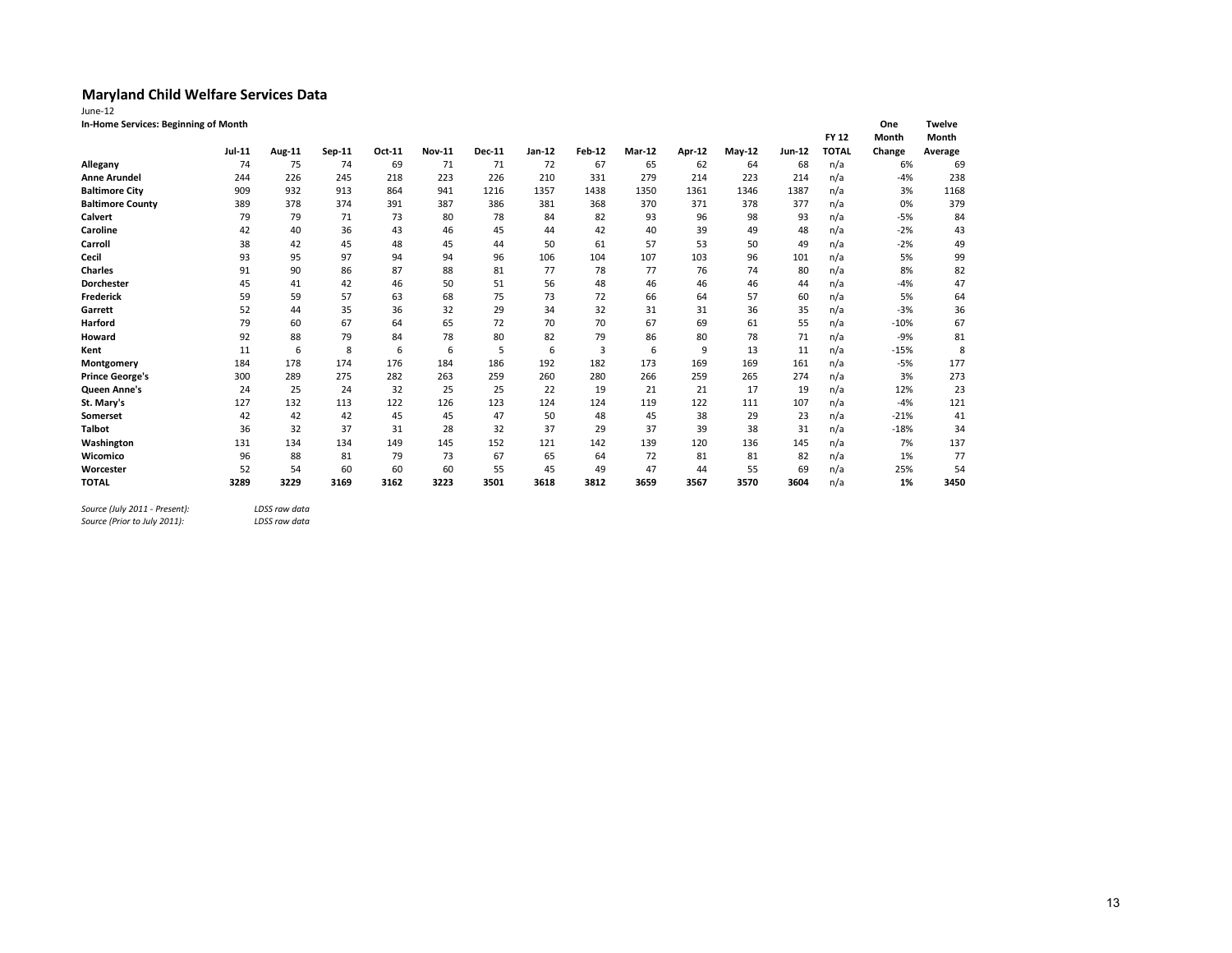## Maryland Child Welfare Services Data

June-12

**In-Home Services: Beginning of Month**

| | Jul-11 | Aug-11 | Sep-11 | Oct-11 | Nov-11 | Dec-11 | Jan-12 | Feb-12 | Mar-12 | Apr-12 | May-12 | Jun-12 | FY 12 TOTAL | One Month Change | Twelve Month Average |
|---|---|---|---|---|---|---|---|---|---|---|---|---|---|---|---|
| **Allegany** | 74 | 75 | 74 | 69 | 71 | 71 | 72 | 67 | 65 | 62 | 64 | 68 | n/a | 6% | 69 |
| **Anne Arundel** | 244 | 226 | 245 | 218 | 223 | 226 | 210 | 331 | 279 | 214 | 223 | 214 | n/a | -4% | 238 |
| **Baltimore City** | 909 | 932 | 913 | 864 | 941 | 1216 | 1357 | 1438 | 1350 | 1361 | 1346 | 1387 | n/a | 3% | 1168 |
| **Baltimore County** | 389 | 378 | 374 | 391 | 387 | 386 | 381 | 368 | 370 | 371 | 378 | 377 | n/a | 0% | 379 |
| **Calvert** | 79 | 79 | 71 | 73 | 80 | 78 | 84 | 82 | 93 | 96 | 98 | 93 | n/a | -5% | 84 |
| **Caroline** | 42 | 40 | 36 | 43 | 46 | 45 | 44 | 42 | 40 | 39 | 49 | 48 | n/a | -2% | 43 |
| **Carroll** | 38 | 42 | 45 | 48 | 45 | 44 | 50 | 61 | 57 | 53 | 50 | 49 | n/a | -2% | 49 |
| **Cecil** | 93 | 95 | 97 | 94 | 94 | 96 | 106 | 104 | 107 | 103 | 96 | 101 | n/a | 5% | 99 |
| **Charles** | 91 | 90 | 86 | 87 | 88 | 81 | 77 | 78 | 77 | 76 | 74 | 80 | n/a | 8% | 82 |
| **Dorchester** | 45 | 41 | 42 | 46 | 50 | 51 | 56 | 48 | 46 | 46 | 46 | 44 | n/a | -4% | 47 |
| **Frederick** | 59 | 59 | 57 | 63 | 68 | 75 | 73 | 72 | 66 | 64 | 57 | 60 | n/a | 5% | 64 |
| **Garrett** | 52 | 44 | 35 | 36 | 32 | 29 | 34 | 32 | 31 | 31 | 36 | 35 | n/a | -3% | 36 |
| **Harford** | 79 | 60 | 67 | 64 | 65 | 72 | 70 | 70 | 67 | 69 | 61 | 55 | n/a | -10% | 67 |
| **Howard** | 92 | 88 | 79 | 84 | 78 | 80 | 82 | 79 | 86 | 80 | 78 | 71 | n/a | -9% | 81 |
| **Kent** | 11 | 6 | 8 | 6 | 6 | 5 | 6 | 3 | 6 | 9 | 13 | 11 | n/a | -15% | 8 |
| **Montgomery** | 184 | 178 | 174 | 176 | 184 | 186 | 192 | 182 | 173 | 169 | 169 | 161 | n/a | -5% | 177 |
| **Prince George's** | 300 | 289 | 275 | 282 | 263 | 259 | 260 | 280 | 266 | 259 | 265 | 274 | n/a | 3% | 273 |
| **Queen Anne's** | 24 | 25 | 24 | 32 | 25 | 25 | 22 | 19 | 21 | 21 | 17 | 19 | n/a | 12% | 23 |
| **St. Mary's** | 127 | 132 | 113 | 122 | 126 | 123 | 124 | 124 | 119 | 122 | 111 | 107 | n/a | -4% | 121 |
| **Somerset** | 42 | 42 | 42 | 45 | 45 | 47 | 50 | 48 | 45 | 38 | 29 | 23 | n/a | -21% | 41 |
| **Talbot** | 36 | 32 | 37 | 31 | 28 | 32 | 37 | 29 | 37 | 39 | 38 | 31 | n/a | -18% | 34 |
| **Washington** | 131 | 134 | 134 | 149 | 145 | 152 | 121 | 142 | 139 | 120 | 136 | 145 | n/a | 7% | 137 |
| **Wicomico** | 96 | 88 | 81 | 79 | 73 | 67 | 65 | 64 | 72 | 81 | 81 | 82 | n/a | 1% | 77 |
| **Worcester** | 52 | 54 | 60 | 60 | 60 | 55 | 45 | 49 | 47 | 44 | 55 | 69 | n/a | 25% | 54 |
| **TOTAL** | **3289** | **3229** | **3169** | **3162** | **3223** | **3501** | **3618** | **3812** | **3659** | **3567** | **3570** | **3604** | n/a | **1%** | **3450** |

*Source (July 2011 - Present):* *LDSS raw data*
*Source (Prior to July 2011):* *LDSS raw data*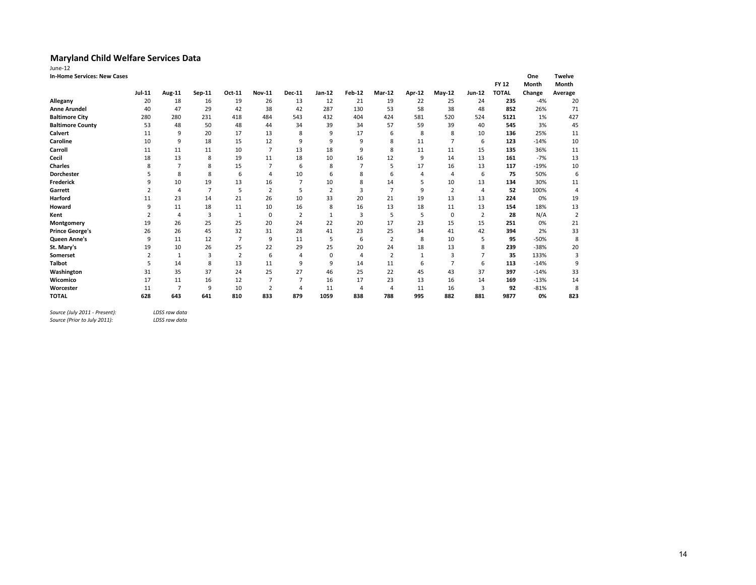## Maryland Child Welfare Services Data

June-12

**In-Home Services: New Cases**

| | Jul-11 | Aug-11 | Sep-11 | Oct-11 | Nov-11 | Dec-11 | Jan-12 | Feb-12 | Mar-12 | Apr-12 | May-12 | Jun-12 | FY 12 TOTAL | One Month Change | Twelve Month Average |
|---|---|---|---|---|---|---|---|---|---|---|---|---|---|---|---|
| **Allegany** | 20 | 18 | 16 | 19 | 26 | 13 | 12 | 21 | 19 | 22 | 25 | 24 | **235** | -4% | 20 |
| **Anne Arundel** | 40 | 47 | 29 | 42 | 38 | 42 | 287 | 130 | 53 | 58 | 38 | 48 | **852** | 26% | 71 |
| **Baltimore City** | 280 | 280 | 231 | 418 | 484 | 543 | 432 | 404 | 424 | 581 | 520 | 524 | **5121** | 1% | 427 |
| **Baltimore County** | 53 | 48 | 50 | 48 | 44 | 34 | 39 | 34 | 57 | 59 | 39 | 40 | **545** | 3% | 45 |
| **Calvert** | 11 | 9 | 20 | 17 | 13 | 8 | 9 | 17 | 6 | 8 | 8 | 10 | **136** | 25% | 11 |
| **Caroline** | 10 | 9 | 18 | 15 | 12 | 9 | 9 | 9 | 8 | 11 | 7 | 6 | **123** | -14% | 10 |
| **Carroll** | 11 | 11 | 11 | 10 | 7 | 13 | 18 | 9 | 8 | 11 | 11 | 15 | **135** | 36% | 11 |
| **Cecil** | 18 | 13 | 8 | 19 | 11 | 18 | 10 | 16 | 12 | 9 | 14 | 13 | **161** | -7% | 13 |
| **Charles** | 8 | 7 | 8 | 15 | 7 | 6 | 8 | 7 | 5 | 17 | 16 | 13 | **117** | -19% | 10 |
| **Dorchester** | 5 | 8 | 8 | 6 | 4 | 10 | 6 | 8 | 6 | 4 | 4 | 6 | **75** | 50% | 6 |
| **Frederick** | 9 | 10 | 19 | 13 | 16 | 7 | 10 | 8 | 14 | 5 | 10 | 13 | **134** | 30% | 11 |
| **Garrett** | 2 | 4 | 7 | 5 | 2 | 5 | 2 | 3 | 7 | 9 | 2 | 4 | **52** | 100% | 4 |
| **Harford** | 11 | 23 | 14 | 21 | 26 | 10 | 33 | 20 | 21 | 19 | 13 | 13 | **224** | 0% | 19 |
| **Howard** | 9 | 11 | 18 | 11 | 10 | 16 | 8 | 16 | 13 | 18 | 11 | 13 | **154** | 18% | 13 |
| **Kent** | 2 | 4 | 3 | 1 | 0 | 2 | 1 | 3 | 5 | 5 | 0 | 2 | **28** | N/A | 2 |
| **Montgomery** | 19 | 26 | 25 | 25 | 20 | 24 | 22 | 20 | 17 | 23 | 15 | 15 | **251** | 0% | 21 |
| **Prince George's** | 26 | 26 | 45 | 32 | 31 | 28 | 41 | 23 | 25 | 34 | 41 | 42 | **394** | 2% | 33 |
| **Queen Anne's** | 9 | 11 | 12 | 7 | 9 | 11 | 5 | 6 | 2 | 8 | 10 | 5 | **95** | -50% | 8 |
| **St. Mary's** | 19 | 10 | 26 | 25 | 22 | 29 | 25 | 20 | 24 | 18 | 13 | 8 | **239** | -38% | 20 |
| **Somerset** | 2 | 1 | 3 | 2 | 6 | 4 | 0 | 4 | 2 | 1 | 3 | 7 | **35** | 133% | 3 |
| **Talbot** | 5 | 14 | 8 | 13 | 11 | 9 | 9 | 14 | 11 | 6 | 7 | 6 | **113** | -14% | 9 |
| **Washington** | 31 | 35 | 37 | 24 | 25 | 27 | 46 | 25 | 22 | 45 | 43 | 37 | **397** | -14% | 33 |
| **Wicomico** | 17 | 11 | 16 | 12 | 7 | 7 | 16 | 17 | 23 | 13 | 16 | 14 | **169** | -13% | 14 |
| **Worcester** | 11 | 7 | 9 | 10 | 2 | 4 | 11 | 4 | 4 | 11 | 16 | 3 | **92** | -81% | 8 |
| **TOTAL** | **628** | **643** | **641** | **810** | **833** | **879** | **1059** | **838** | **788** | **995** | **882** | **881** | **9877** | **0%** | **823** |

*Source (July 2011 - Present):* *LDSS raw data*
*Source (Prior to July 2011):* *LDSS raw data*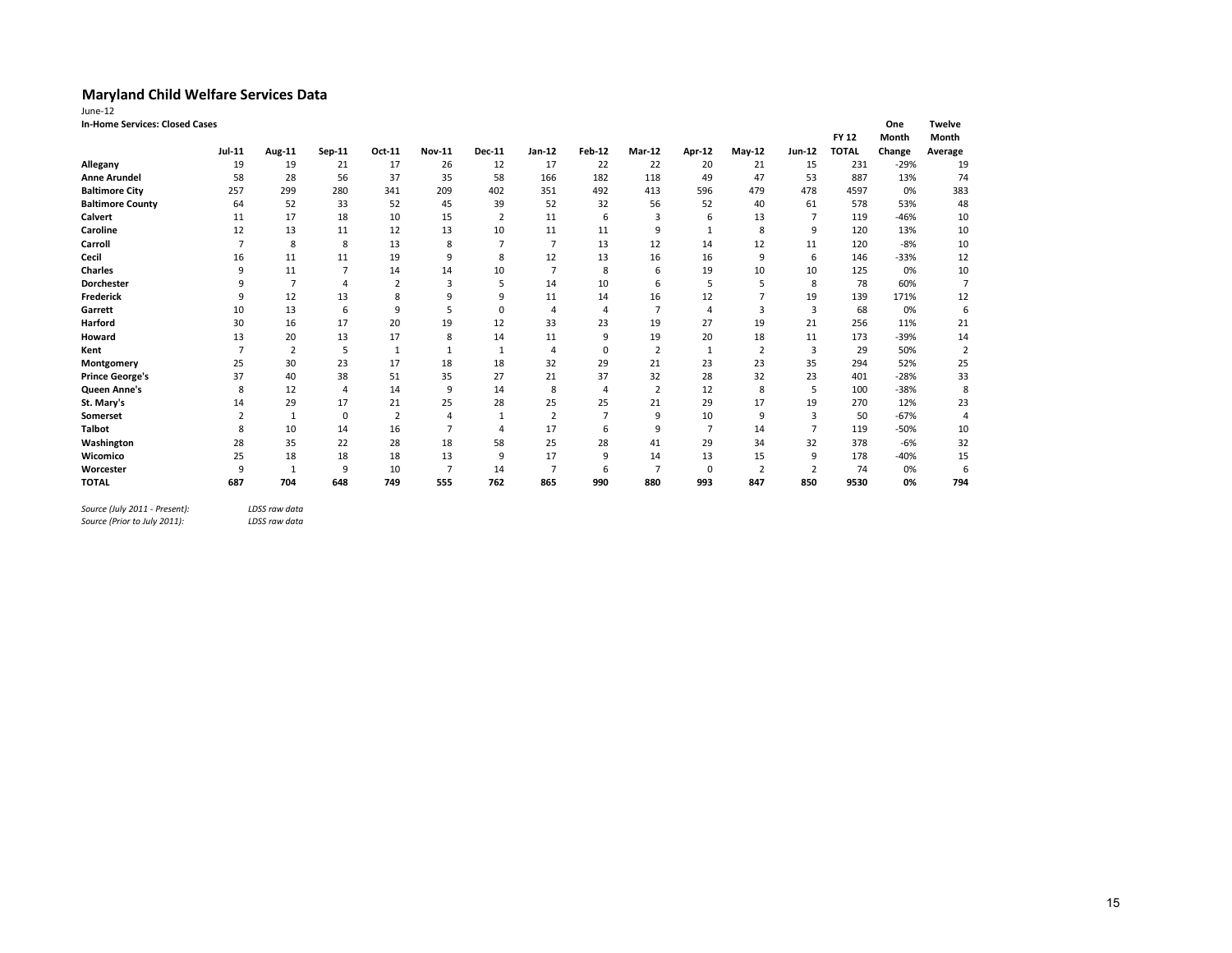## Maryland Child Welfare Services Data

June-12

**In-Home Services: Closed Cases**

| | Jul-11 | Aug-11 | Sep-11 | Oct-11 | Nov-11 | Dec-11 | Jan-12 | Feb-12 | Mar-12 | Apr-12 | May-12 | Jun-12 | FY 12 TOTAL | One Month Change | Twelve Month Average |
|---|---|---|---|---|---|---|---|---|---|---|---|---|---|---|---|
| **Allegany** | 19 | 19 | 21 | 17 | 26 | 12 | 17 | 22 | 22 | 20 | 21 | 15 | 231 | -29% | 19 |
| **Anne Arundel** | 58 | 28 | 56 | 37 | 35 | 58 | 166 | 182 | 118 | 49 | 47 | 53 | 887 | 13% | 74 |
| **Baltimore City** | 257 | 299 | 280 | 341 | 209 | 402 | 351 | 492 | 413 | 596 | 479 | 478 | 4597 | 0% | 383 |
| **Baltimore County** | 64 | 52 | 33 | 52 | 45 | 39 | 52 | 32 | 56 | 52 | 40 | 61 | 578 | 53% | 48 |
| **Calvert** | 11 | 17 | 18 | 10 | 15 | 2 | 11 | 6 | 3 | 6 | 13 | 7 | 119 | -46% | 10 |
| **Caroline** | 12 | 13 | 11 | 12 | 13 | 10 | 11 | 11 | 9 | 1 | 8 | 9 | 120 | 13% | 10 |
| **Carroll** | 7 | 8 | 8 | 13 | 8 | 7 | 7 | 13 | 12 | 14 | 12 | 11 | 120 | -8% | 10 |
| **Cecil** | 16 | 11 | 11 | 19 | 9 | 8 | 12 | 13 | 16 | 16 | 9 | 6 | 146 | -33% | 12 |
| **Charles** | 9 | 11 | 7 | 14 | 14 | 10 | 7 | 8 | 6 | 19 | 10 | 10 | 125 | 0% | 10 |
| **Dorchester** | 9 | 7 | 4 | 2 | 3 | 5 | 14 | 10 | 6 | 5 | 5 | 8 | 78 | 60% | 7 |
| **Frederick** | 9 | 12 | 13 | 8 | 9 | 9 | 11 | 14 | 16 | 12 | 7 | 19 | 139 | 171% | 12 |
| **Garrett** | 10 | 13 | 6 | 9 | 5 | 0 | 4 | 4 | 7 | 4 | 3 | 3 | 68 | 0% | 6 |
| **Harford** | 30 | 16 | 17 | 20 | 19 | 12 | 33 | 23 | 19 | 27 | 19 | 21 | 256 | 11% | 21 |
| **Howard** | 13 | 20 | 13 | 17 | 8 | 14 | 11 | 9 | 19 | 20 | 18 | 11 | 173 | -39% | 14 |
| **Kent** | 7 | 2 | 5 | 1 | 1 | 1 | 4 | 0 | 2 | 1 | 2 | 3 | 29 | 50% | 2 |
| **Montgomery** | 25 | 30 | 23 | 17 | 18 | 18 | 32 | 29 | 21 | 23 | 23 | 35 | 294 | 52% | 25 |
| **Prince George's** | 37 | 40 | 38 | 51 | 35 | 27 | 21 | 37 | 32 | 28 | 32 | 23 | 401 | -28% | 33 |
| **Queen Anne's** | 8 | 12 | 4 | 14 | 9 | 14 | 8 | 4 | 2 | 12 | 8 | 5 | 100 | -38% | 8 |
| **St. Mary's** | 14 | 29 | 17 | 21 | 25 | 28 | 25 | 25 | 21 | 29 | 17 | 19 | 270 | 12% | 23 |
| **Somerset** | 2 | 1 | 0 | 2 | 4 | 1 | 2 | 7 | 9 | 10 | 9 | 3 | 50 | -67% | 4 |
| **Talbot** | 8 | 10 | 14 | 16 | 7 | 4 | 17 | 6 | 9 | 7 | 14 | 7 | 119 | -50% | 10 |
| **Washington** | 28 | 35 | 22 | 28 | 18 | 58 | 25 | 28 | 41 | 29 | 34 | 32 | 378 | -6% | 32 |
| **Wicomico** | 25 | 18 | 18 | 18 | 13 | 9 | 17 | 9 | 14 | 13 | 15 | 9 | 178 | -40% | 15 |
| **Worcester** | 9 | 1 | 9 | 10 | 7 | 14 | 7 | 6 | 7 | 0 | 2 | 2 | 74 | 0% | 6 |
| **TOTAL** | **687** | **704** | **648** | **749** | **555** | **762** | **865** | **990** | **880** | **993** | **847** | **850** | **9530** | **0%** | **794** |

*Source (July 2011 - Present):* *LDSS raw data*
*Source (Prior to July 2011):* *LDSS raw data*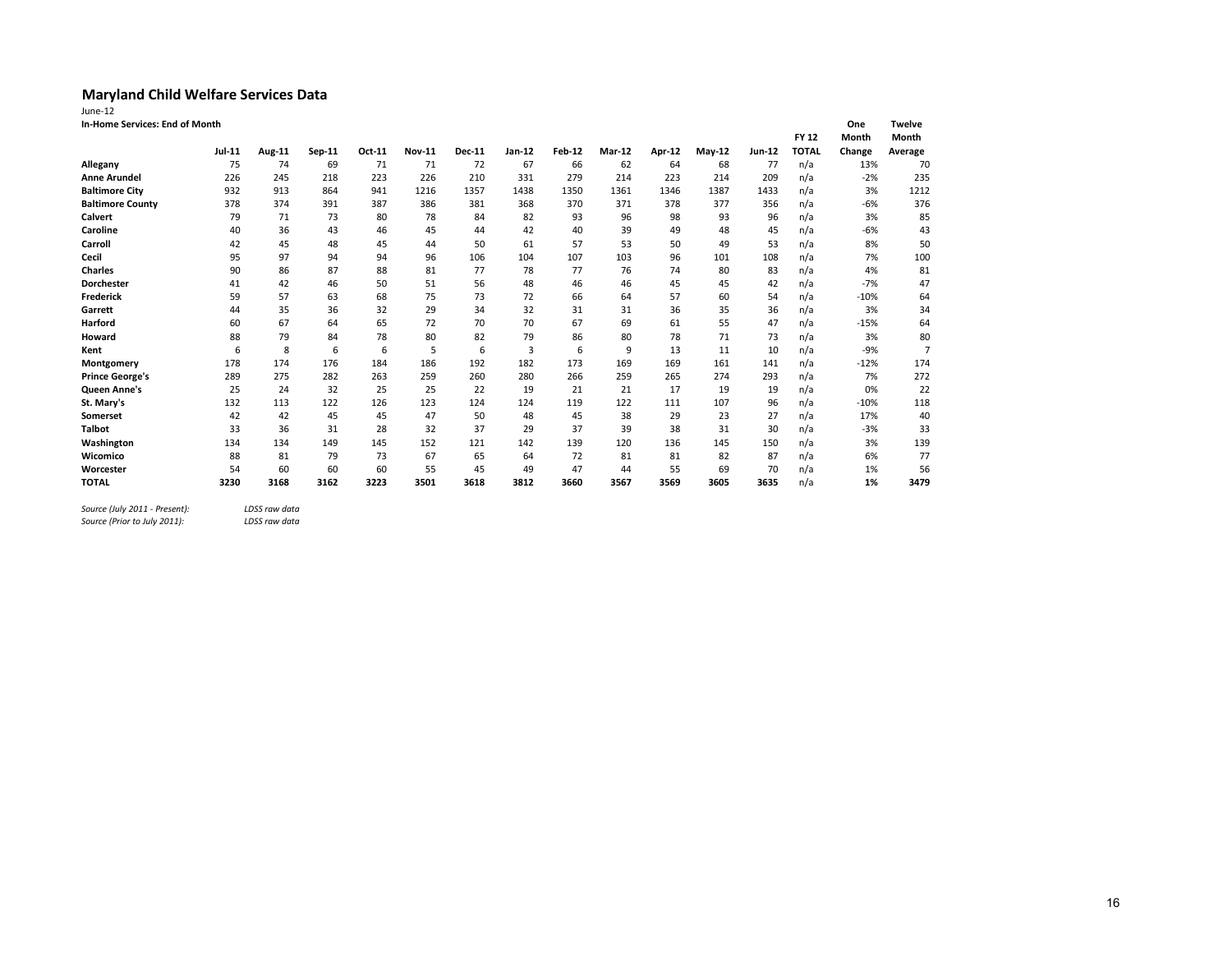## Maryland Child Welfare Services Data

June-12

**In-Home Services: End of Month**

| | Jul-11 | Aug-11 | Sep-11 | Oct-11 | Nov-11 | Dec-11 | Jan-12 | Feb-12 | Mar-12 | Apr-12 | May-12 | Jun-12 | FY 12 TOTAL | One Month Change | Twelve Month Average |
|---|---|---|---|---|---|---|---|---|---|---|---|---|---|---|---|
| **Allegany** | 75 | 74 | 69 | 71 | 71 | 72 | 67 | 66 | 62 | 64 | 68 | 77 | n/a | 13% | 70 |
| **Anne Arundel** | 226 | 245 | 218 | 223 | 226 | 210 | 331 | 279 | 214 | 223 | 214 | 209 | n/a | -2% | 235 |
| **Baltimore City** | 932 | 913 | 864 | 941 | 1216 | 1357 | 1438 | 1350 | 1361 | 1346 | 1387 | 1433 | n/a | 3% | 1212 |
| **Baltimore County** | 378 | 374 | 391 | 387 | 386 | 381 | 368 | 370 | 371 | 378 | 377 | 356 | n/a | -6% | 376 |
| **Calvert** | 79 | 71 | 73 | 80 | 78 | 84 | 82 | 93 | 96 | 98 | 93 | 96 | n/a | 3% | 85 |
| **Caroline** | 40 | 36 | 43 | 46 | 45 | 44 | 42 | 40 | 39 | 49 | 48 | 45 | n/a | -6% | 43 |
| **Carroll** | 42 | 45 | 48 | 45 | 44 | 50 | 61 | 57 | 53 | 50 | 49 | 53 | n/a | 8% | 50 |
| **Cecil** | 95 | 97 | 94 | 94 | 96 | 106 | 104 | 107 | 103 | 96 | 101 | 108 | n/a | 7% | 100 |
| **Charles** | 90 | 86 | 87 | 88 | 81 | 77 | 78 | 77 | 76 | 74 | 80 | 83 | n/a | 4% | 81 |
| **Dorchester** | 41 | 42 | 46 | 50 | 51 | 56 | 48 | 46 | 46 | 45 | 45 | 42 | n/a | -7% | 47 |
| **Frederick** | 59 | 57 | 63 | 68 | 75 | 73 | 72 | 66 | 64 | 57 | 60 | 54 | n/a | -10% | 64 |
| **Garrett** | 44 | 35 | 36 | 32 | 29 | 34 | 32 | 31 | 31 | 36 | 35 | 36 | n/a | 3% | 34 |
| **Harford** | 60 | 67 | 64 | 65 | 72 | 70 | 70 | 67 | 69 | 61 | 55 | 47 | n/a | -15% | 64 |
| **Howard** | 88 | 79 | 84 | 78 | 80 | 82 | 79 | 86 | 80 | 78 | 71 | 73 | n/a | 3% | 80 |
| **Kent** | 6 | 8 | 6 | 6 | 5 | 6 | 3 | 6 | 9 | 13 | 11 | 10 | n/a | -9% | 7 |
| **Montgomery** | 178 | 174 | 176 | 184 | 186 | 192 | 182 | 173 | 169 | 169 | 161 | 141 | n/a | -12% | 174 |
| **Prince George's** | 289 | 275 | 282 | 263 | 259 | 260 | 280 | 266 | 259 | 265 | 274 | 293 | n/a | 7% | 272 |
| **Queen Anne's** | 25 | 24 | 32 | 25 | 25 | 22 | 19 | 21 | 21 | 17 | 19 | 19 | n/a | 0% | 22 |
| **St. Mary's** | 132 | 113 | 122 | 126 | 123 | 124 | 124 | 119 | 122 | 111 | 107 | 96 | n/a | -10% | 118 |
| **Somerset** | 42 | 42 | 45 | 45 | 47 | 50 | 48 | 45 | 38 | 29 | 23 | 27 | n/a | 17% | 40 |
| **Talbot** | 33 | 36 | 31 | 28 | 32 | 37 | 29 | 37 | 39 | 38 | 31 | 30 | n/a | -3% | 33 |
| **Washington** | 134 | 134 | 149 | 145 | 152 | 121 | 142 | 139 | 120 | 136 | 145 | 150 | n/a | 3% | 139 |
| **Wicomico** | 88 | 81 | 79 | 73 | 67 | 65 | 64 | 72 | 81 | 81 | 82 | 87 | n/a | 6% | 77 |
| **Worcester** | 54 | 60 | 60 | 60 | 55 | 45 | 49 | 47 | 44 | 55 | 69 | 70 | n/a | 1% | 56 |
| **TOTAL** | **3230** | **3168** | **3162** | **3223** | **3501** | **3618** | **3812** | **3660** | **3567** | **3569** | **3605** | **3635** | n/a | **1%** | **3479** |

*Source (July 2011 - Present):* *LDSS raw data*
*Source (Prior to July 2011):* *LDSS raw data*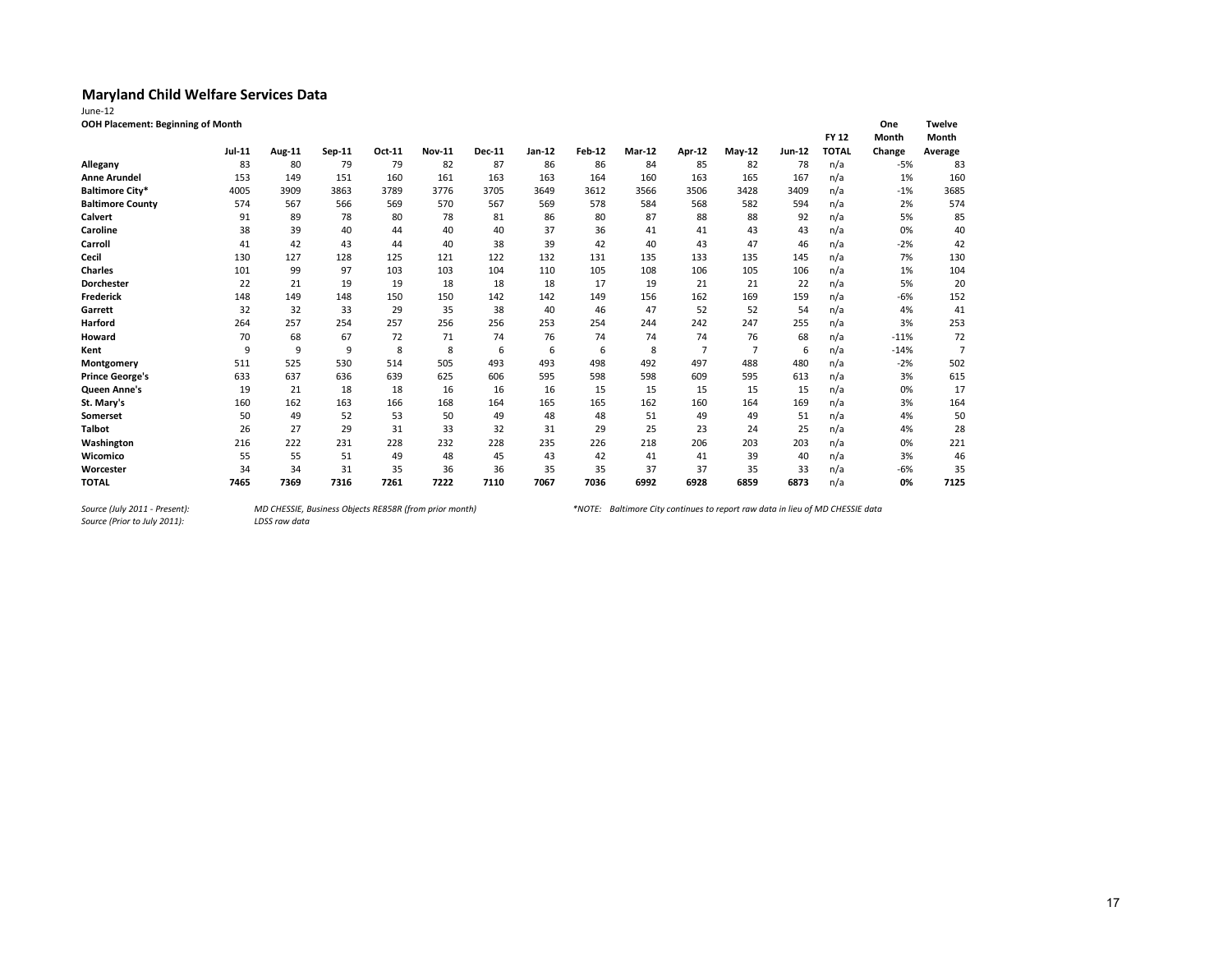# Maryland Child Welfare Services Data

June-12

**OOH Placement: Beginning of Month**

| | Jul-11 | Aug-11 | Sep-11 | Oct-11 | Nov-11 | Dec-11 | Jan-12 | Feb-12 | Mar-12 | Apr-12 | May-12 | Jun-12 | FY 12 TOTAL | One Month Change | Twelve Month Average |
|---|---|---|---|---|---|---|---|---|---|---|---|---|---|---|---|
| **Allegany** | 83 | 80 | 79 | 79 | 82 | 87 | 86 | 86 | 84 | 85 | 82 | 78 | n/a | -5% | 83 |
| **Anne Arundel** | 153 | 149 | 151 | 160 | 161 | 163 | 163 | 164 | 160 | 163 | 165 | 167 | n/a | 1% | 160 |
| **Baltimore City*** | 4005 | 3909 | 3863 | 3789 | 3776 | 3705 | 3649 | 3612 | 3566 | 3506 | 3428 | 3409 | n/a | -1% | 3685 |
| **Baltimore County** | 574 | 567 | 566 | 569 | 570 | 567 | 569 | 578 | 584 | 568 | 582 | 594 | n/a | 2% | 574 |
| **Calvert** | 91 | 89 | 78 | 80 | 78 | 81 | 86 | 80 | 87 | 88 | 88 | 92 | n/a | 5% | 85 |
| **Caroline** | 38 | 39 | 40 | 44 | 40 | 40 | 37 | 36 | 41 | 41 | 43 | 43 | n/a | 0% | 40 |
| **Carroll** | 41 | 42 | 43 | 44 | 40 | 38 | 39 | 42 | 40 | 43 | 47 | 46 | n/a | -2% | 42 |
| **Cecil** | 130 | 127 | 128 | 125 | 121 | 122 | 132 | 131 | 135 | 133 | 135 | 145 | n/a | 7% | 130 |
| **Charles** | 101 | 99 | 97 | 103 | 103 | 104 | 110 | 105 | 108 | 106 | 105 | 106 | n/a | 1% | 104 |
| **Dorchester** | 22 | 21 | 19 | 19 | 18 | 18 | 18 | 17 | 19 | 21 | 21 | 22 | n/a | 5% | 20 |
| **Frederick** | 148 | 149 | 148 | 150 | 150 | 142 | 142 | 149 | 156 | 162 | 169 | 159 | n/a | -6% | 152 |
| **Garrett** | 32 | 32 | 33 | 29 | 35 | 38 | 40 | 46 | 47 | 52 | 52 | 54 | n/a | 4% | 41 |
| **Harford** | 264 | 257 | 254 | 257 | 256 | 256 | 253 | 254 | 244 | 242 | 247 | 255 | n/a | 3% | 253 |
| **Howard** | 70 | 68 | 67 | 72 | 71 | 74 | 76 | 74 | 74 | 74 | 76 | 68 | n/a | -11% | 72 |
| **Kent** | 9 | 9 | 9 | 8 | 8 | 6 | 6 | 6 | 8 | 7 | 7 | 6 | n/a | -14% | 7 |
| **Montgomery** | 511 | 525 | 530 | 514 | 505 | 493 | 493 | 498 | 492 | 497 | 488 | 480 | n/a | -2% | 502 |
| **Prince George's** | 633 | 637 | 636 | 639 | 625 | 606 | 595 | 598 | 598 | 609 | 595 | 613 | n/a | 3% | 615 |
| **Queen Anne's** | 19 | 21 | 18 | 18 | 16 | 16 | 16 | 15 | 15 | 15 | 15 | 15 | n/a | 0% | 17 |
| **St. Mary's** | 160 | 162 | 163 | 166 | 168 | 164 | 165 | 165 | 162 | 160 | 164 | 169 | n/a | 3% | 164 |
| **Somerset** | 50 | 49 | 52 | 53 | 50 | 49 | 48 | 48 | 51 | 49 | 49 | 51 | n/a | 4% | 50 |
| **Talbot** | 26 | 27 | 29 | 31 | 33 | 32 | 31 | 29 | 25 | 23 | 24 | 25 | n/a | 4% | 28 |
| **Washington** | 216 | 222 | 231 | 228 | 232 | 228 | 235 | 226 | 218 | 206 | 203 | 203 | n/a | 0% | 221 |
| **Wicomico** | 55 | 55 | 51 | 49 | 48 | 45 | 43 | 42 | 41 | 41 | 39 | 40 | n/a | 3% | 46 |
| **Worcester** | 34 | 34 | 31 | 35 | 36 | 36 | 35 | 35 | 37 | 37 | 35 | 33 | n/a | -6% | 35 |
| **TOTAL** | **7465** | **7369** | **7316** | **7261** | **7222** | **7110** | **7067** | **7036** | **6992** | **6928** | **6859** | **6873** | n/a | **0%** | **7125** |

*Source (July 2011 - Present):* *MD CHESSIE, Business Objects RE858R (from prior month)*

*Source (Prior to July 2011):* *LDSS raw data*

*\*NOTE: Baltimore City continues to report raw data in lieu of MD CHESSIE data*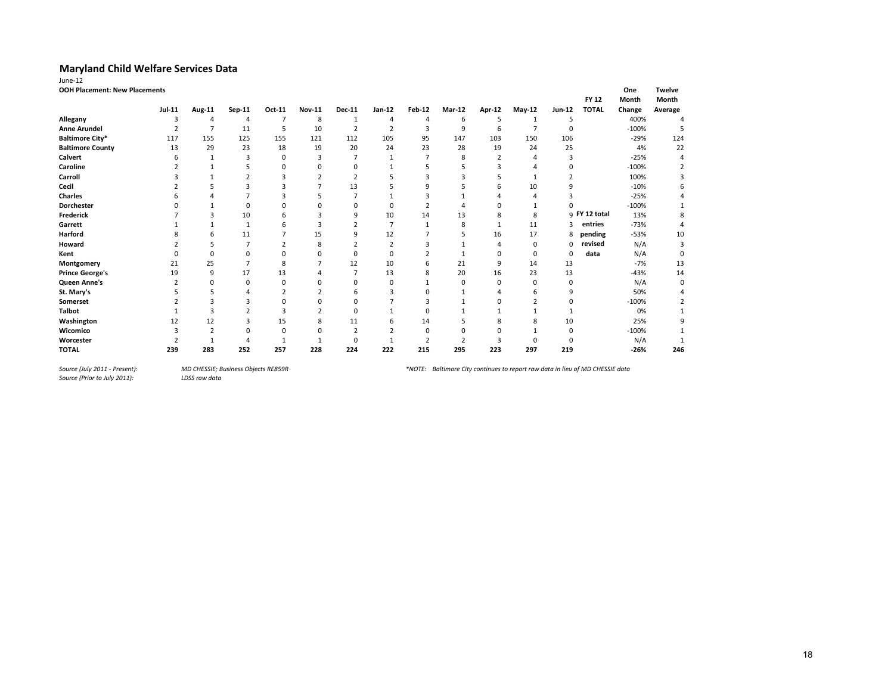# Maryland Child Welfare Services Data

June-12

**OOH Placement: New Placements**

| | Jul-11 | Aug-11 | Sep-11 | Oct-11 | Nov-11 | Dec-11 | Jan-12 | Feb-12 | Mar-12 | Apr-12 | May-12 | Jun-12 | FY 12 TOTAL | One Month Change | Twelve Month Average |
|---|---|---|---|---|---|---|---|---|---|---|---|---|---|---|---|
| **Allegany** | 3 | 4 | 4 | 7 | 8 | 1 | 4 | 4 | 6 | 5 | 1 | 5 | | 400% | 4 |
| **Anne Arundel** | 2 | 7 | 11 | 5 | 10 | 2 | 2 | 3 | 9 | 6 | 7 | 0 | | -100% | 5 |
| **Baltimore City*** | 117 | 155 | 125 | 155 | 121 | 112 | 105 | 95 | 147 | 103 | 150 | 106 | | -29% | 124 |
| **Baltimore County** | 13 | 29 | 23 | 18 | 19 | 20 | 24 | 23 | 28 | 19 | 24 | 25 | | 4% | 22 |
| **Calvert** | 6 | 1 | 3 | 0 | 3 | 7 | 1 | 7 | 8 | 2 | 4 | 3 | | -25% | 4 |
| **Caroline** | 2 | 1 | 5 | 0 | 0 | 0 | 1 | 5 | 5 | 3 | 4 | 0 | | -100% | 2 |
| **Carroll** | 3 | 1 | 2 | 3 | 2 | 2 | 5 | 3 | 3 | 5 | 1 | 2 | | 100% | 3 |
| **Cecil** | 2 | 5 | 3 | 3 | 7 | 13 | 5 | 9 | 5 | 6 | 10 | 9 | | -10% | 6 |
| **Charles** | 6 | 4 | 7 | 3 | 5 | 7 | 1 | 3 | 1 | 4 | 4 | 3 | | -25% | 4 |
| **Dorchester** | 0 | 1 | 0 | 0 | 0 | 0 | 0 | 2 | 4 | 0 | 1 | 0 | | -100% | 1 |
| **Frederick** | 7 | 3 | 10 | 6 | 3 | 9 | 10 | 14 | 13 | 8 | 8 | 9 | **FY 12 total** | 13% | 8 |
| **Garrett** | 1 | 1 | 1 | 6 | 3 | 2 | 7 | 1 | 8 | 1 | 11 | 3 | **entries** | -73% | 4 |
| **Harford** | 8 | 6 | 11 | 7 | 15 | 9 | 12 | 7 | 5 | 16 | 17 | 8 | **pending** | -53% | 10 |
| **Howard** | 2 | 5 | 7 | 2 | 8 | 2 | 2 | 3 | 1 | 4 | 0 | 0 | **revised** | N/A | 3 |
| **Kent** | 0 | 0 | 0 | 0 | 0 | 0 | 0 | 2 | 1 | 0 | 0 | 0 | **data** | N/A | 0 |
| **Montgomery** | 21 | 25 | 7 | 8 | 7 | 12 | 10 | 6 | 21 | 9 | 14 | 13 | | -7% | 13 |
| **Prince George's** | 19 | 9 | 17 | 13 | 4 | 7 | 13 | 8 | 20 | 16 | 23 | 13 | | -43% | 14 |
| **Queen Anne's** | 2 | 0 | 0 | 0 | 0 | 0 | 0 | 1 | 0 | 0 | 0 | 0 | | N/A | 0 |
| **St. Mary's** | 5 | 5 | 4 | 2 | 2 | 6 | 3 | 0 | 1 | 4 | 6 | 9 | | 50% | 4 |
| **Somerset** | 2 | 3 | 3 | 0 | 0 | 0 | 7 | 3 | 1 | 0 | 2 | 0 | | -100% | 2 |
| **Talbot** | 1 | 3 | 2 | 3 | 2 | 0 | 1 | 0 | 1 | 1 | 1 | 1 | | 0% | 1 |
| **Washington** | 12 | 12 | 3 | 15 | 8 | 11 | 6 | 14 | 5 | 8 | 8 | 10 | | 25% | 9 |
| **Wicomico** | 3 | 2 | 0 | 0 | 0 | 2 | 2 | 0 | 0 | 0 | 1 | 0 | | -100% | 1 |
| **Worcester** | 2 | 1 | 4 | 1 | 1 | 0 | 1 | 2 | 2 | 3 | 0 | 0 | | N/A | 1 |
| **TOTAL** | **239** | **283** | **252** | **257** | **228** | **224** | **222** | **215** | **295** | **223** | **297** | **219** | | **-26%** | **246** |

*Source (July 2011 - Present):* *MD CHESSIE; Business Objects RE859R*

*Source (Prior to July 2011):* *LDSS raw data*

*\*NOTE: Baltimore City continues to report raw data in lieu of MD CHESSIE data*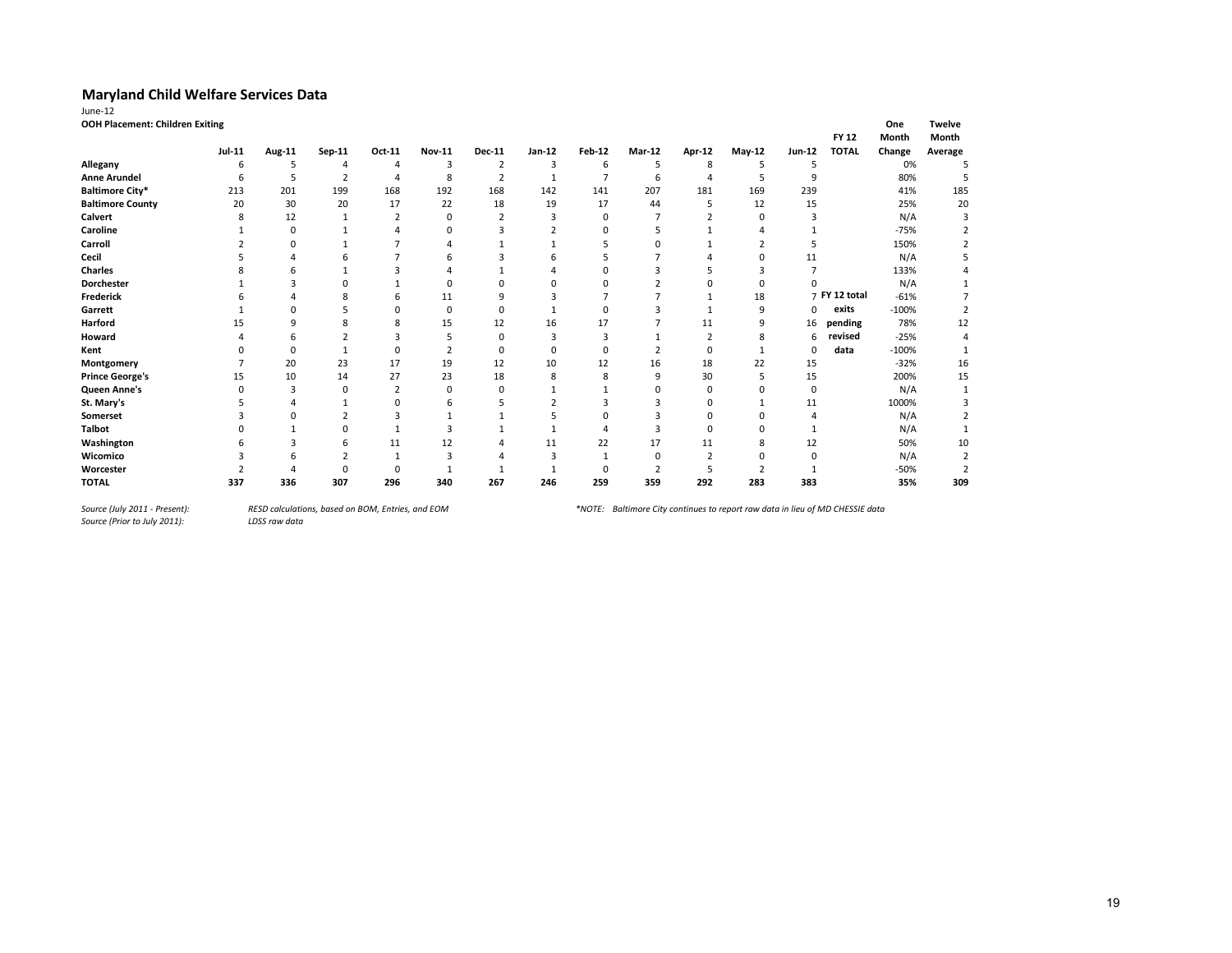# Maryland Child Welfare Services Data

June-12

**OOH Placement: Children Exiting**

| | Jul-11 | Aug-11 | Sep-11 | Oct-11 | Nov-11 | Dec-11 | Jan-12 | Feb-12 | Mar-12 | Apr-12 | May-12 | Jun-12 | FY 12 TOTAL | One Month Change | Twelve Month Average |
|---|---|---|---|---|---|---|---|---|---|---|---|---|---|---|---|
| **Allegany** | 6 | 5 | 4 | 4 | 3 | 2 | 3 | 6 | 5 | 8 | 5 | 5 | | 0% | 5 |
| **Anne Arundel** | 6 | 5 | 2 | 4 | 8 | 2 | 1 | 7 | 6 | 4 | 5 | 9 | | 80% | 5 |
| **Baltimore City*** | 213 | 201 | 199 | 168 | 192 | 168 | 142 | 141 | 207 | 181 | 169 | 239 | | 41% | 185 |
| **Baltimore County** | 20 | 30 | 20 | 17 | 22 | 18 | 19 | 17 | 44 | 5 | 12 | 15 | | 25% | 20 |
| **Calvert** | 8 | 12 | 1 | 2 | 0 | 2 | 3 | 0 | 7 | 2 | 0 | 3 | | N/A | 3 |
| **Caroline** | 1 | 0 | 1 | 4 | 0 | 3 | 2 | 0 | 5 | 1 | 4 | 1 | | -75% | 2 |
| **Carroll** | 2 | 0 | 1 | 7 | 4 | 1 | 1 | 5 | 0 | 1 | 2 | 5 | | 150% | 2 |
| **Cecil** | 5 | 4 | 6 | 7 | 6 | 3 | 6 | 5 | 7 | 4 | 0 | 11 | | N/A | 5 |
| **Charles** | 8 | 6 | 1 | 3 | 4 | 1 | 4 | 0 | 3 | 5 | 3 | 7 | | 133% | 4 |
| **Dorchester** | 1 | 3 | 0 | 1 | 0 | 0 | 0 | 0 | 2 | 0 | 0 | 0 | | N/A | 1 |
| **Frederick** | 6 | 4 | 8 | 6 | 11 | 9 | 3 | 7 | 7 | 1 | 18 | 7 | **FY 12 total** | -61% | 7 |
| **Garrett** | 1 | 0 | 5 | 0 | 0 | 0 | 1 | 0 | 3 | 1 | 9 | 0 | **exits** | -100% | 2 |
| **Harford** | 15 | 9 | 8 | 8 | 15 | 12 | 16 | 17 | 7 | 11 | 9 | 16 | **pending** | 78% | 12 |
| **Howard** | 4 | 6 | 2 | 3 | 5 | 0 | 3 | 3 | 1 | 2 | 8 | 6 | **revised** | -25% | 4 |
| **Kent** | 0 | 0 | 1 | 0 | 2 | 0 | 0 | 0 | 2 | 0 | 1 | 0 | **data** | -100% | 1 |
| **Montgomery** | 7 | 20 | 23 | 17 | 19 | 12 | 10 | 12 | 16 | 18 | 22 | 15 | | -32% | 16 |
| **Prince George's** | 15 | 10 | 14 | 27 | 23 | 18 | 8 | 8 | 9 | 30 | 5 | 15 | | 200% | 15 |
| **Queen Anne's** | 0 | 3 | 0 | 2 | 0 | 0 | 1 | 1 | 0 | 0 | 0 | 0 | | N/A | 1 |
| **St. Mary's** | 5 | 4 | 1 | 0 | 6 | 5 | 2 | 3 | 3 | 0 | 1 | 11 | | 1000% | 3 |
| **Somerset** | 3 | 0 | 2 | 3 | 1 | 1 | 5 | 0 | 3 | 0 | 0 | 4 | | N/A | 2 |
| **Talbot** | 0 | 1 | 0 | 1 | 3 | 1 | 1 | 4 | 3 | 0 | 0 | 1 | | N/A | 1 |
| **Washington** | 6 | 3 | 6 | 11 | 12 | 4 | 11 | 22 | 17 | 11 | 8 | 12 | | 50% | 10 |
| **Wicomico** | 3 | 6 | 2 | 1 | 3 | 4 | 3 | 1 | 0 | 2 | 0 | 0 | | N/A | 2 |
| **Worcester** | 2 | 4 | 0 | 0 | 1 | 1 | 1 | 0 | 2 | 5 | 2 | 1 | | -50% | 2 |
| **TOTAL** | **337** | **336** | **307** | **296** | **340** | **267** | **246** | **259** | **359** | **292** | **283** | **383** | | **35%** | **309** |

*Source (July 2011 - Present):* *RESD calculations, based on BOM, Entries, and EOM*

*Source (Prior to July 2011):* *LDSS raw data*

*\*NOTE: Baltimore City continues to report raw data in lieu of MD CHESSIE data*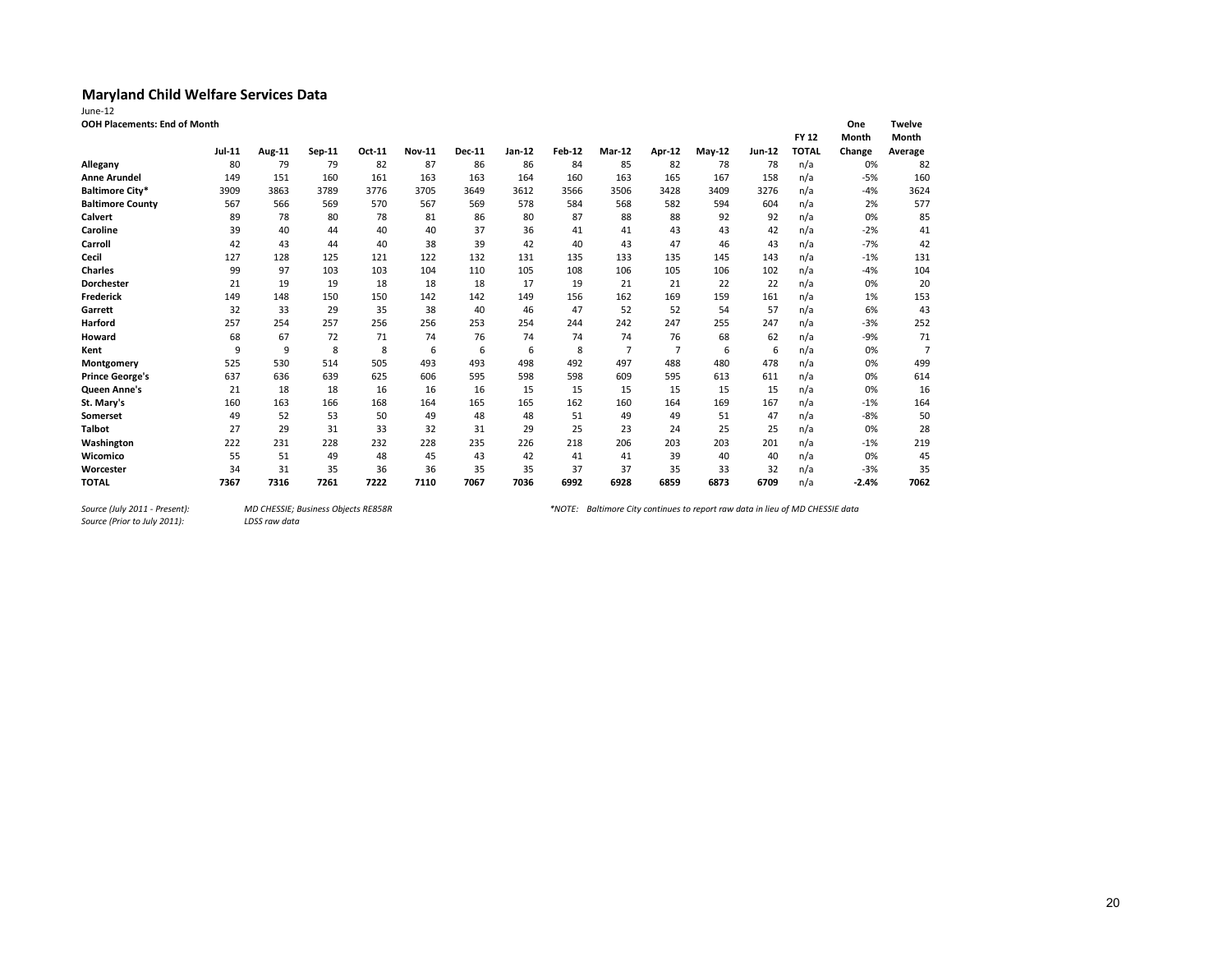## Maryland Child Welfare Services Data

June-12

**OOH Placements: End of Month**

| | Jul-11 | Aug-11 | Sep-11 | Oct-11 | Nov-11 | Dec-11 | Jan-12 | Feb-12 | Mar-12 | Apr-12 | May-12 | Jun-12 | FY 12 TOTAL | One Month Change | Twelve Month Average |
|---|---|---|---|---|---|---|---|---|---|---|---|---|---|---|---|
| **Allegany** | 80 | 79 | 79 | 82 | 87 | 86 | 86 | 84 | 85 | 82 | 78 | 78 | n/a | 0% | 82 |
| **Anne Arundel** | 149 | 151 | 160 | 161 | 163 | 163 | 164 | 160 | 163 | 165 | 167 | 158 | n/a | -5% | 160 |
| **Baltimore City*** | 3909 | 3863 | 3789 | 3776 | 3705 | 3649 | 3612 | 3566 | 3506 | 3428 | 3409 | 3276 | n/a | -4% | 3624 |
| **Baltimore County** | 567 | 566 | 569 | 570 | 567 | 569 | 578 | 584 | 568 | 582 | 594 | 604 | n/a | 2% | 577 |
| **Calvert** | 89 | 78 | 80 | 78 | 81 | 86 | 80 | 87 | 88 | 88 | 92 | 92 | n/a | 0% | 85 |
| **Caroline** | 39 | 40 | 44 | 40 | 40 | 37 | 36 | 41 | 41 | 43 | 43 | 42 | n/a | -2% | 41 |
| **Carroll** | 42 | 43 | 44 | 40 | 38 | 39 | 42 | 40 | 43 | 47 | 46 | 43 | n/a | -7% | 42 |
| **Cecil** | 127 | 128 | 125 | 121 | 122 | 132 | 131 | 135 | 133 | 135 | 145 | 143 | n/a | -1% | 131 |
| **Charles** | 99 | 97 | 103 | 103 | 104 | 110 | 105 | 108 | 106 | 105 | 106 | 102 | n/a | -4% | 104 |
| **Dorchester** | 21 | 19 | 19 | 18 | 18 | 18 | 17 | 19 | 21 | 21 | 22 | 22 | n/a | 0% | 20 |
| **Frederick** | 149 | 148 | 150 | 150 | 142 | 142 | 149 | 156 | 162 | 169 | 159 | 161 | n/a | 1% | 153 |
| **Garrett** | 32 | 33 | 29 | 35 | 38 | 40 | 46 | 47 | 52 | 52 | 54 | 57 | n/a | 6% | 43 |
| **Harford** | 257 | 254 | 257 | 256 | 256 | 253 | 254 | 244 | 242 | 247 | 255 | 247 | n/a | -3% | 252 |
| **Howard** | 68 | 67 | 72 | 71 | 74 | 76 | 74 | 74 | 74 | 76 | 68 | 62 | n/a | -9% | 71 |
| **Kent** | 9 | 9 | 8 | 8 | 6 | 6 | 6 | 8 | 7 | 7 | 6 | 6 | n/a | 0% | 7 |
| **Montgomery** | 525 | 530 | 514 | 505 | 493 | 493 | 498 | 492 | 497 | 488 | 480 | 478 | n/a | 0% | 499 |
| **Prince George's** | 637 | 636 | 639 | 625 | 606 | 595 | 598 | 598 | 609 | 595 | 613 | 611 | n/a | 0% | 614 |
| **Queen Anne's** | 21 | 18 | 18 | 16 | 16 | 16 | 15 | 15 | 15 | 15 | 15 | 15 | n/a | 0% | 16 |
| **St. Mary's** | 160 | 163 | 166 | 168 | 164 | 165 | 165 | 162 | 160 | 164 | 169 | 167 | n/a | -1% | 164 |
| **Somerset** | 49 | 52 | 53 | 50 | 49 | 48 | 48 | 51 | 49 | 49 | 51 | 47 | n/a | -8% | 50 |
| **Talbot** | 27 | 29 | 31 | 33 | 32 | 31 | 29 | 25 | 23 | 24 | 25 | 25 | n/a | 0% | 28 |
| **Washington** | 222 | 231 | 228 | 232 | 228 | 235 | 226 | 218 | 206 | 203 | 203 | 201 | n/a | -1% | 219 |
| **Wicomico** | 55 | 51 | 49 | 48 | 45 | 43 | 42 | 41 | 41 | 39 | 40 | 40 | n/a | 0% | 45 |
| **Worcester** | 34 | 31 | 35 | 36 | 36 | 35 | 35 | 37 | 37 | 35 | 33 | 32 | n/a | -3% | 35 |
| **TOTAL** | **7367** | **7316** | **7261** | **7222** | **7110** | **7067** | **7036** | **6992** | **6928** | **6859** | **6873** | **6709** | n/a | **-2.4%** | **7062** |

*Source (July 2011 - Present):* *MD CHESSIE; Business Objects RE858R*

*Source (Prior to July 2011):* *LDSS raw data*

**NOTE: Baltimore City continues to report raw data in lieu of MD CHESSIE data*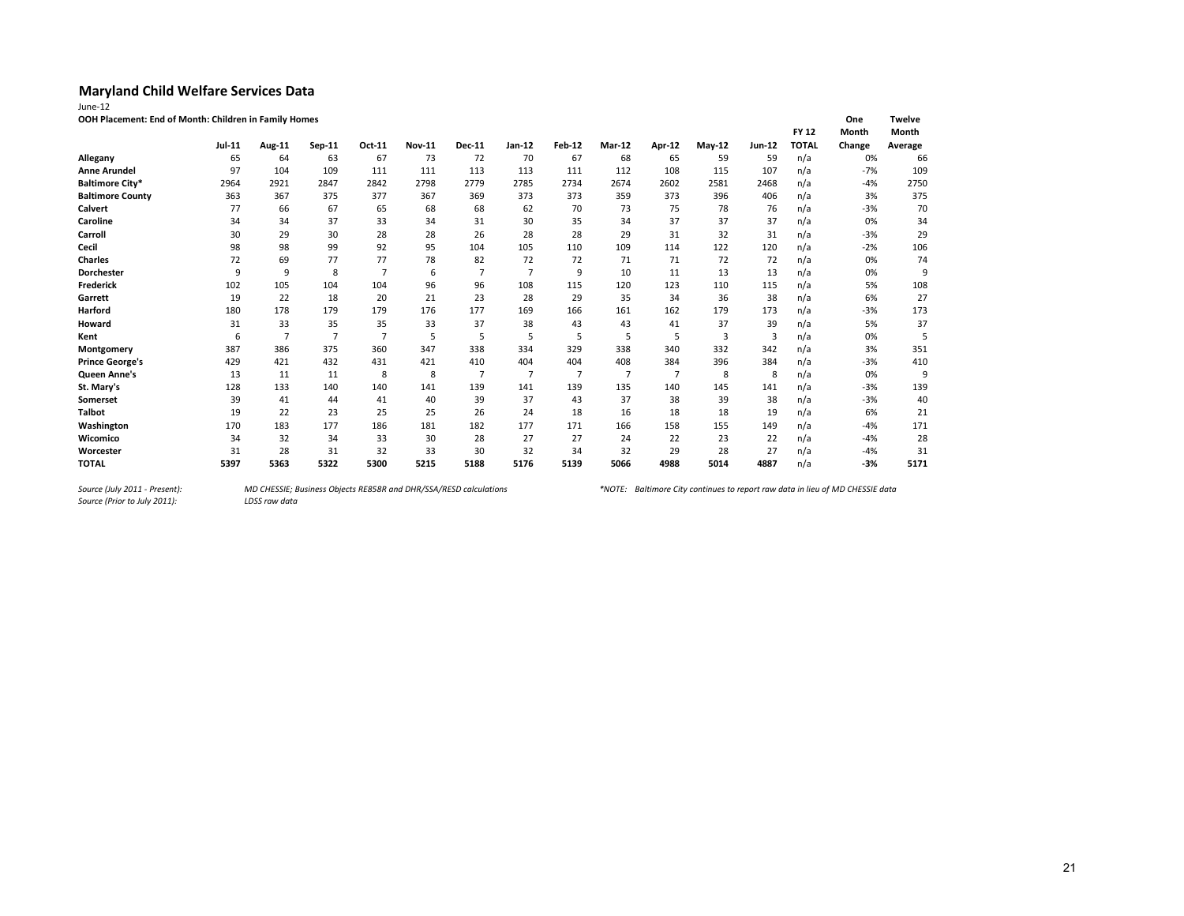## Maryland Child Welfare Services Data

June-12

**OOH Placement: End of Month: Children in Family Homes**

| | Jul-11 | Aug-11 | Sep-11 | Oct-11 | Nov-11 | Dec-11 | Jan-12 | Feb-12 | Mar-12 | Apr-12 | May-12 | Jun-12 | FY 12 TOTAL | One Month Change | Twelve Month Average |
|---|---|---|---|---|---|---|---|---|---|---|---|---|---|---|---|
| **Allegany** | 65 | 64 | 63 | 67 | 73 | 72 | 70 | 67 | 68 | 65 | 59 | 59 | n/a | 0% | 66 |
| **Anne Arundel** | 97 | 104 | 109 | 111 | 111 | 113 | 113 | 111 | 112 | 108 | 115 | 107 | n/a | -7% | 109 |
| **Baltimore City*** | 2964 | 2921 | 2847 | 2842 | 2798 | 2779 | 2785 | 2734 | 2674 | 2602 | 2581 | 2468 | n/a | -4% | 2750 |
| **Baltimore County** | 363 | 367 | 375 | 377 | 367 | 369 | 373 | 373 | 359 | 373 | 396 | 406 | n/a | 3% | 375 |
| **Calvert** | 77 | 66 | 67 | 65 | 68 | 68 | 62 | 70 | 73 | 75 | 78 | 76 | n/a | -3% | 70 |
| **Caroline** | 34 | 34 | 37 | 33 | 34 | 31 | 30 | 35 | 34 | 37 | 37 | 37 | n/a | 0% | 34 |
| **Carroll** | 30 | 29 | 30 | 28 | 28 | 26 | 28 | 28 | 29 | 31 | 32 | 31 | n/a | -3% | 29 |
| **Cecil** | 98 | 98 | 99 | 92 | 95 | 104 | 105 | 110 | 109 | 114 | 122 | 120 | n/a | -2% | 106 |
| **Charles** | 72 | 69 | 77 | 77 | 78 | 82 | 72 | 72 | 71 | 71 | 72 | 72 | n/a | 0% | 74 |
| **Dorchester** | 9 | 9 | 8 | 7 | 6 | 7 | 7 | 9 | 10 | 11 | 13 | 13 | n/a | 0% | 9 |
| **Frederick** | 102 | 105 | 104 | 104 | 96 | 96 | 108 | 115 | 120 | 123 | 110 | 115 | n/a | 5% | 108 |
| **Garrett** | 19 | 22 | 18 | 20 | 21 | 23 | 28 | 29 | 35 | 34 | 36 | 38 | n/a | 6% | 27 |
| **Harford** | 180 | 178 | 179 | 179 | 176 | 177 | 169 | 166 | 161 | 162 | 179 | 173 | n/a | -3% | 173 |
| **Howard** | 31 | 33 | 35 | 35 | 33 | 37 | 38 | 43 | 43 | 41 | 37 | 39 | n/a | 5% | 37 |
| **Kent** | 6 | 7 | 7 | 7 | 5 | 5 | 5 | 5 | 5 | 5 | 3 | 3 | n/a | 0% | 5 |
| **Montgomery** | 387 | 386 | 375 | 360 | 347 | 338 | 334 | 329 | 338 | 340 | 332 | 342 | n/a | 3% | 351 |
| **Prince George's** | 429 | 421 | 432 | 431 | 421 | 410 | 404 | 404 | 408 | 384 | 396 | 384 | n/a | -3% | 410 |
| **Queen Anne's** | 13 | 11 | 11 | 8 | 8 | 7 | 7 | 7 | 7 | 7 | 8 | 8 | n/a | 0% | 9 |
| **St. Mary's** | 128 | 133 | 140 | 140 | 141 | 139 | 141 | 139 | 135 | 140 | 145 | 141 | n/a | -3% | 139 |
| **Somerset** | 39 | 41 | 44 | 41 | 40 | 39 | 37 | 43 | 37 | 38 | 39 | 38 | n/a | -3% | 40 |
| **Talbot** | 19 | 22 | 23 | 25 | 25 | 26 | 24 | 18 | 16 | 18 | 18 | 19 | n/a | 6% | 21 |
| **Washington** | 170 | 183 | 177 | 186 | 181 | 182 | 177 | 171 | 166 | 158 | 155 | 149 | n/a | -4% | 171 |
| **Wicomico** | 34 | 32 | 34 | 33 | 30 | 28 | 27 | 27 | 24 | 22 | 23 | 22 | n/a | -4% | 28 |
| **Worcester** | 31 | 28 | 31 | 32 | 33 | 30 | 32 | 34 | 32 | 29 | 28 | 27 | n/a | -4% | 31 |
| **TOTAL** | **5397** | **5363** | **5322** | **5300** | **5215** | **5188** | **5176** | **5139** | **5066** | **4988** | **5014** | **4887** | n/a | **-3%** | **5171** |

*Source (July 2011 - Present):* *MD CHESSIE; Business Objects RE858R and DHR/SSA/RESD calculations*

*Source (Prior to July 2011):* *LDSS raw data*

**NOTE: Baltimore City continues to report raw data in lieu of MD CHESSIE data*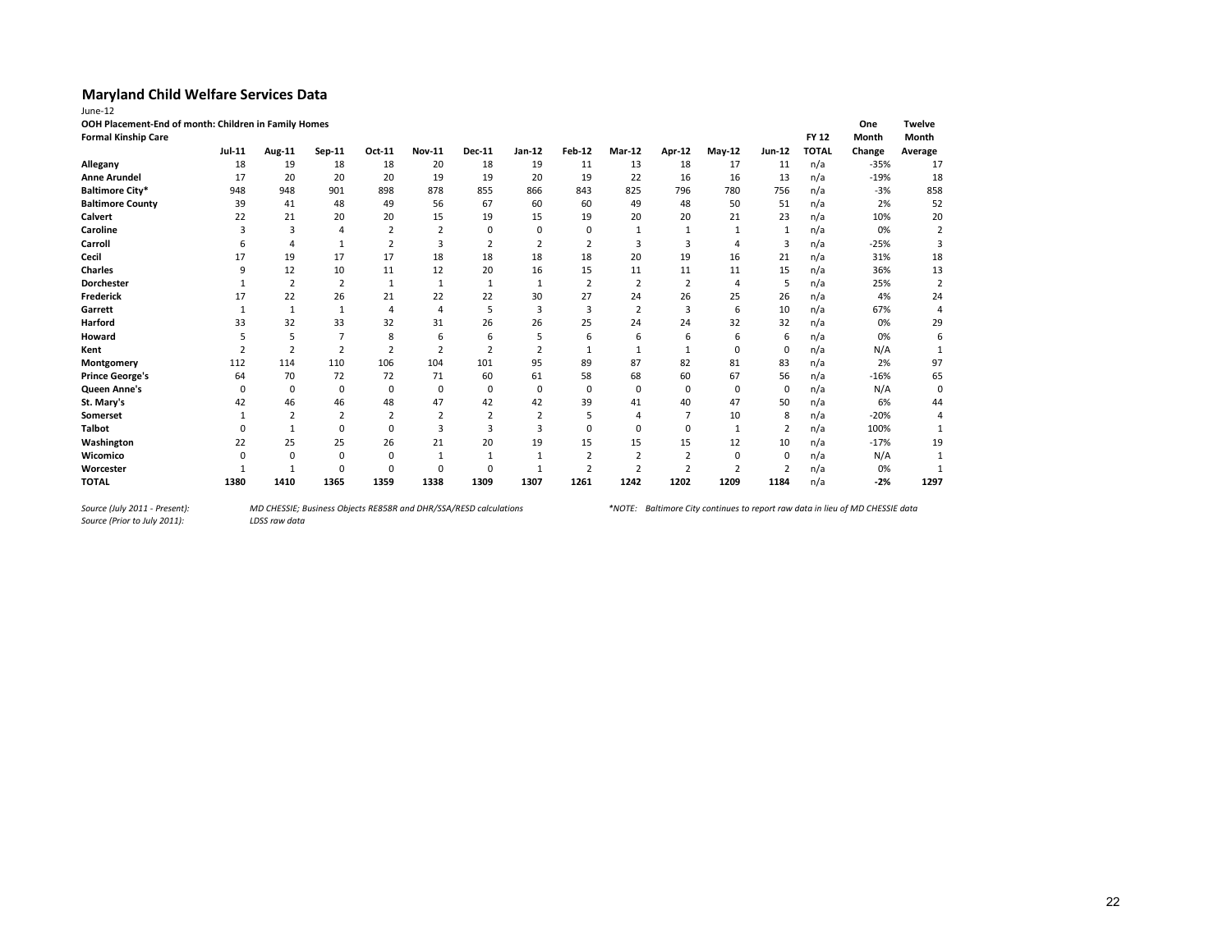# Maryland Child Welfare Services Data

June-12

**OOH Placement-End of month: Children in Family Homes**

**Formal Kinship Care**

| | Jul-11 | Aug-11 | Sep-11 | Oct-11 | Nov-11 | Dec-11 | Jan-12 | Feb-12 | Mar-12 | Apr-12 | May-12 | Jun-12 | FY 12 TOTAL | One Month Change | Twelve Month Average |
|---|---|---|---|---|---|---|---|---|---|---|---|---|---|---|---|
| **Allegany** | 18 | 19 | 18 | 18 | 20 | 18 | 19 | 11 | 13 | 18 | 17 | 11 | n/a | -35% | 17 |
| **Anne Arundel** | 17 | 20 | 20 | 20 | 19 | 19 | 20 | 19 | 22 | 16 | 16 | 13 | n/a | -19% | 18 |
| **Baltimore City*** | 948 | 948 | 901 | 898 | 878 | 855 | 866 | 843 | 825 | 796 | 780 | 756 | n/a | -3% | 858 |
| **Baltimore County** | 39 | 41 | 48 | 49 | 56 | 67 | 60 | 60 | 49 | 48 | 50 | 51 | n/a | 2% | 52 |
| **Calvert** | 22 | 21 | 20 | 20 | 15 | 19 | 15 | 19 | 20 | 20 | 21 | 23 | n/a | 10% | 20 |
| **Caroline** | 3 | 3 | 4 | 2 | 2 | 0 | 0 | 0 | 1 | 1 | 1 | 1 | n/a | 0% | 2 |
| **Carroll** | 6 | 4 | 1 | 2 | 3 | 2 | 2 | 2 | 3 | 3 | 4 | 3 | n/a | -25% | 3 |
| **Cecil** | 17 | 19 | 17 | 17 | 18 | 18 | 18 | 18 | 20 | 19 | 16 | 21 | n/a | 31% | 18 |
| **Charles** | 9 | 12 | 10 | 11 | 12 | 20 | 16 | 15 | 11 | 11 | 11 | 15 | n/a | 36% | 13 |
| **Dorchester** | 1 | 2 | 2 | 1 | 1 | 1 | 1 | 2 | 2 | 2 | 4 | 5 | n/a | 25% | 2 |
| **Frederick** | 17 | 22 | 26 | 21 | 22 | 22 | 30 | 27 | 24 | 26 | 25 | 26 | n/a | 4% | 24 |
| **Garrett** | 1 | 1 | 1 | 4 | 4 | 5 | 3 | 3 | 2 | 3 | 6 | 10 | n/a | 67% | 4 |
| **Harford** | 33 | 32 | 33 | 32 | 31 | 26 | 26 | 25 | 24 | 24 | 32 | 32 | n/a | 0% | 29 |
| **Howard** | 5 | 5 | 7 | 8 | 6 | 6 | 5 | 6 | 6 | 6 | 6 | 6 | n/a | 0% | 6 |
| **Kent** | 2 | 2 | 2 | 2 | 2 | 2 | 2 | 1 | 1 | 1 | 0 | 0 | n/a | N/A | 1 |
| **Montgomery** | 112 | 114 | 110 | 106 | 104 | 101 | 95 | 89 | 87 | 82 | 81 | 83 | n/a | 2% | 97 |
| **Prince George's** | 64 | 70 | 72 | 72 | 71 | 60 | 61 | 58 | 68 | 60 | 67 | 56 | n/a | -16% | 65 |
| **Queen Anne's** | 0 | 0 | 0 | 0 | 0 | 0 | 0 | 0 | 0 | 0 | 0 | 0 | n/a | N/A | 0 |
| **St. Mary's** | 42 | 46 | 46 | 48 | 47 | 42 | 42 | 39 | 41 | 40 | 47 | 50 | n/a | 6% | 44 |
| **Somerset** | 1 | 2 | 2 | 2 | 2 | 2 | 2 | 5 | 4 | 7 | 10 | 8 | n/a | -20% | 4 |
| **Talbot** | 0 | 1 | 0 | 0 | 3 | 3 | 3 | 0 | 0 | 0 | 1 | 2 | n/a | 100% | 1 |
| **Washington** | 22 | 25 | 25 | 26 | 21 | 20 | 19 | 15 | 15 | 15 | 12 | 10 | n/a | -17% | 19 |
| **Wicomico** | 0 | 0 | 0 | 0 | 1 | 1 | 1 | 2 | 2 | 2 | 0 | 0 | n/a | N/A | 1 |
| **Worcester** | 1 | 1 | 0 | 0 | 0 | 0 | 1 | 2 | 2 | 2 | 2 | 2 | n/a | 0% | 1 |
| **TOTAL** | **1380** | **1410** | **1365** | **1359** | **1338** | **1309** | **1307** | **1261** | **1242** | **1202** | **1209** | **1184** | n/a | **-2%** | **1297** |

*Source (July 2011 - Present):* *MD CHESSIE; Business Objects RE858R and DHR/SSA/RESD calculations*

*Source (Prior to July 2011):* *LDSS raw data*

*\*NOTE: Baltimore City continues to report raw data in lieu of MD CHESSIE data*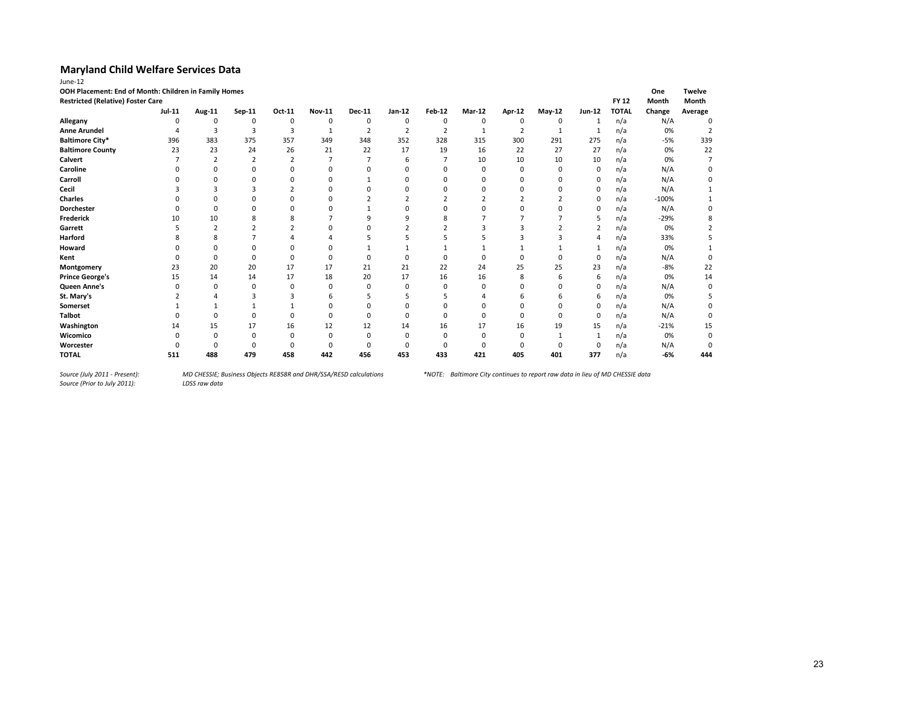## Maryland Child Welfare Services Data

June-12

**OOH Placement: End of Month: Children in Family Homes**

**Restricted (Relative) Foster Care**

| | Jul-11 | Aug-11 | Sep-11 | Oct-11 | Nov-11 | Dec-11 | Jan-12 | Feb-12 | Mar-12 | Apr-12 | May-12 | Jun-12 | FY 12 TOTAL | One Month Change | Twelve Month Average |
|---|---|---|---|---|---|---|---|---|---|---|---|---|---|---|---|
| **Allegany** | 0 | 0 | 0 | 0 | 0 | 0 | 0 | 0 | 0 | 0 | 0 | 1 | n/a | N/A | 0 |
| **Anne Arundel** | 4 | 3 | 3 | 3 | 1 | 2 | 2 | 2 | 1 | 2 | 1 | 1 | n/a | 0% | 2 |
| **Baltimore City*** | 396 | 383 | 375 | 357 | 349 | 348 | 352 | 328 | 315 | 300 | 291 | 275 | n/a | -5% | 339 |
| **Baltimore County** | 23 | 23 | 24 | 26 | 21 | 22 | 17 | 19 | 16 | 22 | 27 | 27 | n/a | 0% | 22 |
| **Calvert** | 7 | 2 | 2 | 2 | 7 | 7 | 6 | 7 | 10 | 10 | 10 | 10 | n/a | 0% | 7 |
| **Caroline** | 0 | 0 | 0 | 0 | 0 | 0 | 0 | 0 | 0 | 0 | 0 | 0 | n/a | N/A | 0 |
| **Carroll** | 0 | 0 | 0 | 0 | 0 | 1 | 0 | 0 | 0 | 0 | 0 | 0 | n/a | N/A | 0 |
| **Cecil** | 3 | 3 | 3 | 2 | 0 | 0 | 0 | 0 | 0 | 0 | 0 | 0 | n/a | N/A | 1 |
| **Charles** | 0 | 0 | 0 | 0 | 0 | 2 | 2 | 2 | 2 | 2 | 2 | 0 | n/a | -100% | 1 |
| **Dorchester** | 0 | 0 | 0 | 0 | 0 | 1 | 0 | 0 | 0 | 0 | 0 | 0 | n/a | N/A | 0 |
| **Frederick** | 10 | 10 | 8 | 8 | 7 | 9 | 9 | 8 | 7 | 7 | 7 | 5 | n/a | -29% | 8 |
| **Garrett** | 5 | 2 | 2 | 2 | 0 | 0 | 2 | 2 | 3 | 3 | 2 | 2 | n/a | 0% | 2 |
| **Harford** | 8 | 8 | 7 | 4 | 4 | 5 | 5 | 5 | 5 | 3 | 3 | 4 | n/a | 33% | 5 |
| **Howard** | 0 | 0 | 0 | 0 | 0 | 1 | 1 | 1 | 1 | 1 | 1 | 1 | n/a | 0% | 1 |
| **Kent** | 0 | 0 | 0 | 0 | 0 | 0 | 0 | 0 | 0 | 0 | 0 | 0 | n/a | N/A | 0 |
| **Montgomery** | 23 | 20 | 20 | 17 | 17 | 21 | 21 | 22 | 24 | 25 | 25 | 23 | n/a | -8% | 22 |
| **Prince George's** | 15 | 14 | 14 | 17 | 18 | 20 | 17 | 16 | 16 | 8 | 6 | 6 | n/a | 0% | 14 |
| **Queen Anne's** | 0 | 0 | 0 | 0 | 0 | 0 | 0 | 0 | 0 | 0 | 0 | 0 | n/a | N/A | 0 |
| **St. Mary's** | 2 | 4 | 3 | 3 | 6 | 5 | 5 | 5 | 4 | 6 | 6 | 6 | n/a | 0% | 5 |
| **Somerset** | 1 | 1 | 1 | 1 | 0 | 0 | 0 | 0 | 0 | 0 | 0 | 0 | n/a | N/A | 0 |
| **Talbot** | 0 | 0 | 0 | 0 | 0 | 0 | 0 | 0 | 0 | 0 | 0 | 0 | n/a | N/A | 0 |
| **Washington** | 14 | 15 | 17 | 16 | 12 | 12 | 14 | 16 | 17 | 16 | 19 | 15 | n/a | -21% | 15 |
| **Wicomico** | 0 | 0 | 0 | 0 | 0 | 0 | 0 | 0 | 0 | 0 | 1 | 1 | n/a | 0% | 0 |
| **Worcester** | 0 | 0 | 0 | 0 | 0 | 0 | 0 | 0 | 0 | 0 | 0 | 0 | n/a | N/A | 0 |
| **TOTAL** | **511** | **488** | **479** | **458** | **442** | **456** | **453** | **433** | **421** | **405** | **401** | **377** | n/a | **-6%** | **444** |

*Source (July 2011 - Present):* *MD CHESSIE; Business Objects RE858R and DHR/SSA/RESD calculations*

*Source (Prior to July 2011):* *LDSS raw data*

*\*NOTE: Baltimore City continues to report raw data in lieu of MD CHESSIE data*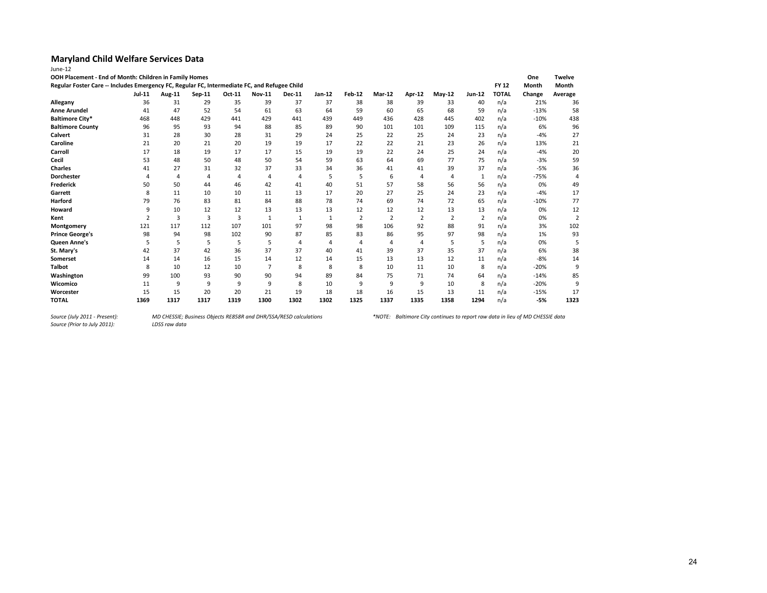## Maryland Child Welfare Services Data

June-12

**OOH Placement - End of Month: Children in Family Homes**

**Regular Foster Care -- Includes Emergency FC, Regular FC, Intermediate FC, and Refugee Child**

| | Jul-11 | Aug-11 | Sep-11 | Oct-11 | Nov-11 | Dec-11 | Jan-12 | Feb-12 | Mar-12 | Apr-12 | May-12 | Jun-12 | FY 12 TOTAL | One Month Change | Twelve Month Average |
|---|---|---|---|---|---|---|---|---|---|---|---|---|---|---|---|
| **Allegany** | 36 | 31 | 29 | 35 | 39 | 37 | 37 | 38 | 38 | 39 | 33 | 40 | n/a | 21% | 36 |
| **Anne Arundel** | 41 | 47 | 52 | 54 | 61 | 63 | 64 | 59 | 60 | 65 | 68 | 59 | n/a | -13% | 58 |
| **Baltimore City*** | 468 | 448 | 429 | 441 | 429 | 441 | 439 | 449 | 436 | 428 | 445 | 402 | n/a | -10% | 438 |
| **Baltimore County** | 96 | 95 | 93 | 94 | 88 | 85 | 89 | 90 | 101 | 101 | 109 | 115 | n/a | 6% | 96 |
| **Calvert** | 31 | 28 | 30 | 28 | 31 | 29 | 24 | 25 | 22 | 25 | 24 | 23 | n/a | -4% | 27 |
| **Caroline** | 21 | 20 | 21 | 20 | 19 | 19 | 17 | 22 | 22 | 21 | 23 | 26 | n/a | 13% | 21 |
| **Carroll** | 17 | 18 | 19 | 17 | 17 | 15 | 19 | 19 | 22 | 24 | 25 | 24 | n/a | -4% | 20 |
| **Cecil** | 53 | 48 | 50 | 48 | 50 | 54 | 59 | 63 | 64 | 69 | 77 | 75 | n/a | -3% | 59 |
| **Charles** | 41 | 27 | 31 | 32 | 37 | 33 | 34 | 36 | 41 | 41 | 39 | 37 | n/a | -5% | 36 |
| **Dorchester** | 4 | 4 | 4 | 4 | 4 | 4 | 5 | 5 | 6 | 4 | 4 | 1 | n/a | -75% | 4 |
| **Frederick** | 50 | 50 | 44 | 46 | 42 | 41 | 40 | 51 | 57 | 58 | 56 | 56 | n/a | 0% | 49 |
| **Garrett** | 8 | 11 | 10 | 10 | 11 | 13 | 17 | 20 | 27 | 25 | 24 | 23 | n/a | -4% | 17 |
| **Harford** | 79 | 76 | 83 | 81 | 84 | 88 | 78 | 74 | 69 | 74 | 72 | 65 | n/a | -10% | 77 |
| **Howard** | 9 | 10 | 12 | 12 | 13 | 13 | 13 | 12 | 12 | 12 | 13 | 13 | n/a | 0% | 12 |
| **Kent** | 2 | 3 | 3 | 3 | 1 | 1 | 1 | 2 | 2 | 2 | 2 | 2 | n/a | 0% | 2 |
| **Montgomery** | 121 | 117 | 112 | 107 | 101 | 97 | 98 | 98 | 106 | 92 | 88 | 91 | n/a | 3% | 102 |
| **Prince George's** | 98 | 94 | 98 | 102 | 90 | 87 | 85 | 83 | 86 | 95 | 97 | 98 | n/a | 1% | 93 |
| **Queen Anne's** | 5 | 5 | 5 | 5 | 5 | 4 | 4 | 4 | 4 | 4 | 5 | 5 | n/a | 0% | 5 |
| **St. Mary's** | 42 | 37 | 42 | 36 | 37 | 37 | 40 | 41 | 39 | 37 | 35 | 37 | n/a | 6% | 38 |
| **Somerset** | 14 | 14 | 16 | 15 | 14 | 12 | 14 | 15 | 13 | 13 | 12 | 11 | n/a | -8% | 14 |
| **Talbot** | 8 | 10 | 12 | 10 | 7 | 8 | 8 | 8 | 10 | 11 | 10 | 8 | n/a | -20% | 9 |
| **Washington** | 99 | 100 | 93 | 90 | 90 | 94 | 89 | 84 | 75 | 71 | 74 | 64 | n/a | -14% | 85 |
| **Wicomico** | 11 | 9 | 9 | 9 | 9 | 8 | 10 | 9 | 9 | 9 | 10 | 8 | n/a | -20% | 9 |
| **Worcester** | 15 | 15 | 20 | 20 | 21 | 19 | 18 | 18 | 16 | 15 | 13 | 11 | n/a | -15% | 17 |
| **TOTAL** | **1369** | **1317** | **1317** | **1319** | **1300** | **1302** | **1302** | **1325** | **1337** | **1335** | **1358** | **1294** | n/a | **-5%** | **1323** |

*Source (July 2011 - Present):* *MD CHESSIE; Business Objects RE858R and DHR/SSA/RESD calculations*

*Source (Prior to July 2011):* *LDSS raw data*

**NOTE: Baltimore City continues to report raw data in lieu of MD CHESSIE data*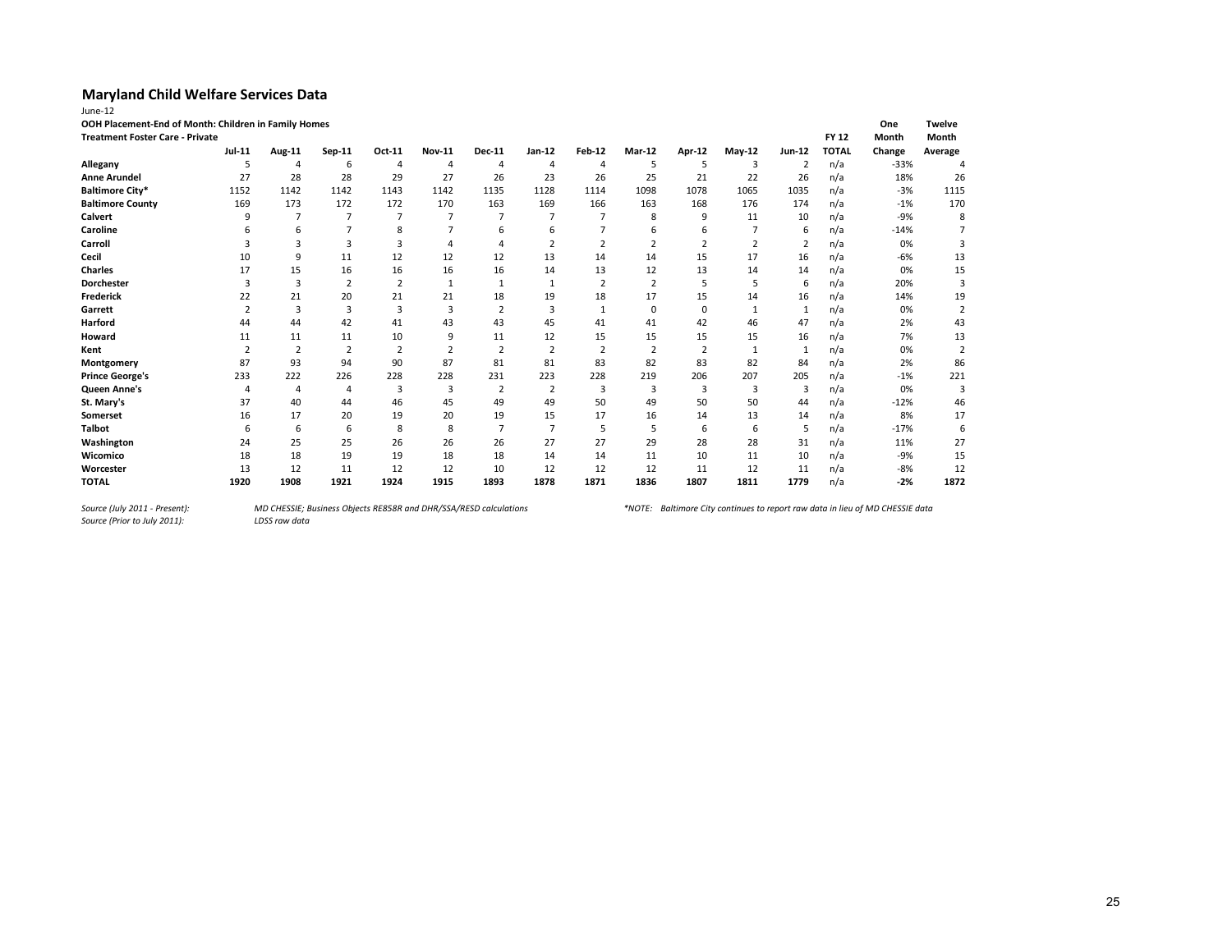# Maryland Child Welfare Services Data

June-12

**OOH Placement-End of Month: Children in Family Homes**

**Treatment Foster Care - Private**

| | Jul-11 | Aug-11 | Sep-11 | Oct-11 | Nov-11 | Dec-11 | Jan-12 | Feb-12 | Mar-12 | Apr-12 | May-12 | Jun-12 | FY 12 TOTAL | One Month Change | Twelve Month Average |
|---|---|---|---|---|---|---|---|---|---|---|---|---|---|---|---|
| **Allegany** | 5 | 4 | 6 | 4 | 4 | 4 | 4 | 4 | 5 | 5 | 3 | 2 | n/a | -33% | 4 |
| **Anne Arundel** | 27 | 28 | 28 | 29 | 27 | 26 | 23 | 26 | 25 | 21 | 22 | 26 | n/a | 18% | 26 |
| **Baltimore City*** | 1152 | 1142 | 1142 | 1143 | 1142 | 1135 | 1128 | 1114 | 1098 | 1078 | 1065 | 1035 | n/a | -3% | 1115 |
| **Baltimore County** | 169 | 173 | 172 | 172 | 170 | 163 | 169 | 166 | 163 | 168 | 176 | 174 | n/a | -1% | 170 |
| **Calvert** | 9 | 7 | 7 | 7 | 7 | 7 | 7 | 7 | 8 | 9 | 11 | 10 | n/a | -9% | 8 |
| **Caroline** | 6 | 6 | 7 | 8 | 7 | 6 | 6 | 7 | 6 | 6 | 7 | 6 | n/a | -14% | 7 |
| **Carroll** | 3 | 3 | 3 | 3 | 4 | 4 | 2 | 2 | 2 | 2 | 2 | 2 | n/a | 0% | 3 |
| **Cecil** | 10 | 9 | 11 | 12 | 12 | 12 | 13 | 14 | 14 | 15 | 17 | 16 | n/a | -6% | 13 |
| **Charles** | 17 | 15 | 16 | 16 | 16 | 16 | 14 | 13 | 12 | 13 | 14 | 14 | n/a | 0% | 15 |
| **Dorchester** | 3 | 3 | 2 | 2 | 1 | 1 | 1 | 2 | 2 | 5 | 5 | 6 | n/a | 20% | 3 |
| **Frederick** | 22 | 21 | 20 | 21 | 21 | 18 | 19 | 18 | 17 | 15 | 14 | 16 | n/a | 14% | 19 |
| **Garrett** | 2 | 3 | 3 | 3 | 3 | 2 | 3 | 1 | 0 | 0 | 1 | 1 | n/a | 0% | 2 |
| **Harford** | 44 | 44 | 42 | 41 | 43 | 43 | 45 | 41 | 41 | 42 | 46 | 47 | n/a | 2% | 43 |
| **Howard** | 11 | 11 | 11 | 10 | 9 | 11 | 12 | 15 | 15 | 15 | 15 | 16 | n/a | 7% | 13 |
| **Kent** | 2 | 2 | 2 | 2 | 2 | 2 | 2 | 2 | 2 | 2 | 1 | 1 | n/a | 0% | 2 |
| **Montgomery** | 87 | 93 | 94 | 90 | 87 | 81 | 81 | 83 | 82 | 83 | 82 | 84 | n/a | 2% | 86 |
| **Prince George's** | 233 | 222 | 226 | 228 | 228 | 231 | 223 | 228 | 219 | 206 | 207 | 205 | n/a | -1% | 221 |
| **Queen Anne's** | 4 | 4 | 4 | 3 | 3 | 2 | 2 | 3 | 3 | 3 | 3 | 3 | n/a | 0% | 3 |
| **St. Mary's** | 37 | 40 | 44 | 46 | 45 | 49 | 49 | 50 | 49 | 50 | 50 | 44 | n/a | -12% | 46 |
| **Somerset** | 16 | 17 | 20 | 19 | 20 | 19 | 15 | 17 | 16 | 14 | 13 | 14 | n/a | 8% | 17 |
| **Talbot** | 6 | 6 | 6 | 8 | 8 | 7 | 7 | 5 | 5 | 6 | 6 | 5 | n/a | -17% | 6 |
| **Washington** | 24 | 25 | 25 | 26 | 26 | 26 | 27 | 27 | 29 | 28 | 28 | 31 | n/a | 11% | 27 |
| **Wicomico** | 18 | 18 | 19 | 19 | 18 | 18 | 14 | 14 | 11 | 10 | 11 | 10 | n/a | -9% | 15 |
| **Worcester** | 13 | 12 | 11 | 12 | 12 | 10 | 12 | 12 | 12 | 11 | 12 | 11 | n/a | -8% | 12 |
| **TOTAL** | **1920** | **1908** | **1921** | **1924** | **1915** | **1893** | **1878** | **1871** | **1836** | **1807** | **1811** | **1779** | n/a | **-2%** | **1872** |

*Source (July 2011 - Present):* *MD CHESSIE; Business Objects RE858R and DHR/SSA/RESD calculations*

*Source (Prior to July 2011):* *LDSS raw data*

*\*NOTE: Baltimore City continues to report raw data in lieu of MD CHESSIE data*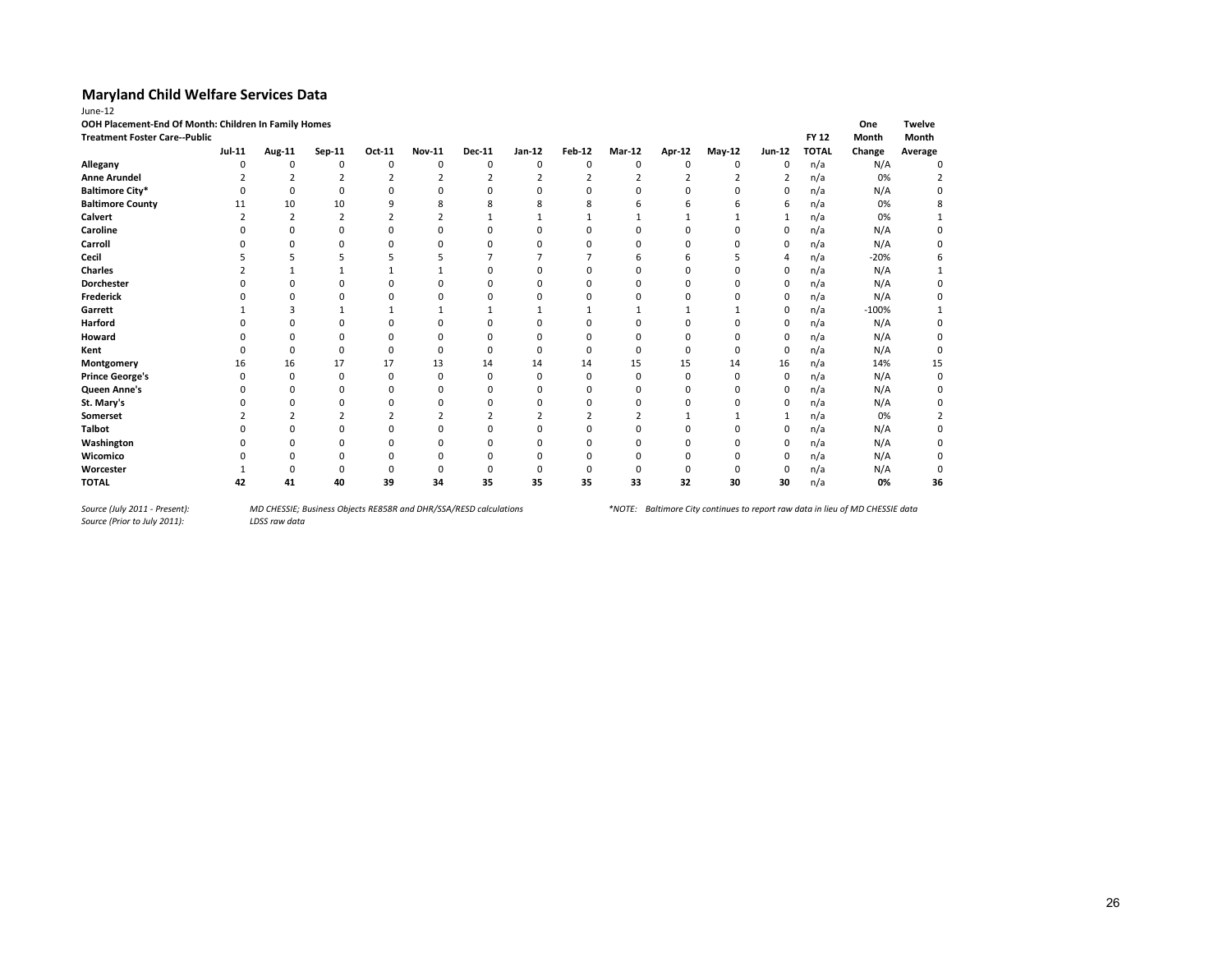## Maryland Child Welfare Services Data

June-12

**OOH Placement-End Of Month: Children In Family Homes**
**Treatment Foster Care--Public**

| | Jul-11 | Aug-11 | Sep-11 | Oct-11 | Nov-11 | Dec-11 | Jan-12 | Feb-12 | Mar-12 | Apr-12 | May-12 | Jun-12 | FY 12 TOTAL | One Month Change | Twelve Month Average |
|---|---|---|---|---|---|---|---|---|---|---|---|---|---|---|---|
| **Allegany** | 0 | 0 | 0 | 0 | 0 | 0 | 0 | 0 | 0 | 0 | 0 | 0 | n/a | N/A | 0 |
| **Anne Arundel** | 2 | 2 | 2 | 2 | 2 | 2 | 2 | 2 | 2 | 2 | 2 | 2 | n/a | 0% | 2 |
| **Baltimore City*** | 0 | 0 | 0 | 0 | 0 | 0 | 0 | 0 | 0 | 0 | 0 | 0 | n/a | N/A | 0 |
| **Baltimore County** | 11 | 10 | 10 | 9 | 8 | 8 | 8 | 8 | 6 | 6 | 6 | 6 | n/a | 0% | 8 |
| **Calvert** | 2 | 2 | 2 | 2 | 2 | 1 | 1 | 1 | 1 | 1 | 1 | 1 | n/a | 0% | 1 |
| **Caroline** | 0 | 0 | 0 | 0 | 0 | 0 | 0 | 0 | 0 | 0 | 0 | 0 | n/a | N/A | 0 |
| **Carroll** | 0 | 0 | 0 | 0 | 0 | 0 | 0 | 0 | 0 | 0 | 0 | 0 | n/a | N/A | 0 |
| **Cecil** | 5 | 5 | 5 | 5 | 5 | 7 | 7 | 7 | 6 | 6 | 5 | 4 | n/a | -20% | 6 |
| **Charles** | 2 | 1 | 1 | 1 | 1 | 0 | 0 | 0 | 0 | 0 | 0 | 0 | n/a | N/A | 1 |
| **Dorchester** | 0 | 0 | 0 | 0 | 0 | 0 | 0 | 0 | 0 | 0 | 0 | 0 | n/a | N/A | 0 |
| **Frederick** | 0 | 0 | 0 | 0 | 0 | 0 | 0 | 0 | 0 | 0 | 0 | 0 | n/a | N/A | 0 |
| **Garrett** | 1 | 3 | 1 | 1 | 1 | 1 | 1 | 1 | 1 | 1 | 1 | 0 | n/a | -100% | 1 |
| **Harford** | 0 | 0 | 0 | 0 | 0 | 0 | 0 | 0 | 0 | 0 | 0 | 0 | n/a | N/A | 0 |
| **Howard** | 0 | 0 | 0 | 0 | 0 | 0 | 0 | 0 | 0 | 0 | 0 | 0 | n/a | N/A | 0 |
| **Kent** | 0 | 0 | 0 | 0 | 0 | 0 | 0 | 0 | 0 | 0 | 0 | 0 | n/a | N/A | 0 |
| **Montgomery** | 16 | 16 | 17 | 17 | 13 | 14 | 14 | 14 | 15 | 15 | 14 | 16 | n/a | 14% | 15 |
| **Prince George's** | 0 | 0 | 0 | 0 | 0 | 0 | 0 | 0 | 0 | 0 | 0 | 0 | n/a | N/A | 0 |
| **Queen Anne's** | 0 | 0 | 0 | 0 | 0 | 0 | 0 | 0 | 0 | 0 | 0 | 0 | n/a | N/A | 0 |
| **St. Mary's** | 0 | 0 | 0 | 0 | 0 | 0 | 0 | 0 | 0 | 0 | 0 | 0 | n/a | N/A | 0 |
| **Somerset** | 2 | 2 | 2 | 2 | 2 | 2 | 2 | 2 | 2 | 1 | 1 | 1 | n/a | 0% | 2 |
| **Talbot** | 0 | 0 | 0 | 0 | 0 | 0 | 0 | 0 | 0 | 0 | 0 | 0 | n/a | N/A | 0 |
| **Washington** | 0 | 0 | 0 | 0 | 0 | 0 | 0 | 0 | 0 | 0 | 0 | 0 | n/a | N/A | 0 |
| **Wicomico** | 0 | 0 | 0 | 0 | 0 | 0 | 0 | 0 | 0 | 0 | 0 | 0 | n/a | N/A | 0 |
| **Worcester** | 1 | 0 | 0 | 0 | 0 | 0 | 0 | 0 | 0 | 0 | 0 | 0 | n/a | N/A | 0 |
| **TOTAL** | **42** | **41** | **40** | **39** | **34** | **35** | **35** | **35** | **33** | **32** | **30** | **30** | n/a | **0%** | **36** |

*Source (July 2011 - Present):* *MD CHESSIE; Business Objects RE858R and DHR/SSA/RESD calculations*
*Source (Prior to July 2011):* *LDSS raw data*

*\*NOTE: Baltimore City continues to report raw data in lieu of MD CHESSIE data*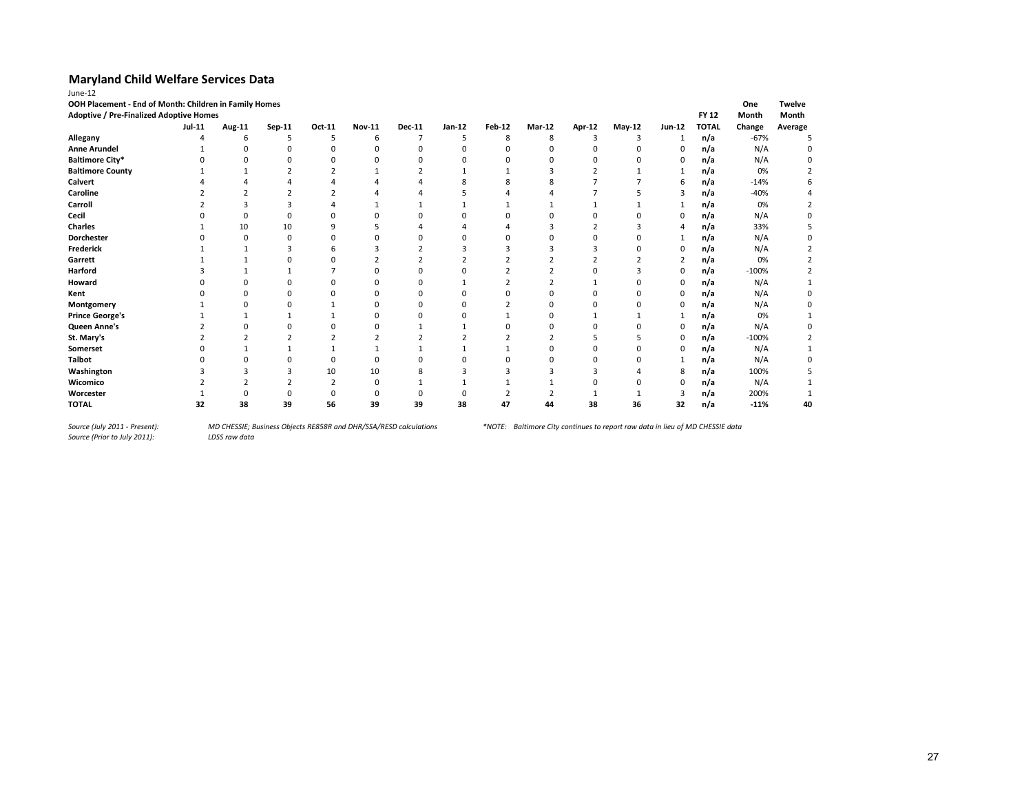## Maryland Child Welfare Services Data

June-12

**OOH Placement - End of Month: Children in Family Homes**

**Adoptive / Pre-Finalized Adoptive Homes**

| | Jul-11 | Aug-11 | Sep-11 | Oct-11 | Nov-11 | Dec-11 | Jan-12 | Feb-12 | Mar-12 | Apr-12 | May-12 | Jun-12 | FY 12 TOTAL | One Month Change | Twelve Month Average |
|---|---|---|---|---|---|---|---|---|---|---|---|---|---|---|---|
| **Allegany** | 4 | 6 | 5 | 5 | 6 | 7 | 5 | 8 | 8 | 3 | 3 | 1 | **n/a** | -67% | 5 |
| **Anne Arundel** | 1 | 0 | 0 | 0 | 0 | 0 | 0 | 0 | 0 | 0 | 0 | 0 | **n/a** | N/A | 0 |
| **Baltimore City*** | 0 | 0 | 0 | 0 | 0 | 0 | 0 | 0 | 0 | 0 | 0 | 0 | **n/a** | N/A | 0 |
| **Baltimore County** | 1 | 1 | 2 | 2 | 1 | 2 | 1 | 1 | 3 | 2 | 1 | 1 | **n/a** | 0% | 2 |
| **Calvert** | 4 | 4 | 4 | 4 | 4 | 4 | 8 | 8 | 8 | 7 | 7 | 6 | **n/a** | -14% | 6 |
| **Caroline** | 2 | 2 | 2 | 2 | 4 | 4 | 5 | 4 | 4 | 7 | 5 | 3 | **n/a** | -40% | 4 |
| **Carroll** | 2 | 3 | 3 | 4 | 1 | 1 | 1 | 1 | 1 | 1 | 1 | 1 | **n/a** | 0% | 2 |
| **Cecil** | 0 | 0 | 0 | 0 | 0 | 0 | 0 | 0 | 0 | 0 | 0 | 0 | **n/a** | N/A | 0 |
| **Charles** | 1 | 10 | 10 | 9 | 5 | 4 | 4 | 4 | 3 | 2 | 3 | 4 | **n/a** | 33% | 5 |
| **Dorchester** | 0 | 0 | 0 | 0 | 0 | 0 | 0 | 0 | 0 | 0 | 0 | 1 | **n/a** | N/A | 0 |
| **Frederick** | 1 | 1 | 3 | 6 | 3 | 2 | 3 | 3 | 3 | 3 | 0 | 0 | **n/a** | N/A | 2 |
| **Garrett** | 1 | 1 | 0 | 0 | 2 | 2 | 2 | 2 | 2 | 2 | 2 | 2 | **n/a** | 0% | 2 |
| **Harford** | 3 | 1 | 1 | 7 | 0 | 0 | 0 | 2 | 2 | 0 | 3 | 0 | **n/a** | -100% | 2 |
| **Howard** | 0 | 0 | 0 | 0 | 0 | 0 | 1 | 2 | 2 | 1 | 0 | 0 | **n/a** | N/A | 1 |
| **Kent** | 0 | 0 | 0 | 0 | 0 | 0 | 0 | 0 | 0 | 0 | 0 | 0 | **n/a** | N/A | 0 |
| **Montgomery** | 1 | 0 | 0 | 1 | 0 | 0 | 0 | 2 | 0 | 0 | 0 | 0 | **n/a** | N/A | 0 |
| **Prince George's** | 1 | 1 | 1 | 1 | 0 | 0 | 0 | 1 | 0 | 1 | 1 | 1 | **n/a** | 0% | 1 |
| **Queen Anne's** | 2 | 0 | 0 | 0 | 0 | 1 | 1 | 0 | 0 | 0 | 0 | 0 | **n/a** | N/A | 0 |
| **St. Mary's** | 2 | 2 | 2 | 2 | 2 | 2 | 2 | 2 | 2 | 5 | 5 | 0 | **n/a** | -100% | 2 |
| **Somerset** | 0 | 1 | 1 | 1 | 1 | 1 | 1 | 1 | 0 | 0 | 0 | 0 | **n/a** | N/A | 1 |
| **Talbot** | 0 | 0 | 0 | 0 | 0 | 0 | 0 | 0 | 0 | 0 | 0 | 1 | **n/a** | N/A | 0 |
| **Washington** | 3 | 3 | 3 | 10 | 10 | 8 | 3 | 3 | 3 | 3 | 4 | 8 | **n/a** | 100% | 5 |
| **Wicomico** | 2 | 2 | 2 | 2 | 0 | 1 | 1 | 1 | 1 | 0 | 0 | 0 | **n/a** | N/A | 1 |
| **Worcester** | 1 | 0 | 0 | 0 | 0 | 0 | 0 | 2 | 2 | 1 | 1 | 3 | **n/a** | 200% | 1 |
| **TOTAL** | **32** | **38** | **39** | **56** | **39** | **39** | **38** | **47** | **44** | **38** | **36** | **32** | **n/a** | **-11%** | **40** |

*Source (July 2011 - Present):* *MD CHESSIE; Business Objects RE858R and DHR/SSA/RESD calculations*

*Source (Prior to July 2011):* *LDSS raw data*

**NOTE: Baltimore City continues to report raw data in lieu of MD CHESSIE data*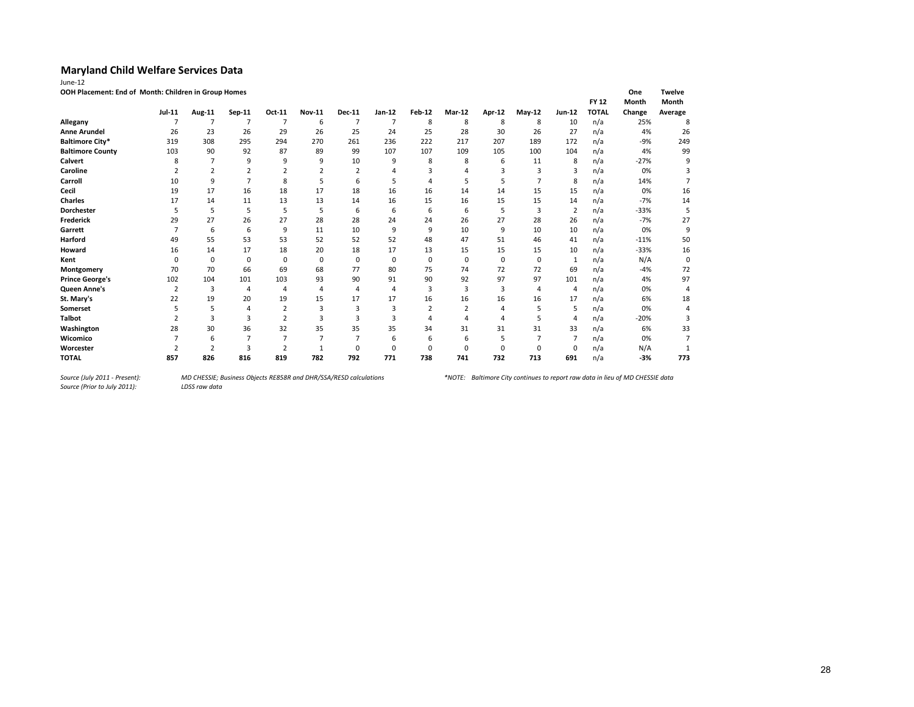## Maryland Child Welfare Services Data

June-12

**OOH Placement: End of Month: Children in Group Homes**

| | Jul-11 | Aug-11 | Sep-11 | Oct-11 | Nov-11 | Dec-11 | Jan-12 | Feb-12 | Mar-12 | Apr-12 | May-12 | Jun-12 | FY 12 TOTAL | One Month Change | Twelve Month Average |
|---|---|---|---|---|---|---|---|---|---|---|---|---|---|---|---|
| **Allegany** | 7 | 7 | 7 | 7 | 6 | 7 | 7 | 8 | 8 | 8 | 8 | 10 | n/a | 25% | 8 |
| **Anne Arundel** | 26 | 23 | 26 | 29 | 26 | 25 | 24 | 25 | 28 | 30 | 26 | 27 | n/a | 4% | 26 |
| **Baltimore City*** | 319 | 308 | 295 | 294 | 270 | 261 | 236 | 222 | 217 | 207 | 189 | 172 | n/a | -9% | 249 |
| **Baltimore County** | 103 | 90 | 92 | 87 | 89 | 99 | 107 | 107 | 109 | 105 | 100 | 104 | n/a | 4% | 99 |
| **Calvert** | 8 | 7 | 9 | 9 | 9 | 10 | 9 | 8 | 8 | 6 | 11 | 8 | n/a | -27% | 9 |
| **Caroline** | 2 | 2 | 2 | 2 | 2 | 2 | 4 | 3 | 4 | 3 | 3 | 3 | n/a | 0% | 3 |
| **Carroll** | 10 | 9 | 7 | 8 | 5 | 6 | 5 | 4 | 5 | 5 | 7 | 8 | n/a | 14% | 7 |
| **Cecil** | 19 | 17 | 16 | 18 | 17 | 18 | 16 | 16 | 14 | 14 | 15 | 15 | n/a | 0% | 16 |
| **Charles** | 17 | 14 | 11 | 13 | 13 | 14 | 16 | 15 | 16 | 15 | 15 | 14 | n/a | -7% | 14 |
| **Dorchester** | 5 | 5 | 5 | 5 | 5 | 6 | 6 | 6 | 6 | 5 | 3 | 2 | n/a | -33% | 5 |
| **Frederick** | 29 | 27 | 26 | 27 | 28 | 28 | 24 | 24 | 26 | 27 | 28 | 26 | n/a | -7% | 27 |
| **Garrett** | 7 | 6 | 6 | 9 | 11 | 10 | 9 | 9 | 10 | 9 | 10 | 10 | n/a | 0% | 9 |
| **Harford** | 49 | 55 | 53 | 53 | 52 | 52 | 52 | 48 | 47 | 51 | 46 | 41 | n/a | -11% | 50 |
| **Howard** | 16 | 14 | 17 | 18 | 20 | 18 | 17 | 13 | 15 | 15 | 15 | 10 | n/a | -33% | 16 |
| **Kent** | 0 | 0 | 0 | 0 | 0 | 0 | 0 | 0 | 0 | 0 | 0 | 1 | n/a | N/A | 0 |
| **Montgomery** | 70 | 70 | 66 | 69 | 68 | 77 | 80 | 75 | 74 | 72 | 72 | 69 | n/a | -4% | 72 |
| **Prince George's** | 102 | 104 | 101 | 103 | 93 | 90 | 91 | 90 | 92 | 97 | 97 | 101 | n/a | 4% | 97 |
| **Queen Anne's** | 2 | 3 | 4 | 4 | 4 | 4 | 4 | 3 | 3 | 3 | 4 | 4 | n/a | 0% | 4 |
| **St. Mary's** | 22 | 19 | 20 | 19 | 15 | 17 | 17 | 16 | 16 | 16 | 16 | 17 | n/a | 6% | 18 |
| **Somerset** | 5 | 5 | 4 | 2 | 3 | 3 | 3 | 2 | 2 | 4 | 5 | 5 | n/a | 0% | 4 |
| **Talbot** | 2 | 3 | 3 | 2 | 3 | 3 | 3 | 4 | 4 | 4 | 5 | 4 | n/a | -20% | 3 |
| **Washington** | 28 | 30 | 36 | 32 | 35 | 35 | 35 | 34 | 31 | 31 | 31 | 33 | n/a | 6% | 33 |
| **Wicomico** | 7 | 6 | 7 | 7 | 7 | 7 | 6 | 6 | 6 | 5 | 7 | 7 | n/a | 0% | 7 |
| **Worcester** | 2 | 2 | 3 | 2 | 1 | 0 | 0 | 0 | 0 | 0 | 0 | 0 | n/a | N/A | 1 |
| **TOTAL** | **857** | **826** | **816** | **819** | **782** | **792** | **771** | **738** | **741** | **732** | **713** | **691** | n/a | **-3%** | **773** |

*Source (July 2011 - Present):* *MD CHESSIE; Business Objects RE858R and DHR/SSA/RESD calculations*

*Source (Prior to July 2011):* *LDSS raw data*

*\*NOTE: Baltimore City continues to report raw data in lieu of MD CHESSIE data*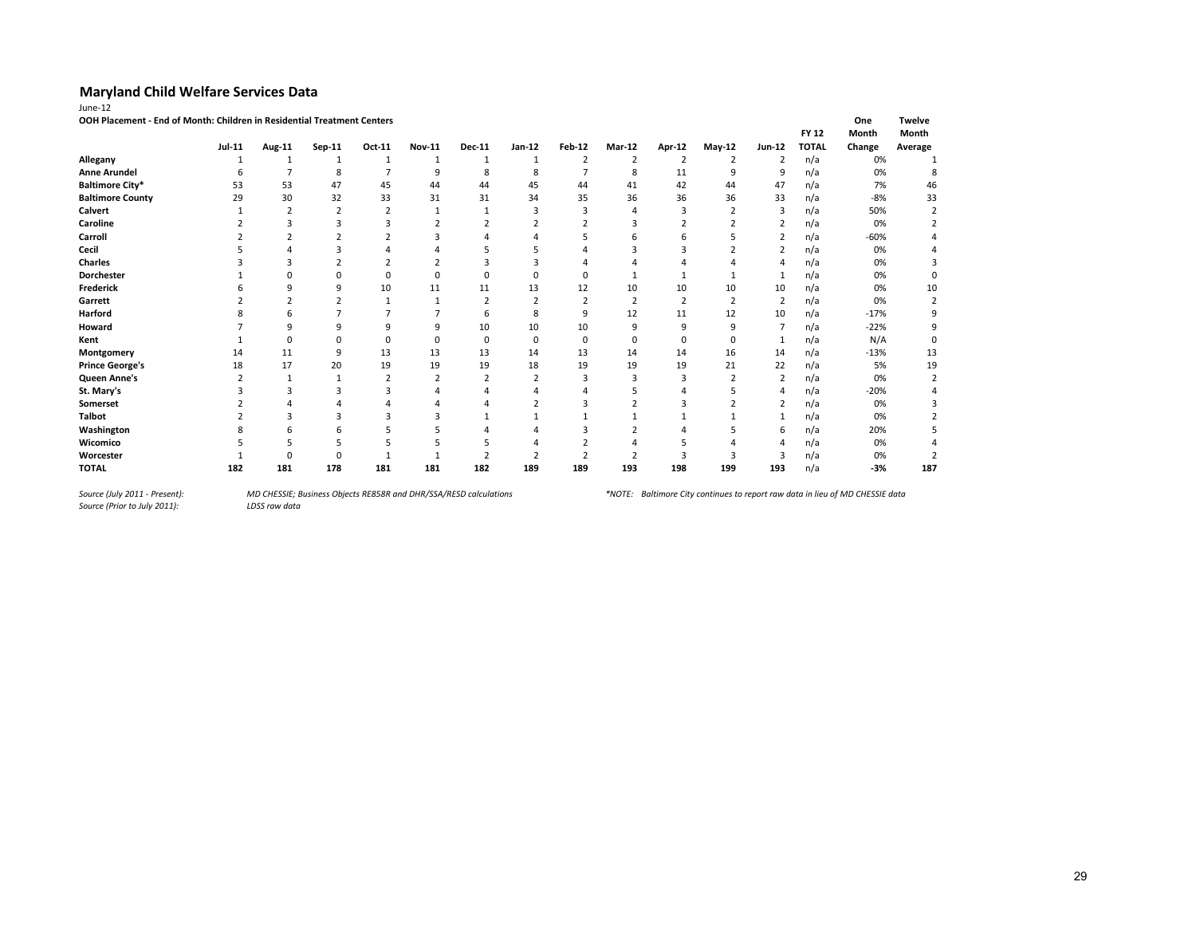## Maryland Child Welfare Services Data

June-12

**OOH Placement - End of Month: Children in Residential Treatment Centers**

| | Jul-11 | Aug-11 | Sep-11 | Oct-11 | Nov-11 | Dec-11 | Jan-12 | Feb-12 | Mar-12 | Apr-12 | May-12 | Jun-12 | FY 12 TOTAL | One Month Change | Twelve Month Average |
|---|---|---|---|---|---|---|---|---|---|---|---|---|---|---|---|
| **Allegany** | 1 | 1 | 1 | 1 | 1 | 1 | 1 | 2 | 2 | 2 | 2 | 2 | n/a | 0% | 1 |
| **Anne Arundel** | 6 | 7 | 8 | 7 | 9 | 8 | 8 | 7 | 8 | 11 | 9 | 9 | n/a | 0% | 8 |
| **Baltimore City*** | 53 | 53 | 47 | 45 | 44 | 44 | 45 | 44 | 41 | 42 | 44 | 47 | n/a | 7% | 46 |
| **Baltimore County** | 29 | 30 | 32 | 33 | 31 | 31 | 34 | 35 | 36 | 36 | 36 | 33 | n/a | -8% | 33 |
| **Calvert** | 1 | 2 | 2 | 2 | 1 | 1 | 3 | 3 | 4 | 3 | 2 | 3 | n/a | 50% | 2 |
| **Caroline** | 2 | 3 | 3 | 3 | 2 | 2 | 2 | 2 | 3 | 2 | 2 | 2 | n/a | 0% | 2 |
| **Carroll** | 2 | 2 | 2 | 2 | 3 | 4 | 4 | 5 | 6 | 6 | 5 | 2 | n/a | -60% | 4 |
| **Cecil** | 5 | 4 | 3 | 4 | 4 | 5 | 5 | 4 | 3 | 3 | 2 | 2 | n/a | 0% | 4 |
| **Charles** | 3 | 3 | 2 | 2 | 2 | 3 | 3 | 4 | 4 | 4 | 4 | 4 | n/a | 0% | 3 |
| **Dorchester** | 1 | 0 | 0 | 0 | 0 | 0 | 0 | 0 | 1 | 1 | 1 | 1 | n/a | 0% | 0 |
| **Frederick** | 6 | 9 | 9 | 10 | 11 | 11 | 13 | 12 | 10 | 10 | 10 | 10 | n/a | 0% | 10 |
| **Garrett** | 2 | 2 | 2 | 1 | 1 | 2 | 2 | 2 | 2 | 2 | 2 | 2 | n/a | 0% | 2 |
| **Harford** | 8 | 6 | 7 | 7 | 7 | 6 | 8 | 9 | 12 | 11 | 12 | 10 | n/a | -17% | 9 |
| **Howard** | 7 | 9 | 9 | 9 | 9 | 10 | 10 | 10 | 9 | 9 | 9 | 7 | n/a | -22% | 9 |
| **Kent** | 1 | 0 | 0 | 0 | 0 | 0 | 0 | 0 | 0 | 0 | 0 | 1 | n/a | N/A | 0 |
| **Montgomery** | 14 | 11 | 9 | 13 | 13 | 13 | 14 | 13 | 14 | 14 | 16 | 14 | n/a | -13% | 13 |
| **Prince George's** | 18 | 17 | 20 | 19 | 19 | 19 | 18 | 19 | 19 | 19 | 21 | 22 | n/a | 5% | 19 |
| **Queen Anne's** | 2 | 1 | 1 | 2 | 2 | 2 | 2 | 3 | 3 | 3 | 2 | 2 | n/a | 0% | 2 |
| **St. Mary's** | 3 | 3 | 3 | 3 | 4 | 4 | 4 | 4 | 5 | 4 | 5 | 4 | n/a | -20% | 4 |
| **Somerset** | 2 | 4 | 4 | 4 | 4 | 4 | 2 | 3 | 2 | 3 | 2 | 2 | n/a | 0% | 3 |
| **Talbot** | 2 | 3 | 3 | 3 | 3 | 1 | 1 | 1 | 1 | 1 | 1 | 1 | n/a | 0% | 2 |
| **Washington** | 8 | 6 | 6 | 5 | 5 | 4 | 4 | 3 | 2 | 4 | 5 | 6 | n/a | 20% | 5 |
| **Wicomico** | 5 | 5 | 5 | 5 | 5 | 5 | 4 | 2 | 4 | 5 | 4 | 4 | n/a | 0% | 4 |
| **Worcester** | 1 | 0 | 0 | 1 | 1 | 2 | 2 | 2 | 2 | 3 | 3 | 3 | n/a | 0% | 2 |
| **TOTAL** | **182** | **181** | **178** | **181** | **181** | **182** | **189** | **189** | **193** | **198** | **199** | **193** | n/a | **-3%** | **187** |

*Source (July 2011 - Present):* *MD CHESSIE; Business Objects RE858R and DHR/SSA/RESD calculations*

*Source (Prior to July 2011):* *LDSS raw data*

**NOTE: Baltimore City continues to report raw data in lieu of MD CHESSIE data*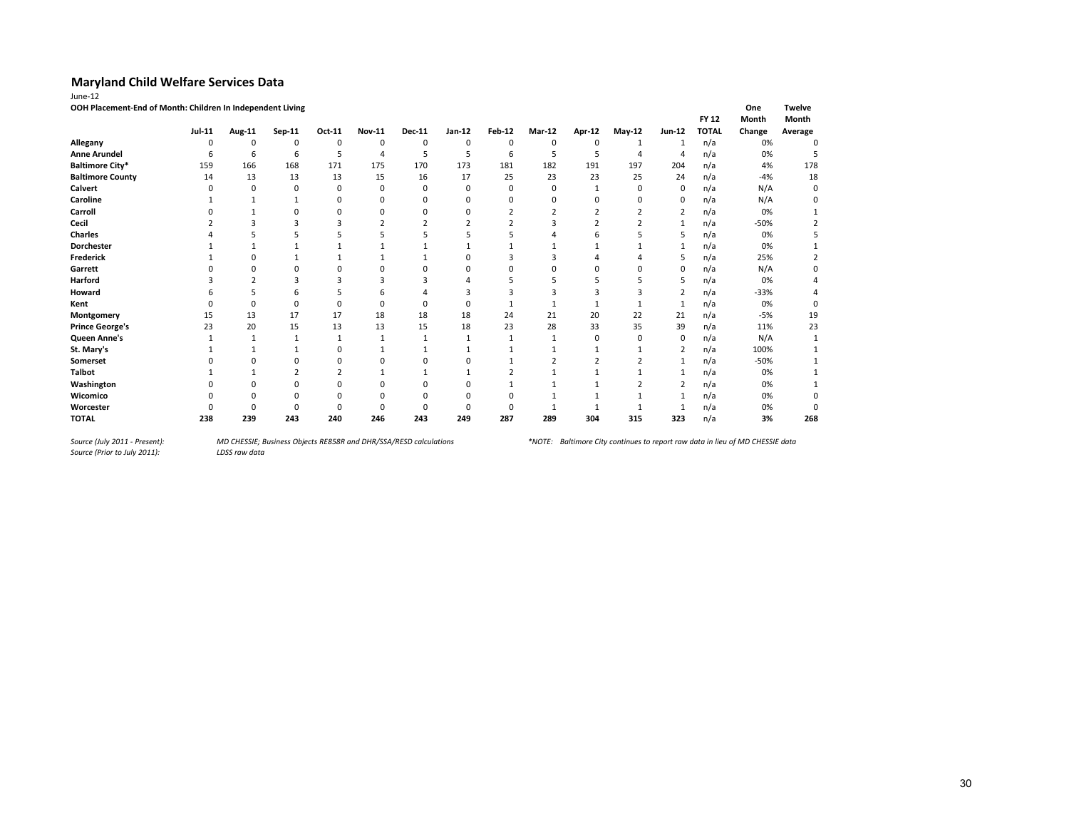## Maryland Child Welfare Services Data

June-12

**OOH Placement-End of Month: Children In Independent Living**

| | Jul-11 | Aug-11 | Sep-11 | Oct-11 | Nov-11 | Dec-11 | Jan-12 | Feb-12 | Mar-12 | Apr-12 | May-12 | Jun-12 | FY 12 TOTAL | One Month Change | Twelve Month Average |
|---|---|---|---|---|---|---|---|---|---|---|---|---|---|---|---|
| **Allegany** | 0 | 0 | 0 | 0 | 0 | 0 | 0 | 0 | 0 | 0 | 1 | 1 | n/a | 0% | 0 |
| **Anne Arundel** | 6 | 6 | 6 | 5 | 4 | 5 | 5 | 6 | 5 | 5 | 4 | 4 | n/a | 0% | 5 |
| **Baltimore City*** | 159 | 166 | 168 | 171 | 175 | 170 | 173 | 181 | 182 | 191 | 197 | 204 | n/a | 4% | 178 |
| **Baltimore County** | 14 | 13 | 13 | 13 | 15 | 16 | 17 | 25 | 23 | 23 | 25 | 24 | n/a | -4% | 18 |
| **Calvert** | 0 | 0 | 0 | 0 | 0 | 0 | 0 | 0 | 0 | 1 | 0 | 0 | n/a | N/A | 0 |
| **Caroline** | 1 | 1 | 1 | 0 | 0 | 0 | 0 | 0 | 0 | 0 | 0 | 0 | n/a | N/A | 0 |
| **Carroll** | 0 | 1 | 0 | 0 | 0 | 0 | 0 | 2 | 2 | 2 | 2 | 2 | n/a | 0% | 1 |
| **Cecil** | 2 | 3 | 3 | 3 | 2 | 2 | 2 | 2 | 3 | 2 | 2 | 1 | n/a | -50% | 2 |
| **Charles** | 4 | 5 | 5 | 5 | 5 | 5 | 5 | 5 | 4 | 6 | 5 | 5 | n/a | 0% | 5 |
| **Dorchester** | 1 | 1 | 1 | 1 | 1 | 1 | 1 | 1 | 1 | 1 | 1 | 1 | n/a | 0% | 1 |
| **Frederick** | 1 | 0 | 1 | 1 | 1 | 1 | 0 | 3 | 3 | 4 | 4 | 5 | n/a | 25% | 2 |
| **Garrett** | 0 | 0 | 0 | 0 | 0 | 0 | 0 | 0 | 0 | 0 | 0 | 0 | n/a | N/A | 0 |
| **Harford** | 3 | 2 | 3 | 3 | 3 | 3 | 4 | 5 | 5 | 5 | 5 | 5 | n/a | 0% | 4 |
| **Howard** | 6 | 5 | 6 | 5 | 6 | 4 | 3 | 3 | 3 | 3 | 3 | 2 | n/a | -33% | 4 |
| **Kent** | 0 | 0 | 0 | 0 | 0 | 0 | 0 | 1 | 1 | 1 | 1 | 1 | n/a | 0% | 0 |
| **Montgomery** | 15 | 13 | 17 | 17 | 18 | 18 | 18 | 24 | 21 | 20 | 22 | 21 | n/a | -5% | 19 |
| **Prince George's** | 23 | 20 | 15 | 13 | 13 | 15 | 18 | 23 | 28 | 33 | 35 | 39 | n/a | 11% | 23 |
| **Queen Anne's** | 1 | 1 | 1 | 1 | 1 | 1 | 1 | 1 | 1 | 0 | 0 | 0 | n/a | N/A | 1 |
| **St. Mary's** | 1 | 1 | 1 | 0 | 1 | 1 | 1 | 1 | 1 | 1 | 1 | 2 | n/a | 100% | 1 |
| **Somerset** | 0 | 0 | 0 | 0 | 0 | 0 | 0 | 1 | 2 | 2 | 2 | 1 | n/a | -50% | 1 |
| **Talbot** | 1 | 1 | 2 | 2 | 1 | 1 | 1 | 2 | 1 | 1 | 1 | 1 | n/a | 0% | 1 |
| **Washington** | 0 | 0 | 0 | 0 | 0 | 0 | 0 | 1 | 1 | 1 | 2 | 2 | n/a | 0% | 1 |
| **Wicomico** | 0 | 0 | 0 | 0 | 0 | 0 | 0 | 0 | 1 | 1 | 1 | 1 | n/a | 0% | 0 |
| **Worcester** | 0 | 0 | 0 | 0 | 0 | 0 | 0 | 0 | 1 | 1 | 1 | 1 | n/a | 0% | 0 |
| **TOTAL** | **238** | **239** | **243** | **240** | **246** | **243** | **249** | **287** | **289** | **304** | **315** | **323** | n/a | **3%** | **268** |

*Source (July 2011 - Present):* *MD CHESSIE; Business Objects RE858R and DHR/SSA/RESD calculations*

*Source (Prior to July 2011):* *LDSS raw data*

**NOTE: Baltimore City continues to report raw data in lieu of MD CHESSIE data*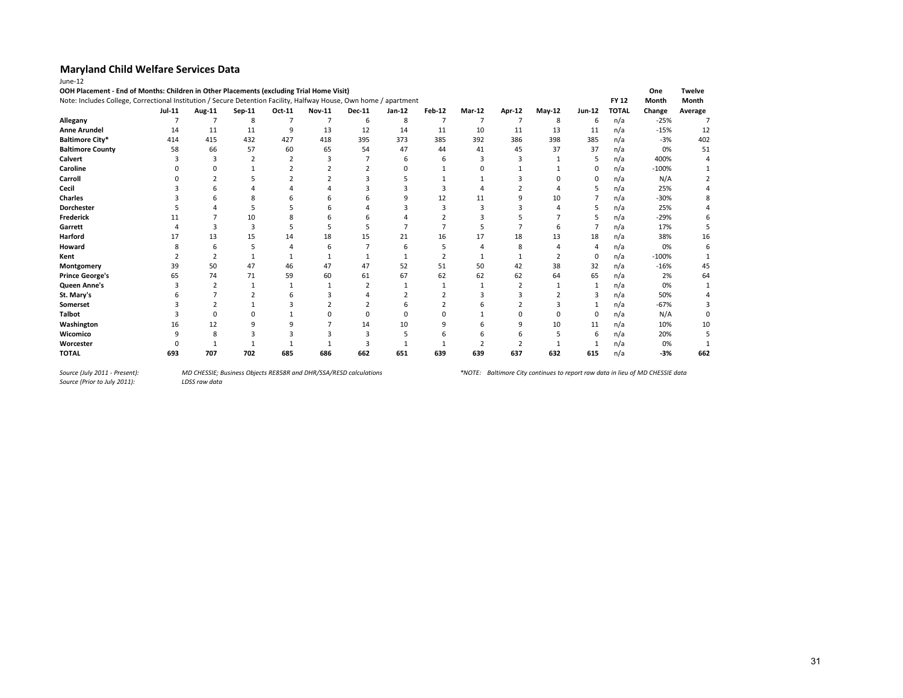## Maryland Child Welfare Services Data

June-12

**OOH Placement - End of Months: Children in Other Placements (excluding Trial Home Visit)**

Note: Includes College, Correctional Institution / Secure Detention Facility, Halfway House, Own home / apartment

| | Jul-11 | Aug-11 | Sep-11 | Oct-11 | Nov-11 | Dec-11 | Jan-12 | Feb-12 | Mar-12 | Apr-12 | May-12 | Jun-12 | FY 12 TOTAL | One Month Change | Twelve Month Average |
|---|---|---|---|---|---|---|---|---|---|---|---|---|---|---|---|
| **Allegany** | 7 | 7 | 8 | 7 | 7 | 6 | 8 | 7 | 7 | 7 | 8 | 6 | n/a | -25% | 7 |
| **Anne Arundel** | 14 | 11 | 11 | 9 | 13 | 12 | 14 | 11 | 10 | 11 | 13 | 11 | n/a | -15% | 12 |
| **Baltimore City*** | 414 | 415 | 432 | 427 | 418 | 395 | 373 | 385 | 392 | 386 | 398 | 385 | n/a | -3% | 402 |
| **Baltimore County** | 58 | 66 | 57 | 60 | 65 | 54 | 47 | 44 | 41 | 45 | 37 | 37 | n/a | 0% | 51 |
| **Calvert** | 3 | 3 | 2 | 2 | 3 | 7 | 6 | 6 | 3 | 3 | 1 | 5 | n/a | 400% | 4 |
| **Caroline** | 0 | 0 | 1 | 2 | 2 | 2 | 0 | 1 | 0 | 1 | 1 | 0 | n/a | -100% | 1 |
| **Carroll** | 0 | 2 | 5 | 2 | 2 | 3 | 5 | 1 | 1 | 3 | 0 | 0 | n/a | N/A | 2 |
| **Cecil** | 3 | 6 | 4 | 4 | 4 | 3 | 3 | 3 | 4 | 2 | 4 | 5 | n/a | 25% | 4 |
| **Charles** | 3 | 6 | 8 | 6 | 6 | 6 | 9 | 12 | 11 | 9 | 10 | 7 | n/a | -30% | 8 |
| **Dorchester** | 5 | 4 | 5 | 5 | 6 | 4 | 3 | 3 | 3 | 3 | 4 | 5 | n/a | 25% | 4 |
| **Frederick** | 11 | 7 | 10 | 8 | 6 | 6 | 4 | 2 | 3 | 5 | 7 | 5 | n/a | -29% | 6 |
| **Garrett** | 4 | 3 | 3 | 5 | 5 | 5 | 7 | 7 | 5 | 7 | 6 | 7 | n/a | 17% | 5 |
| **Harford** | 17 | 13 | 15 | 14 | 18 | 15 | 21 | 16 | 17 | 18 | 13 | 18 | n/a | 38% | 16 |
| **Howard** | 8 | 6 | 5 | 4 | 6 | 7 | 6 | 5 | 4 | 8 | 4 | 4 | n/a | 0% | 6 |
| **Kent** | 2 | 2 | 1 | 1 | 1 | 1 | 1 | 2 | 1 | 1 | 2 | 0 | n/a | -100% | 1 |
| **Montgomery** | 39 | 50 | 47 | 46 | 47 | 47 | 52 | 51 | 50 | 42 | 38 | 32 | n/a | -16% | 45 |
| **Prince George's** | 65 | 74 | 71 | 59 | 60 | 61 | 67 | 62 | 62 | 62 | 64 | 65 | n/a | 2% | 64 |
| **Queen Anne's** | 3 | 2 | 1 | 1 | 1 | 2 | 1 | 1 | 1 | 2 | 1 | 1 | n/a | 0% | 1 |
| **St. Mary's** | 6 | 7 | 2 | 6 | 3 | 4 | 2 | 2 | 3 | 3 | 2 | 3 | n/a | 50% | 4 |
| **Somerset** | 3 | 2 | 1 | 3 | 2 | 2 | 6 | 2 | 6 | 2 | 3 | 1 | n/a | -67% | 3 |
| **Talbot** | 3 | 0 | 0 | 1 | 0 | 0 | 0 | 0 | 1 | 0 | 0 | 0 | n/a | N/A | 0 |
| **Washington** | 16 | 12 | 9 | 9 | 7 | 14 | 10 | 9 | 6 | 9 | 10 | 11 | n/a | 10% | 10 |
| **Wicomico** | 9 | 8 | 3 | 3 | 3 | 3 | 5 | 6 | 6 | 6 | 5 | 6 | n/a | 20% | 5 |
| **Worcester** | 0 | 1 | 1 | 1 | 1 | 3 | 1 | 1 | 2 | 2 | 1 | 1 | n/a | 0% | 1 |
| **TOTAL** | **693** | **707** | **702** | **685** | **686** | **662** | **651** | **639** | **639** | **637** | **632** | **615** | n/a | **-3%** | **662** |

*Source (July 2011 - Present):* *MD CHESSIE; Business Objects RE858R and DHR/SSA/RESD calculations*

*Source (Prior to July 2011):* *LDSS raw data*

**NOTE: Baltimore City continues to report raw data in lieu of MD CHESSIE data*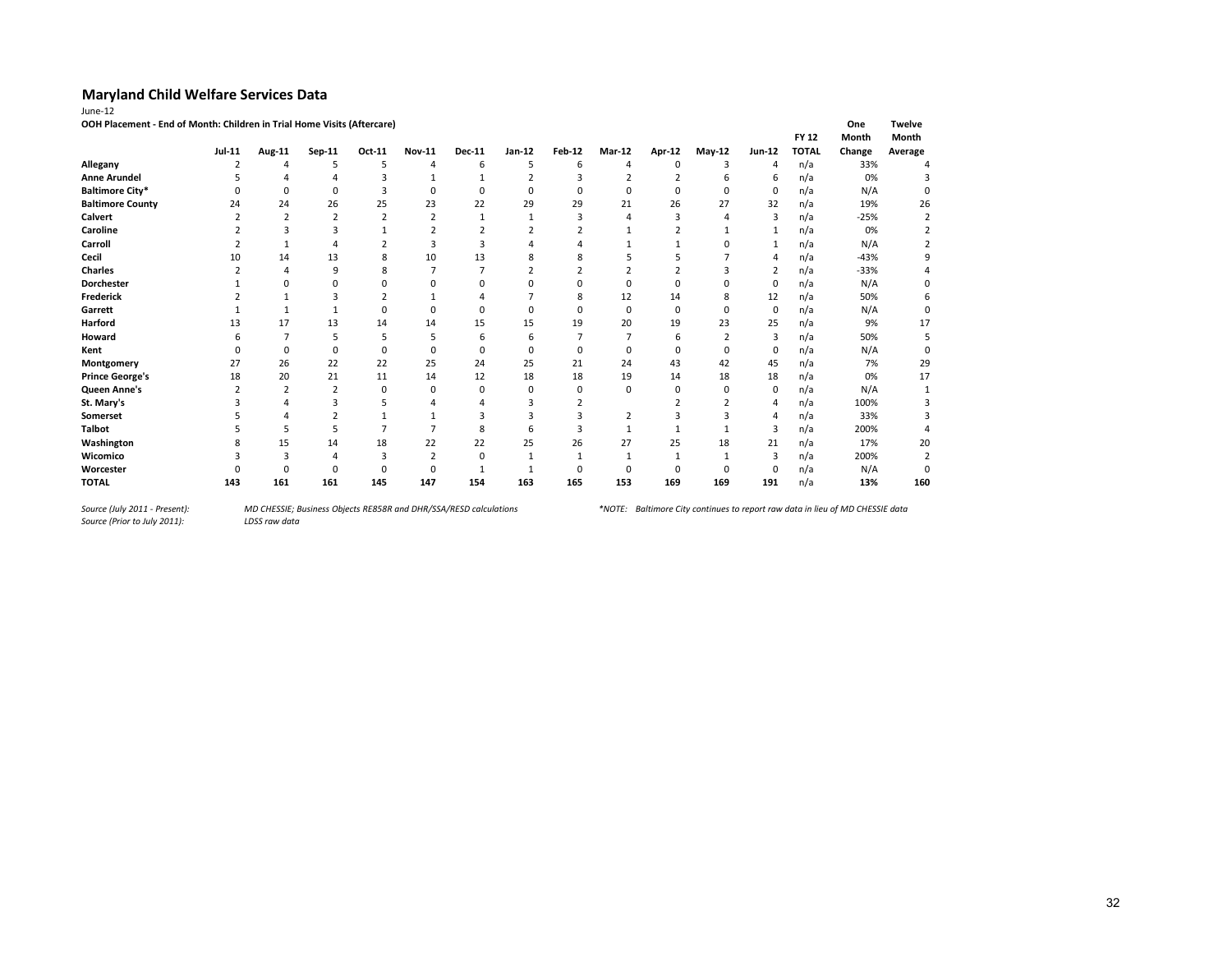## Maryland Child Welfare Services Data

June-12

**OOH Placement - End of Month: Children in Trial Home Visits (Aftercare)**

| | Jul-11 | Aug-11 | Sep-11 | Oct-11 | Nov-11 | Dec-11 | Jan-12 | Feb-12 | Mar-12 | Apr-12 | May-12 | Jun-12 | FY 12 TOTAL | One Month Change | Twelve Month Average |
|---|---|---|---|---|---|---|---|---|---|---|---|---|---|---|---|
| **Allegany** | 2 | 4 | 5 | 5 | 4 | 6 | 5 | 6 | 4 | 0 | 3 | 4 | n/a | 33% | 4 |
| **Anne Arundel** | 5 | 4 | 4 | 3 | 1 | 1 | 2 | 3 | 2 | 2 | 6 | 6 | n/a | 0% | 3 |
| **Baltimore City*** | 0 | 0 | 0 | 3 | 0 | 0 | 0 | 0 | 0 | 0 | 0 | 0 | n/a | N/A | 0 |
| **Baltimore County** | 24 | 24 | 26 | 25 | 23 | 22 | 29 | 29 | 21 | 26 | 27 | 32 | n/a | 19% | 26 |
| **Calvert** | 2 | 2 | 2 | 2 | 2 | 1 | 1 | 3 | 4 | 3 | 4 | 3 | n/a | -25% | 2 |
| **Caroline** | 2 | 3 | 3 | 1 | 2 | 2 | 2 | 2 | 1 | 2 | 1 | 1 | n/a | 0% | 2 |
| **Carroll** | 2 | 1 | 4 | 2 | 3 | 3 | 4 | 4 | 1 | 1 | 0 | 1 | n/a | N/A | 2 |
| **Cecil** | 10 | 14 | 13 | 8 | 10 | 13 | 8 | 8 | 5 | 5 | 7 | 4 | n/a | -43% | 9 |
| **Charles** | 2 | 4 | 9 | 8 | 7 | 7 | 2 | 2 | 2 | 2 | 3 | 2 | n/a | -33% | 4 |
| **Dorchester** | 1 | 0 | 0 | 0 | 0 | 0 | 0 | 0 | 0 | 0 | 0 | 0 | n/a | N/A | 0 |
| **Frederick** | 2 | 1 | 3 | 2 | 1 | 4 | 7 | 8 | 12 | 14 | 8 | 12 | n/a | 50% | 6 |
| **Garrett** | 1 | 1 | 1 | 0 | 0 | 0 | 0 | 0 | 0 | 0 | 0 | 0 | n/a | N/A | 0 |
| **Harford** | 13 | 17 | 13 | 14 | 14 | 15 | 15 | 19 | 20 | 19 | 23 | 25 | n/a | 9% | 17 |
| **Howard** | 6 | 7 | 5 | 5 | 5 | 6 | 6 | 7 | 7 | 6 | 2 | 3 | n/a | 50% | 5 |
| **Kent** | 0 | 0 | 0 | 0 | 0 | 0 | 0 | 0 | 0 | 0 | 0 | 0 | n/a | N/A | 0 |
| **Montgomery** | 27 | 26 | 22 | 22 | 25 | 24 | 25 | 21 | 24 | 43 | 42 | 45 | n/a | 7% | 29 |
| **Prince George's** | 18 | 20 | 21 | 11 | 14 | 12 | 18 | 18 | 19 | 14 | 18 | 18 | n/a | 0% | 17 |
| **Queen Anne's** | 2 | 2 | 2 | 0 | 0 | 0 | 0 | 0 | 0 | 0 | 0 | 0 | n/a | N/A | 1 |
| **St. Mary's** | 3 | 4 | 3 | 5 | 4 | 4 | 3 | 2 | | 2 | 2 | 4 | n/a | 100% | 3 |
| **Somerset** | 5 | 4 | 2 | 1 | 1 | 3 | 3 | 3 | 2 | 3 | 3 | 4 | n/a | 33% | 3 |
| **Talbot** | 5 | 5 | 5 | 7 | 7 | 8 | 6 | 3 | 1 | 1 | 1 | 3 | n/a | 200% | 4 |
| **Washington** | 8 | 15 | 14 | 18 | 22 | 22 | 25 | 26 | 27 | 25 | 18 | 21 | n/a | 17% | 20 |
| **Wicomico** | 3 | 3 | 4 | 3 | 2 | 0 | 1 | 1 | 1 | 1 | 1 | 3 | n/a | 200% | 2 |
| **Worcester** | 0 | 0 | 0 | 0 | 0 | 1 | 1 | 0 | 0 | 0 | 0 | 0 | n/a | N/A | 0 |
| **TOTAL** | **143** | **161** | **161** | **145** | **147** | **154** | **163** | **165** | **153** | **169** | **169** | **191** | n/a | **13%** | **160** |

*Source (July 2011 - Present):* *MD CHESSIE; Business Objects RE858R and DHR/SSA/RESD calculations*

*Source (Prior to July 2011):* *LDSS raw data*

**NOTE: Baltimore City continues to report raw data in lieu of MD CHESSIE data*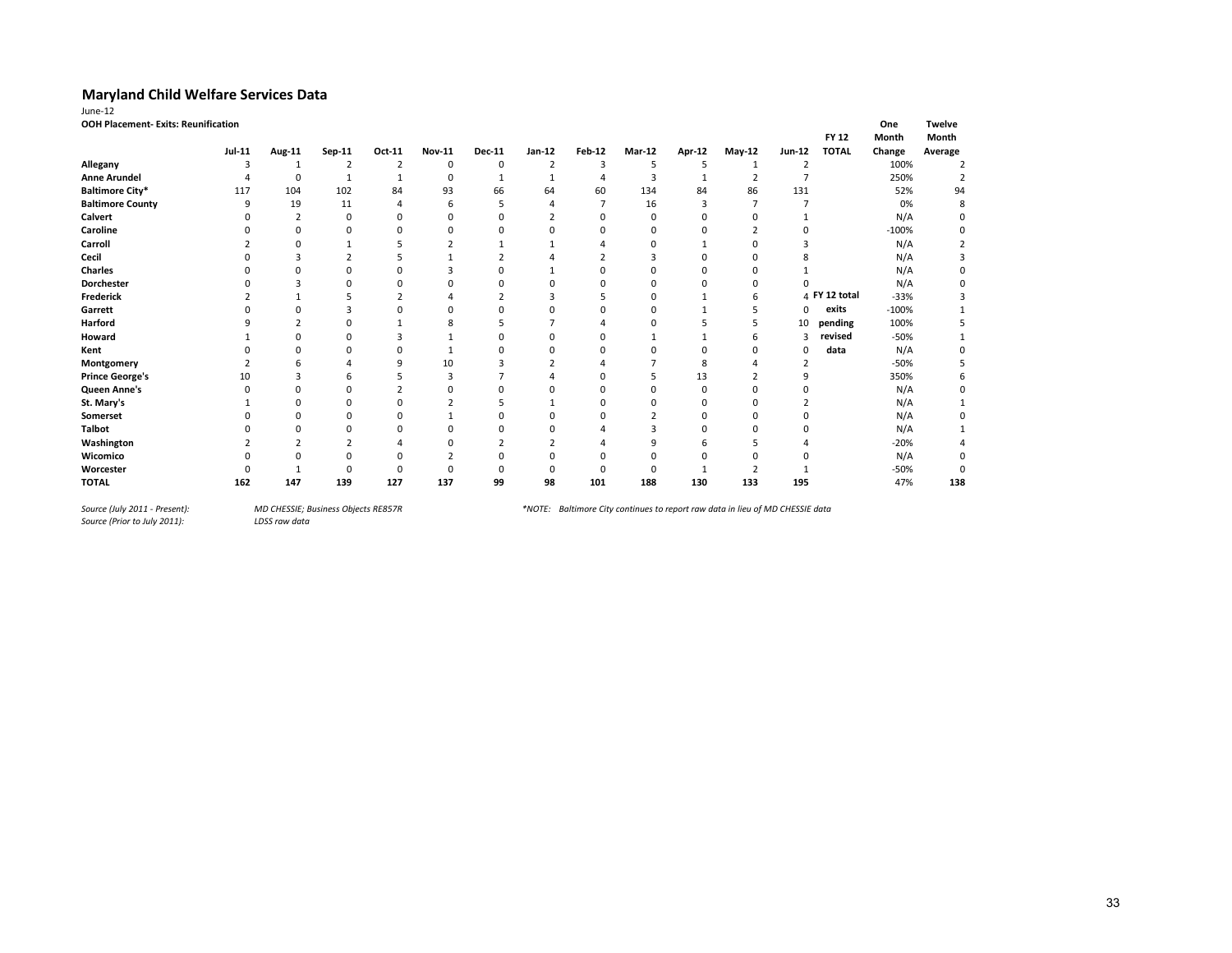## Maryland Child Welfare Services Data

June-12

**OOH Placement- Exits: Reunification**

| | Jul-11 | Aug-11 | Sep-11 | Oct-11 | Nov-11 | Dec-11 | Jan-12 | Feb-12 | Mar-12 | Apr-12 | May-12 | Jun-12 | FY 12 TOTAL | One Month Change | Twelve Month Average |
|---|---|---|---|---|---|---|---|---|---|---|---|---|---|---|---|
| **Allegany** | 3 | 1 | 2 | 2 | 0 | 0 | 2 | 3 | 5 | 5 | 1 | 2 | | 100% | 2 |
| **Anne Arundel** | 4 | 0 | 1 | 1 | 0 | 1 | 1 | 4 | 3 | 1 | 2 | 7 | | 250% | 2 |
| **Baltimore City*** | 117 | 104 | 102 | 84 | 93 | 66 | 64 | 60 | 134 | 84 | 86 | 131 | | 52% | 94 |
| **Baltimore County** | 9 | 19 | 11 | 4 | 6 | 5 | 4 | 7 | 16 | 3 | 7 | 7 | | 0% | 8 |
| **Calvert** | 0 | 2 | 0 | 0 | 0 | 0 | 2 | 0 | 0 | 0 | 0 | 1 | | N/A | 0 |
| **Caroline** | 0 | 0 | 0 | 0 | 0 | 0 | 0 | 0 | 0 | 0 | 2 | 0 | | -100% | 0 |
| **Carroll** | 2 | 0 | 1 | 5 | 2 | 1 | 1 | 4 | 0 | 1 | 0 | 3 | | N/A | 2 |
| **Cecil** | 0 | 3 | 2 | 5 | 1 | 2 | 4 | 2 | 3 | 0 | 0 | 8 | | N/A | 3 |
| **Charles** | 0 | 0 | 0 | 0 | 3 | 0 | 1 | 0 | 0 | 0 | 0 | 1 | | N/A | 0 |
| **Dorchester** | 0 | 3 | 0 | 0 | 0 | 0 | 0 | 0 | 0 | 0 | 0 | 0 | | N/A | 0 |
| **Frederick** | 2 | 1 | 5 | 2 | 4 | 2 | 3 | 5 | 0 | 1 | 6 | 4 | **FY 12 total** | -33% | 3 |
| **Garrett** | 0 | 0 | 3 | 0 | 0 | 0 | 0 | 0 | 0 | 1 | 5 | 0 | **exits** | -100% | 1 |
| **Harford** | 9 | 2 | 0 | 1 | 8 | 5 | 7 | 4 | 0 | 5 | 5 | 10 | **pending** | 100% | 5 |
| **Howard** | 1 | 0 | 0 | 3 | 1 | 0 | 0 | 0 | 1 | 1 | 6 | 3 | **revised** | -50% | 1 |
| **Kent** | 0 | 0 | 0 | 0 | 1 | 0 | 0 | 0 | 0 | 0 | 0 | 0 | **data** | N/A | 0 |
| **Montgomery** | 2 | 6 | 4 | 9 | 10 | 3 | 2 | 4 | 7 | 8 | 4 | 2 | | -50% | 5 |
| **Prince George's** | 10 | 3 | 6 | 5 | 3 | 7 | 4 | 0 | 5 | 13 | 2 | 9 | | 350% | 6 |
| **Queen Anne's** | 0 | 0 | 0 | 2 | 0 | 0 | 0 | 0 | 0 | 0 | 0 | 0 | | N/A | 0 |
| **St. Mary's** | 1 | 0 | 0 | 0 | 2 | 5 | 1 | 0 | 0 | 0 | 0 | 2 | | N/A | 1 |
| **Somerset** | 0 | 0 | 0 | 0 | 1 | 0 | 0 | 0 | 2 | 0 | 0 | 0 | | N/A | 0 |
| **Talbot** | 0 | 0 | 0 | 0 | 0 | 0 | 0 | 4 | 3 | 0 | 0 | 0 | | N/A | 1 |
| **Washington** | 2 | 2 | 2 | 4 | 0 | 2 | 2 | 4 | 9 | 6 | 5 | 4 | | -20% | 4 |
| **Wicomico** | 0 | 0 | 0 | 0 | 2 | 0 | 0 | 0 | 0 | 0 | 0 | 0 | | N/A | 0 |
| **Worcester** | 0 | 1 | 0 | 0 | 0 | 0 | 0 | 0 | 0 | 1 | 2 | 1 | | -50% | 0 |
| **TOTAL** | **162** | **147** | **139** | **127** | **137** | **99** | **98** | **101** | **188** | **130** | **133** | **195** | | **47%** | **138** |

*Source (July 2011 - Present):* *MD CHESSIE; Business Objects RE857R*

*Source (Prior to July 2011):* *LDSS raw data*

**NOTE: Baltimore City continues to report raw data in lieu of MD CHESSIE data*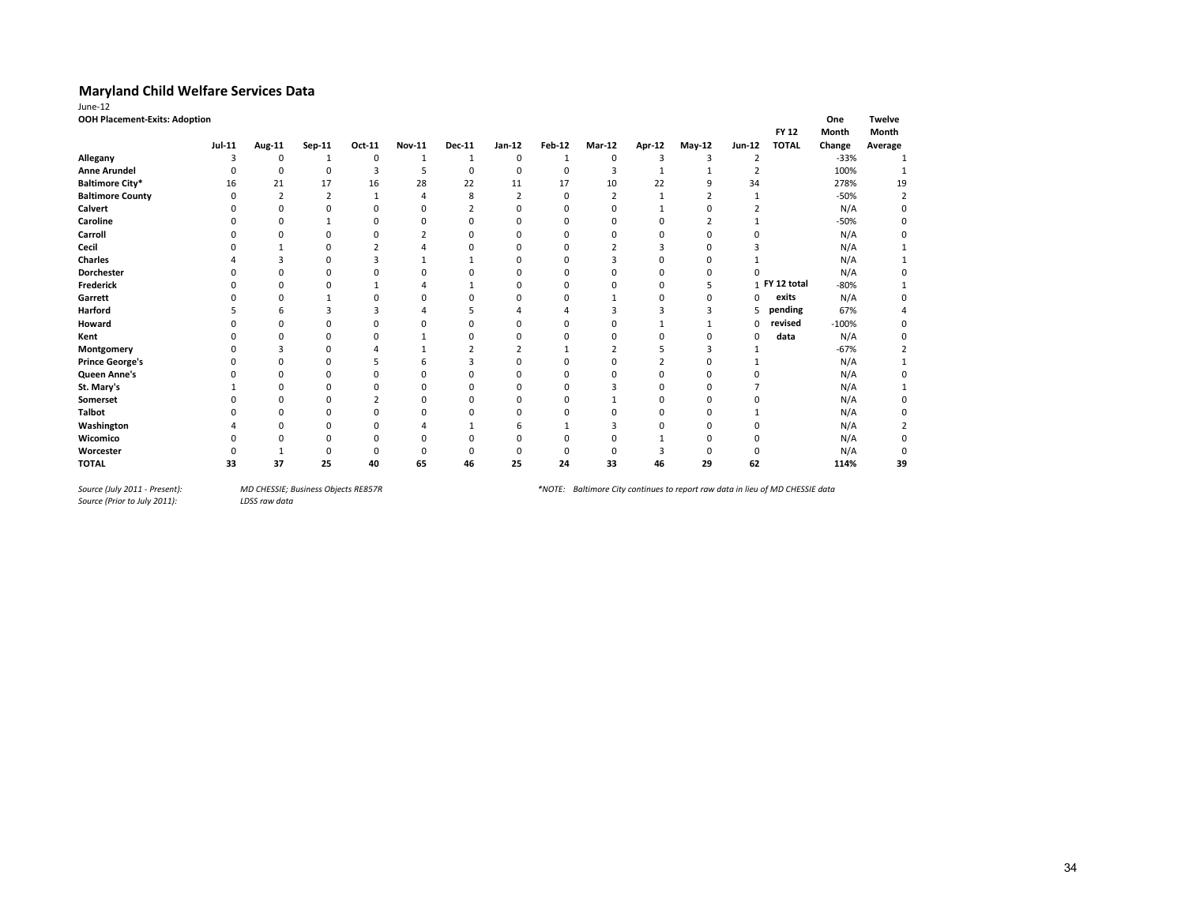# Maryland Child Welfare Services Data

June-12

**OOH Placement-Exits: Adoption**

| | Jul-11 | Aug-11 | Sep-11 | Oct-11 | Nov-11 | Dec-11 | Jan-12 | Feb-12 | Mar-12 | Apr-12 | May-12 | Jun-12 | FY 12 TOTAL | One Month Change | Twelve Month Average |
|---|---|---|---|---|---|---|---|---|---|---|---|---|---|---|---|
| **Allegany** | 3 | 0 | 1 | 0 | 1 | 1 | 0 | 1 | 0 | 3 | 3 | 2 | | -33% | 1 |
| **Anne Arundel** | 0 | 0 | 0 | 3 | 5 | 0 | 0 | 0 | 3 | 1 | 1 | 2 | | 100% | 1 |
| **Baltimore City*** | 16 | 21 | 17 | 16 | 28 | 22 | 11 | 17 | 10 | 22 | 9 | 34 | | 278% | 19 |
| **Baltimore County** | 0 | 2 | 2 | 1 | 4 | 8 | 2 | 0 | 2 | 1 | 2 | 1 | | -50% | 2 |
| **Calvert** | 0 | 0 | 0 | 0 | 0 | 2 | 0 | 0 | 0 | 1 | 0 | 2 | | N/A | 0 |
| **Caroline** | 0 | 0 | 1 | 0 | 0 | 0 | 0 | 0 | 0 | 0 | 2 | 1 | | -50% | 0 |
| **Carroll** | 0 | 0 | 0 | 0 | 2 | 0 | 0 | 0 | 0 | 0 | 0 | 0 | | N/A | 0 |
| **Cecil** | 0 | 1 | 0 | 2 | 4 | 0 | 0 | 0 | 2 | 3 | 0 | 3 | | N/A | 1 |
| **Charles** | 4 | 3 | 0 | 3 | 1 | 1 | 0 | 0 | 3 | 0 | 0 | 1 | | N/A | 1 |
| **Dorchester** | 0 | 0 | 0 | 0 | 0 | 0 | 0 | 0 | 0 | 0 | 0 | 0 | | N/A | 0 |
| **Frederick** | 0 | 0 | 0 | 1 | 4 | 1 | 0 | 0 | 0 | 0 | 5 | 1 | **FY 12 total** | -80% | 1 |
| **Garrett** | 0 | 0 | 1 | 0 | 0 | 0 | 0 | 0 | 1 | 0 | 0 | 0 | **exits** | N/A | 0 |
| **Harford** | 5 | 6 | 3 | 3 | 4 | 5 | 4 | 4 | 3 | 3 | 3 | 5 | **pending** | 67% | 4 |
| **Howard** | 0 | 0 | 0 | 0 | 0 | 0 | 0 | 0 | 0 | 1 | 1 | 0 | **revised** | -100% | 0 |
| **Kent** | 0 | 0 | 0 | 0 | 1 | 0 | 0 | 0 | 0 | 0 | 0 | 0 | **data** | N/A | 0 |
| **Montgomery** | 0 | 3 | 0 | 4 | 1 | 2 | 2 | 1 | 2 | 5 | 3 | 1 | | -67% | 2 |
| **Prince George's** | 0 | 0 | 0 | 5 | 6 | 3 | 0 | 0 | 0 | 2 | 0 | 1 | | N/A | 1 |
| **Queen Anne's** | 0 | 0 | 0 | 0 | 0 | 0 | 0 | 0 | 0 | 0 | 0 | 0 | | N/A | 0 |
| **St. Mary's** | 1 | 0 | 0 | 0 | 0 | 0 | 0 | 0 | 3 | 0 | 0 | 7 | | N/A | 1 |
| **Somerset** | 0 | 0 | 0 | 2 | 0 | 0 | 0 | 0 | 1 | 0 | 0 | 0 | | N/A | 0 |
| **Talbot** | 0 | 0 | 0 | 0 | 0 | 0 | 0 | 0 | 0 | 0 | 0 | 1 | | N/A | 0 |
| **Washington** | 4 | 0 | 0 | 0 | 4 | 1 | 6 | 1 | 3 | 0 | 0 | 0 | | N/A | 2 |
| **Wicomico** | 0 | 0 | 0 | 0 | 0 | 0 | 0 | 0 | 0 | 1 | 0 | 0 | | N/A | 0 |
| **Worcester** | 0 | 1 | 0 | 0 | 0 | 0 | 0 | 0 | 0 | 3 | 0 | 0 | | N/A | 0 |
| **TOTAL** | **33** | **37** | **25** | **40** | **65** | **46** | **25** | **24** | **33** | **46** | **29** | **62** | | **114%** | **39** |

*Source (July 2011 - Present):* *MD CHESSIE; Business Objects RE857R*

*Source (Prior to July 2011):* *LDSS raw data*

**NOTE: Baltimore City continues to report raw data in lieu of MD CHESSIE data*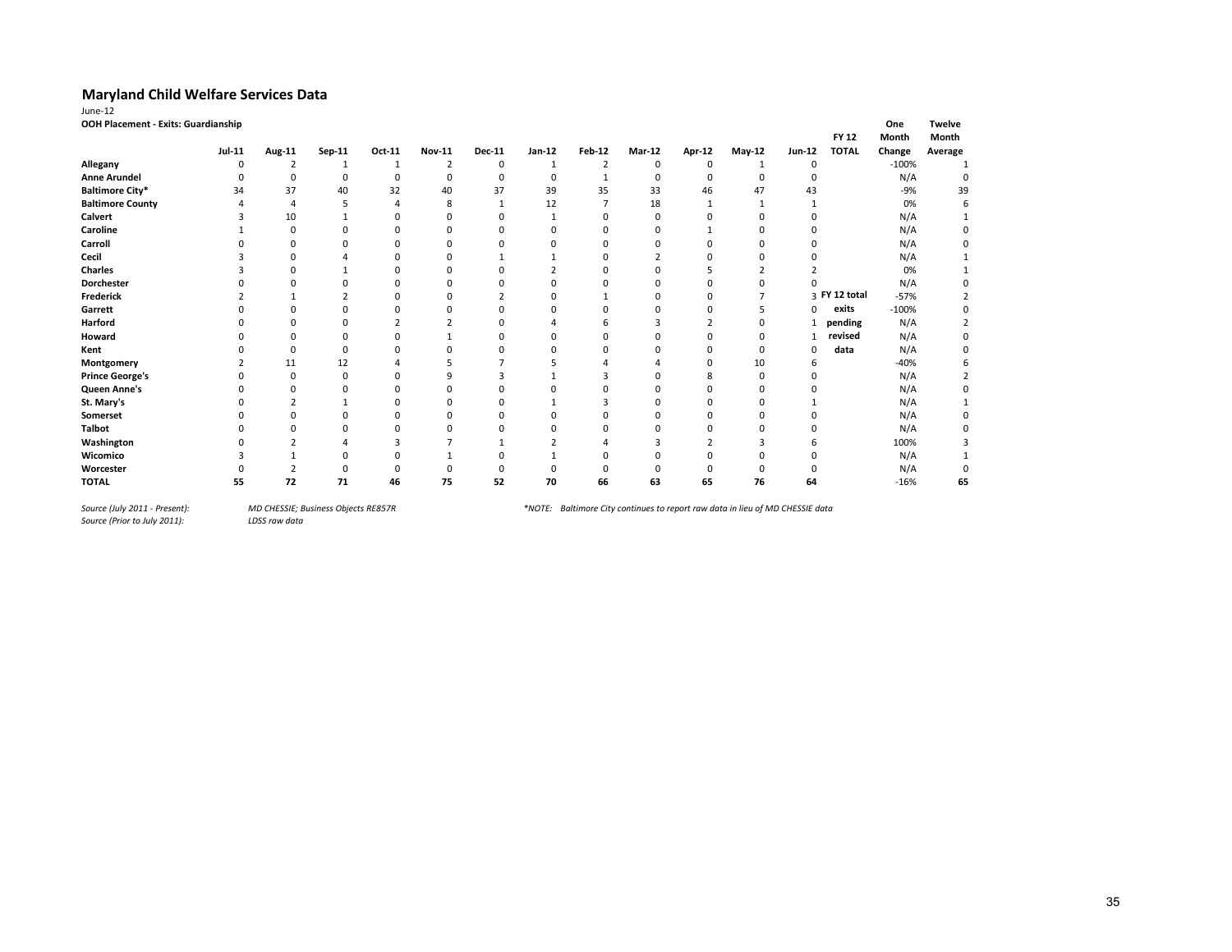## Maryland Child Welfare Services Data

June-12

**OOH Placement - Exits: Guardianship**

| | Jul-11 | Aug-11 | Sep-11 | Oct-11 | Nov-11 | Dec-11 | Jan-12 | Feb-12 | Mar-12 | Apr-12 | May-12 | Jun-12 | FY 12 TOTAL | One Month Change | Twelve Month Average |
|---|---|---|---|---|---|---|---|---|---|---|---|---|---|---|---|
| **Allegany** | 0 | 2 | 1 | 1 | 2 | 0 | 1 | 2 | 0 | 0 | 1 | 0 | | -100% | 1 |
| **Anne Arundel** | 0 | 0 | 0 | 0 | 0 | 0 | 0 | 1 | 0 | 0 | 0 | 0 | | N/A | 0 |
| **Baltimore City*** | 34 | 37 | 40 | 32 | 40 | 37 | 39 | 35 | 33 | 46 | 47 | 43 | | -9% | 39 |
| **Baltimore County** | 4 | 4 | 5 | 4 | 8 | 1 | 12 | 7 | 18 | 1 | 1 | 1 | | 0% | 6 |
| **Calvert** | 3 | 10 | 1 | 0 | 0 | 0 | 1 | 0 | 0 | 0 | 0 | 0 | | N/A | 1 |
| **Caroline** | 1 | 0 | 0 | 0 | 0 | 0 | 0 | 0 | 0 | 1 | 0 | 0 | | N/A | 0 |
| **Carroll** | 0 | 0 | 0 | 0 | 0 | 0 | 0 | 0 | 0 | 0 | 0 | 0 | | N/A | 0 |
| **Cecil** | 3 | 0 | 4 | 0 | 0 | 1 | 1 | 0 | 2 | 0 | 0 | 0 | | N/A | 1 |
| **Charles** | 3 | 0 | 1 | 0 | 0 | 0 | 2 | 0 | 0 | 5 | 2 | 2 | | 0% | 1 |
| **Dorchester** | 0 | 0 | 0 | 0 | 0 | 0 | 0 | 0 | 0 | 0 | 0 | 0 | | N/A | 0 |
| **Frederick** | 2 | 1 | 2 | 0 | 0 | 2 | 0 | 1 | 0 | 0 | 7 | 3 | **FY 12 total** | -57% | 2 |
| **Garrett** | 0 | 0 | 0 | 0 | 0 | 0 | 0 | 0 | 0 | 0 | 5 | 0 | **exits** | -100% | 0 |
| **Harford** | 0 | 0 | 0 | 2 | 2 | 0 | 4 | 6 | 3 | 2 | 0 | 1 | **pending** | N/A | 2 |
| **Howard** | 0 | 0 | 0 | 0 | 1 | 0 | 0 | 0 | 0 | 0 | 0 | 1 | **revised** | N/A | 0 |
| **Kent** | 0 | 0 | 0 | 0 | 0 | 0 | 0 | 0 | 0 | 0 | 0 | 0 | **data** | N/A | 0 |
| **Montgomery** | 2 | 11 | 12 | 4 | 5 | 7 | 5 | 4 | 4 | 0 | 10 | 6 | | -40% | 6 |
| **Prince George's** | 0 | 0 | 0 | 0 | 9 | 3 | 1 | 3 | 0 | 8 | 0 | 0 | | N/A | 2 |
| **Queen Anne's** | 0 | 0 | 0 | 0 | 0 | 0 | 0 | 0 | 0 | 0 | 0 | 0 | | N/A | 0 |
| **St. Mary's** | 0 | 2 | 1 | 0 | 0 | 0 | 1 | 3 | 0 | 0 | 0 | 1 | | N/A | 1 |
| **Somerset** | 0 | 0 | 0 | 0 | 0 | 0 | 0 | 0 | 0 | 0 | 0 | 0 | | N/A | 0 |
| **Talbot** | 0 | 0 | 0 | 0 | 0 | 0 | 0 | 0 | 0 | 0 | 0 | 0 | | N/A | 0 |
| **Washington** | 0 | 2 | 4 | 3 | 7 | 1 | 2 | 4 | 3 | 2 | 3 | 6 | | 100% | 3 |
| **Wicomico** | 3 | 1 | 0 | 0 | 1 | 0 | 1 | 0 | 0 | 0 | 0 | 0 | | N/A | 1 |
| **Worcester** | 0 | 2 | 0 | 0 | 0 | 0 | 0 | 0 | 0 | 0 | 0 | 0 | | N/A | 0 |
| **TOTAL** | **55** | **72** | **71** | **46** | **75** | **52** | **70** | **66** | **63** | **65** | **76** | **64** | | -16% | **65** |

*Source (July 2011 - Present):* *MD CHESSIE; Business Objects RE857R*
*Source (Prior to July 2011):* *LDSS raw data*

*\*NOTE: Baltimore City continues to report raw data in lieu of MD CHESSIE data*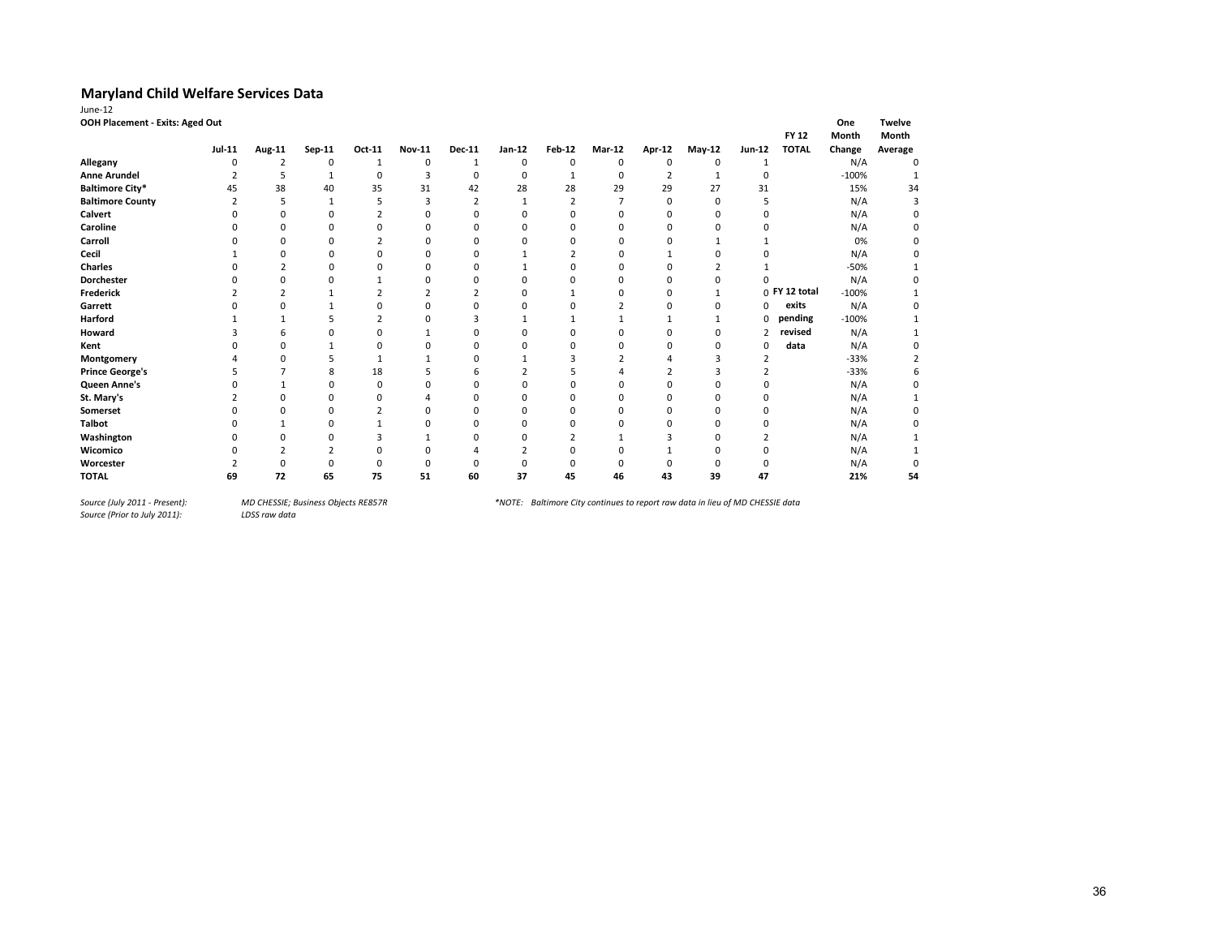# Maryland Child Welfare Services Data

June-12

**OOH Placement - Exits: Aged Out**

| | Jul-11 | Aug-11 | Sep-11 | Oct-11 | Nov-11 | Dec-11 | Jan-12 | Feb-12 | Mar-12 | Apr-12 | May-12 | Jun-12 | FY 12 TOTAL | One Month Change | Twelve Month Average |
|---|---|---|---|---|---|---|---|---|---|---|---|---|---|---|---|
| **Allegany** | 0 | 2 | 0 | 1 | 0 | 1 | 0 | 0 | 0 | 0 | 0 | 1 | | N/A | 0 |
| **Anne Arundel** | 2 | 5 | 1 | 0 | 3 | 0 | 0 | 1 | 0 | 2 | 1 | 0 | | -100% | 1 |
| **Baltimore City*** | 45 | 38 | 40 | 35 | 31 | 42 | 28 | 28 | 29 | 29 | 27 | 31 | | 15% | 34 |
| **Baltimore County** | 2 | 5 | 1 | 5 | 3 | 2 | 1 | 2 | 7 | 0 | 0 | 5 | | N/A | 3 |
| **Calvert** | 0 | 0 | 0 | 2 | 0 | 0 | 0 | 0 | 0 | 0 | 0 | 0 | | N/A | 0 |
| **Caroline** | 0 | 0 | 0 | 0 | 0 | 0 | 0 | 0 | 0 | 0 | 0 | 0 | | N/A | 0 |
| **Carroll** | 0 | 0 | 0 | 2 | 0 | 0 | 0 | 0 | 0 | 0 | 1 | 1 | | 0% | 0 |
| **Cecil** | 1 | 0 | 0 | 0 | 0 | 0 | 1 | 2 | 0 | 1 | 0 | 0 | | N/A | 0 |
| **Charles** | 0 | 2 | 0 | 0 | 0 | 0 | 1 | 0 | 0 | 0 | 2 | 1 | | -50% | 1 |
| **Dorchester** | 0 | 0 | 0 | 1 | 0 | 0 | 0 | 0 | 0 | 0 | 0 | 0 | | N/A | 0 |
| **Frederick** | 2 | 2 | 1 | 2 | 2 | 2 | 0 | 1 | 0 | 0 | 1 | 0 | **FY 12 total** | -100% | 1 |
| **Garrett** | 0 | 0 | 1 | 0 | 0 | 0 | 0 | 0 | 2 | 0 | 0 | 0 | **exits** | N/A | 0 |
| **Harford** | 1 | 1 | 5 | 2 | 0 | 3 | 1 | 1 | 1 | 1 | 1 | 0 | **pending** | -100% | 1 |
| **Howard** | 3 | 6 | 0 | 0 | 1 | 0 | 0 | 0 | 0 | 0 | 0 | 2 | **revised** | N/A | 1 |
| **Kent** | 0 | 0 | 1 | 0 | 0 | 0 | 0 | 0 | 0 | 0 | 0 | 0 | **data** | N/A | 0 |
| **Montgomery** | 4 | 0 | 5 | 1 | 1 | 0 | 1 | 3 | 2 | 4 | 3 | 2 | | -33% | 2 |
| **Prince George's** | 5 | 7 | 8 | 18 | 5 | 6 | 2 | 5 | 4 | 2 | 3 | 2 | | -33% | 6 |
| **Queen Anne's** | 0 | 1 | 0 | 0 | 0 | 0 | 0 | 0 | 0 | 0 | 0 | 0 | | N/A | 0 |
| **St. Mary's** | 2 | 0 | 0 | 0 | 4 | 0 | 0 | 0 | 0 | 0 | 0 | 0 | | N/A | 1 |
| **Somerset** | 0 | 0 | 0 | 2 | 0 | 0 | 0 | 0 | 0 | 0 | 0 | 0 | | N/A | 0 |
| **Talbot** | 0 | 1 | 0 | 1 | 0 | 0 | 0 | 0 | 0 | 0 | 0 | 0 | | N/A | 0 |
| **Washington** | 0 | 0 | 0 | 3 | 1 | 0 | 0 | 2 | 1 | 3 | 0 | 2 | | N/A | 1 |
| **Wicomico** | 0 | 2 | 2 | 0 | 0 | 4 | 2 | 0 | 0 | 1 | 0 | 0 | | N/A | 1 |
| **Worcester** | 2 | 0 | 0 | 0 | 0 | 0 | 0 | 0 | 0 | 0 | 0 | 0 | | N/A | 0 |
| **TOTAL** | **69** | **72** | **65** | **75** | **51** | **60** | **37** | **45** | **46** | **43** | **39** | **47** | | **21%** | **54** |

*Source (July 2011 - Present):* *MD CHESSIE; Business Objects RE857R*

*Source (Prior to July 2011):* *LDSS raw data*

**NOTE: Baltimore City continues to report raw data in lieu of MD CHESSIE data*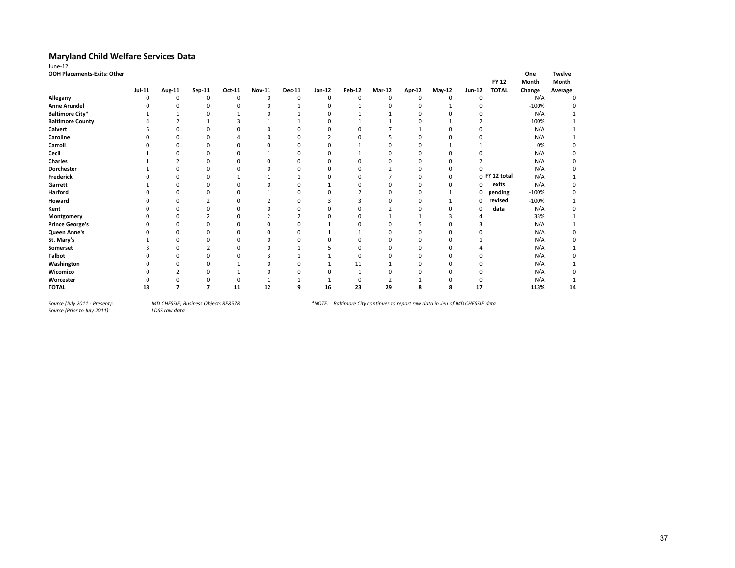## Maryland Child Welfare Services Data

June-12

**OOH Placements-Exits: Other**

| | Jul-11 | Aug-11 | Sep-11 | Oct-11 | Nov-11 | Dec-11 | Jan-12 | Feb-12 | Mar-12 | Apr-12 | May-12 | Jun-12 | FY 12 TOTAL | One Month Change | Twelve Month Average |
|---|---|---|---|---|---|---|---|---|---|---|---|---|---|---|---|
| **Allegany** | 0 | 0 | 0 | 0 | 0 | 0 | 0 | 0 | 0 | 0 | 0 | 0 | | N/A | 0 |
| **Anne Arundel** | 0 | 0 | 0 | 0 | 0 | 1 | 0 | 1 | 0 | 0 | 1 | 0 | | -100% | 0 |
| **Baltimore City*** | 1 | 1 | 0 | 1 | 0 | 1 | 0 | 1 | 1 | 0 | 0 | 0 | | N/A | 1 |
| **Baltimore County** | 4 | 2 | 1 | 3 | 1 | 1 | 0 | 1 | 1 | 0 | 1 | 2 | | 100% | 1 |
| **Calvert** | 5 | 0 | 0 | 0 | 0 | 0 | 0 | 0 | 7 | 1 | 0 | 0 | | N/A | 1 |
| **Caroline** | 0 | 0 | 0 | 4 | 0 | 0 | 2 | 0 | 5 | 0 | 0 | 0 | | N/A | 1 |
| **Carroll** | 0 | 0 | 0 | 0 | 0 | 0 | 0 | 1 | 0 | 0 | 1 | 1 | | 0% | 0 |
| **Cecil** | 1 | 0 | 0 | 0 | 1 | 0 | 0 | 1 | 0 | 0 | 0 | 0 | | N/A | 0 |
| **Charles** | 1 | 2 | 0 | 0 | 0 | 0 | 0 | 0 | 0 | 0 | 0 | 2 | | N/A | 0 |
| **Dorchester** | 1 | 0 | 0 | 0 | 0 | 0 | 0 | 0 | 2 | 0 | 0 | 0 | | N/A | 0 |
| **Frederick** | 0 | 0 | 0 | 1 | 1 | 1 | 0 | 0 | 7 | 0 | 0 | 0 | **FY 12 total** | N/A | 1 |
| **Garrett** | 1 | 0 | 0 | 0 | 0 | 0 | 1 | 0 | 0 | 0 | 0 | 0 | **exits** | N/A | 0 |
| **Harford** | 0 | 0 | 0 | 0 | 1 | 0 | 0 | 2 | 0 | 0 | 1 | 0 | **pending** | -100% | 0 |
| **Howard** | 0 | 0 | 2 | 0 | 2 | 0 | 3 | 3 | 0 | 0 | 1 | 0 | **revised** | -100% | 1 |
| **Kent** | 0 | 0 | 0 | 0 | 0 | 0 | 0 | 0 | 2 | 0 | 0 | 0 | **data** | N/A | 0 |
| **Montgomery** | 0 | 0 | 2 | 0 | 2 | 2 | 0 | 0 | 1 | 1 | 3 | 4 | | 33% | 1 |
| **Prince George's** | 0 | 0 | 0 | 0 | 0 | 0 | 1 | 0 | 0 | 5 | 0 | 3 | | N/A | 1 |
| **Queen Anne's** | 0 | 0 | 0 | 0 | 0 | 0 | 1 | 1 | 0 | 0 | 0 | 0 | | N/A | 0 |
| **St. Mary's** | 1 | 0 | 0 | 0 | 0 | 0 | 0 | 0 | 0 | 0 | 0 | 1 | | N/A | 0 |
| **Somerset** | 3 | 0 | 2 | 0 | 0 | 1 | 5 | 0 | 0 | 0 | 0 | 4 | | N/A | 1 |
| **Talbot** | 0 | 0 | 0 | 0 | 3 | 1 | 1 | 0 | 0 | 0 | 0 | 0 | | N/A | 0 |
| **Washington** | 0 | 0 | 0 | 1 | 0 | 0 | 1 | 11 | 1 | 0 | 0 | 0 | | N/A | 1 |
| **Wicomico** | 0 | 2 | 0 | 1 | 0 | 0 | 0 | 1 | 0 | 0 | 0 | 0 | | N/A | 0 |
| **Worcester** | 0 | 0 | 0 | 0 | 1 | 1 | 1 | 0 | 2 | 1 | 0 | 0 | | N/A | 1 |
| **TOTAL** | **18** | **7** | **7** | **11** | **12** | **9** | **16** | **23** | **29** | **8** | **8** | **17** | | **113%** | **14** |

*Source (July 2011 - Present):* *MD CHESSIE; Business Objects RE857R*

*Source (Prior to July 2011):* *LDSS raw data*

*\*NOTE: Baltimore City continues to report raw data in lieu of MD CHESSIE data*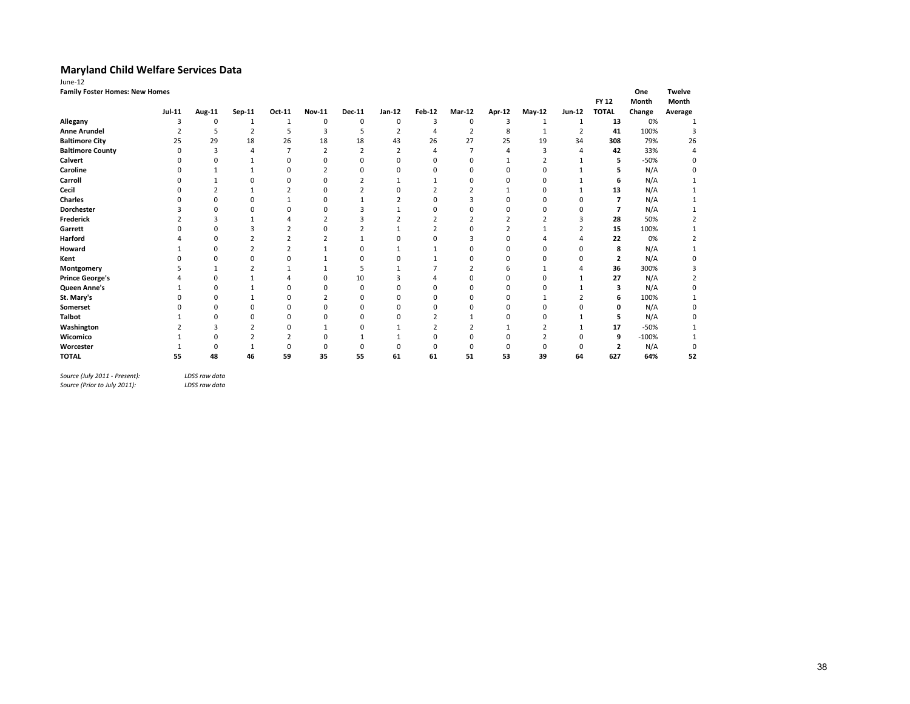# Maryland Child Welfare Services Data

June-12

**Family Foster Homes: New Homes**

| | Jul-11 | Aug-11 | Sep-11 | Oct-11 | Nov-11 | Dec-11 | Jan-12 | Feb-12 | Mar-12 | Apr-12 | May-12 | Jun-12 | FY 12 TOTAL | One Month Change | Twelve Month Average |
|---|---|---|---|---|---|---|---|---|---|---|---|---|---|---|---|
| **Allegany** | 3 | 0 | 1 | 1 | 0 | 0 | 0 | 3 | 0 | 3 | 1 | 1 | **13** | 0% | 1 |
| **Anne Arundel** | 2 | 5 | 2 | 5 | 3 | 5 | 2 | 4 | 2 | 8 | 1 | 2 | **41** | 100% | 3 |
| **Baltimore City** | 25 | 29 | 18 | 26 | 18 | 18 | 43 | 26 | 27 | 25 | 19 | 34 | **308** | 79% | 26 |
| **Baltimore County** | 0 | 3 | 4 | 7 | 2 | 2 | 2 | 4 | 7 | 4 | 3 | 4 | **42** | 33% | 4 |
| **Calvert** | 0 | 0 | 1 | 0 | 0 | 0 | 0 | 0 | 0 | 1 | 2 | 1 | **5** | -50% | 0 |
| **Caroline** | 0 | 1 | 1 | 0 | 2 | 0 | 0 | 0 | 0 | 0 | 0 | 1 | **5** | N/A | 0 |
| **Carroll** | 0 | 1 | 0 | 0 | 0 | 2 | 1 | 1 | 0 | 0 | 0 | 1 | **6** | N/A | 1 |
| **Cecil** | 0 | 2 | 1 | 2 | 0 | 2 | 0 | 2 | 2 | 1 | 0 | 1 | **13** | N/A | 1 |
| **Charles** | 0 | 0 | 0 | 1 | 0 | 1 | 2 | 0 | 3 | 0 | 0 | 0 | **7** | N/A | 1 |
| **Dorchester** | 3 | 0 | 0 | 0 | 0 | 3 | 1 | 0 | 0 | 0 | 0 | 0 | **7** | N/A | 1 |
| **Frederick** | 2 | 3 | 1 | 4 | 2 | 3 | 2 | 2 | 2 | 2 | 2 | 3 | **28** | 50% | 2 |
| **Garrett** | 0 | 0 | 3 | 2 | 0 | 2 | 1 | 2 | 0 | 2 | 1 | 2 | **15** | 100% | 1 |
| **Harford** | 4 | 0 | 2 | 2 | 2 | 1 | 0 | 0 | 3 | 0 | 4 | 4 | **22** | 0% | 2 |
| **Howard** | 1 | 0 | 2 | 2 | 1 | 0 | 1 | 1 | 0 | 0 | 0 | 0 | **8** | N/A | 1 |
| **Kent** | 0 | 0 | 0 | 0 | 1 | 0 | 0 | 1 | 0 | 0 | 0 | 0 | **2** | N/A | 0 |
| **Montgomery** | 5 | 1 | 2 | 1 | 1 | 5 | 1 | 7 | 2 | 6 | 1 | 4 | **36** | 300% | 3 |
| **Prince George's** | 4 | 0 | 1 | 4 | 0 | 10 | 3 | 4 | 0 | 0 | 0 | 1 | **27** | N/A | 2 |
| **Queen Anne's** | 1 | 0 | 1 | 0 | 0 | 0 | 0 | 0 | 0 | 0 | 0 | 1 | **3** | N/A | 0 |
| **St. Mary's** | 0 | 0 | 1 | 0 | 2 | 0 | 0 | 0 | 0 | 0 | 1 | 2 | **6** | 100% | 1 |
| **Somerset** | 0 | 0 | 0 | 0 | 0 | 0 | 0 | 0 | 0 | 0 | 0 | 0 | **0** | N/A | 0 |
| **Talbot** | 1 | 0 | 0 | 0 | 0 | 0 | 0 | 2 | 1 | 0 | 0 | 1 | **5** | N/A | 0 |
| **Washington** | 2 | 3 | 2 | 0 | 1 | 0 | 1 | 2 | 2 | 1 | 2 | 1 | **17** | -50% | 1 |
| **Wicomico** | 1 | 0 | 2 | 2 | 0 | 1 | 1 | 0 | 0 | 0 | 2 | 0 | **9** | -100% | 1 |
| **Worcester** | 1 | 0 | 1 | 0 | 0 | 0 | 0 | 0 | 0 | 0 | 0 | 0 | **2** | N/A | 0 |
| **TOTAL** | **55** | **48** | **46** | **59** | **35** | **55** | **61** | **61** | **51** | **53** | **39** | **64** | **627** | **64%** | **52** |

*Source (July 2011 - Present):* *LDSS raw data*
*Source (Prior to July 2011):* *LDSS raw data*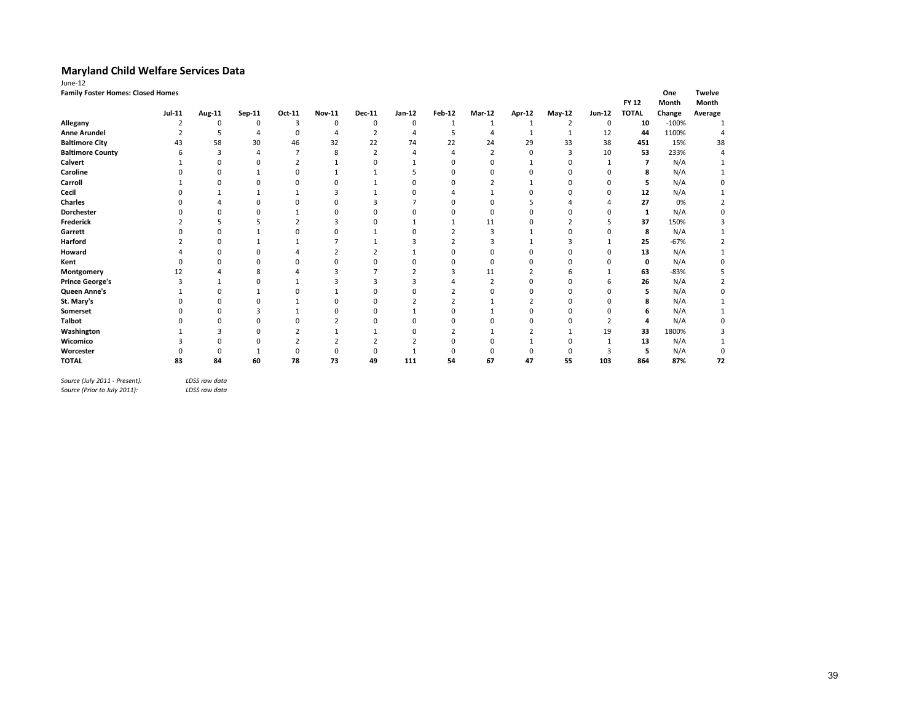# Maryland Child Welfare Services Data

June-12

**Family Foster Homes: Closed Homes**

| | Jul-11 | Aug-11 | Sep-11 | Oct-11 | Nov-11 | Dec-11 | Jan-12 | Feb-12 | Mar-12 | Apr-12 | May-12 | Jun-12 | FY 12 TOTAL | One Month Change | Twelve Month Average |
|---|---|---|---|---|---|---|---|---|---|---|---|---|---|---|---|
| **Allegany** | 2 | 0 | 0 | 3 | 0 | 0 | 0 | 1 | 1 | 1 | 2 | 0 | **10** | -100% | 1 |
| **Anne Arundel** | 2 | 5 | 4 | 0 | 4 | 2 | 4 | 5 | 4 | 1 | 1 | 12 | **44** | 1100% | 4 |
| **Baltimore City** | 43 | 58 | 30 | 46 | 32 | 22 | 74 | 22 | 24 | 29 | 33 | 38 | **451** | 15% | 38 |
| **Baltimore County** | 6 | 3 | 4 | 7 | 8 | 2 | 4 | 4 | 2 | 0 | 3 | 10 | **53** | 233% | 4 |
| **Calvert** | 1 | 0 | 0 | 2 | 1 | 0 | 1 | 0 | 0 | 1 | 0 | 1 | **7** | N/A | 1 |
| **Caroline** | 0 | 0 | 1 | 0 | 1 | 1 | 5 | 0 | 0 | 0 | 0 | 0 | **8** | N/A | 1 |
| **Carroll** | 1 | 0 | 0 | 0 | 0 | 1 | 0 | 0 | 2 | 1 | 0 | 0 | **5** | N/A | 0 |
| **Cecil** | 0 | 1 | 1 | 1 | 3 | 1 | 0 | 4 | 1 | 0 | 0 | 0 | **12** | N/A | 1 |
| **Charles** | 0 | 4 | 0 | 0 | 0 | 3 | 7 | 0 | 0 | 5 | 4 | 4 | **27** | 0% | 2 |
| **Dorchester** | 0 | 0 | 0 | 1 | 0 | 0 | 0 | 0 | 0 | 0 | 0 | 0 | **1** | N/A | 0 |
| **Frederick** | 2 | 5 | 5 | 2 | 3 | 0 | 1 | 1 | 11 | 0 | 2 | 5 | **37** | 150% | 3 |
| **Garrett** | 0 | 0 | 1 | 0 | 0 | 1 | 0 | 2 | 3 | 1 | 0 | 0 | **8** | N/A | 1 |
| **Harford** | 2 | 0 | 1 | 1 | 7 | 1 | 3 | 2 | 3 | 1 | 3 | 1 | **25** | -67% | 2 |
| **Howard** | 4 | 0 | 0 | 4 | 2 | 2 | 1 | 0 | 0 | 0 | 0 | 0 | **13** | N/A | 1 |
| **Kent** | 0 | 0 | 0 | 0 | 0 | 0 | 0 | 0 | 0 | 0 | 0 | 0 | **0** | N/A | 0 |
| **Montgomery** | 12 | 4 | 8 | 4 | 3 | 7 | 2 | 3 | 11 | 2 | 6 | 1 | **63** | -83% | 5 |
| **Prince George's** | 3 | 1 | 0 | 1 | 3 | 3 | 3 | 4 | 2 | 0 | 0 | 6 | **26** | N/A | 2 |
| **Queen Anne's** | 1 | 0 | 1 | 0 | 1 | 0 | 0 | 2 | 0 | 0 | 0 | 0 | **5** | N/A | 0 |
| **St. Mary's** | 0 | 0 | 0 | 1 | 0 | 0 | 2 | 2 | 1 | 2 | 0 | 0 | **8** | N/A | 1 |
| **Somerset** | 0 | 0 | 3 | 1 | 0 | 0 | 1 | 0 | 1 | 0 | 0 | 0 | **6** | N/A | 1 |
| **Talbot** | 0 | 0 | 0 | 0 | 2 | 0 | 0 | 0 | 0 | 0 | 0 | 2 | **4** | N/A | 0 |
| **Washington** | 1 | 3 | 0 | 2 | 1 | 1 | 0 | 2 | 1 | 2 | 1 | 19 | **33** | 1800% | 3 |
| **Wicomico** | 3 | 0 | 0 | 2 | 2 | 2 | 2 | 0 | 0 | 1 | 0 | 1 | **13** | N/A | 1 |
| **Worcester** | 0 | 0 | 1 | 0 | 0 | 0 | 1 | 0 | 0 | 0 | 0 | 3 | **5** | N/A | 0 |
| **TOTAL** | **83** | **84** | **60** | **78** | **73** | **49** | **111** | **54** | **67** | **47** | **55** | **103** | **864** | **87%** | **72** |

*Source (July 2011 - Present):* *LDSS raw data*
*Source (Prior to July 2011):* *LDSS raw data*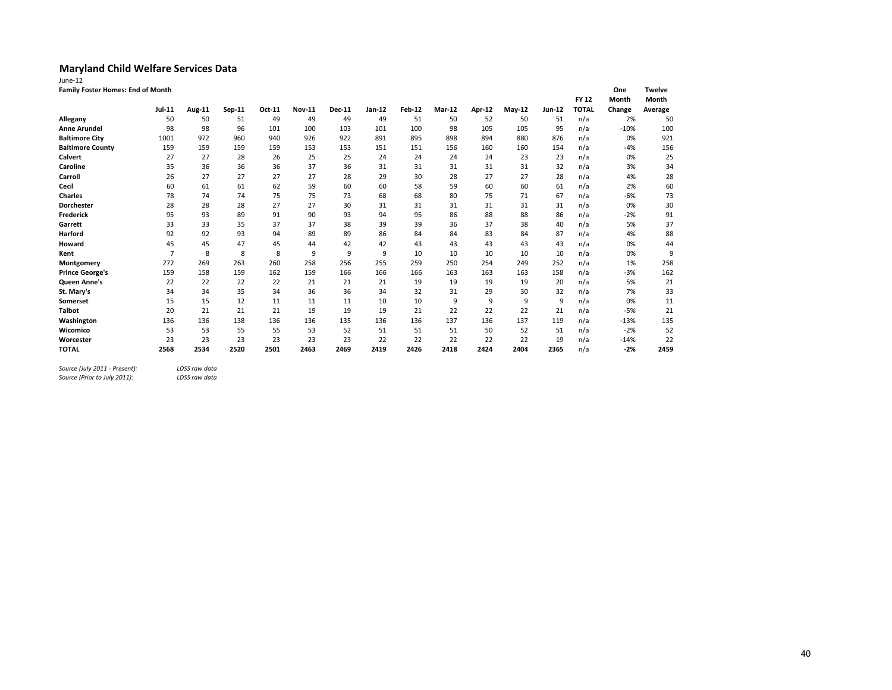## Maryland Child Welfare Services Data

June-12

**Family Foster Homes: End of Month**

| | Jul-11 | Aug-11 | Sep-11 | Oct-11 | Nov-11 | Dec-11 | Jan-12 | Feb-12 | Mar-12 | Apr-12 | May-12 | Jun-12 | FY 12 TOTAL | One Month Change | Twelve Month Average |
|---|---|---|---|---|---|---|---|---|---|---|---|---|---|---|---|
| **Allegany** | 50 | 50 | 51 | 49 | 49 | 49 | 49 | 51 | 50 | 52 | 50 | 51 | n/a | 2% | 50 |
| **Anne Arundel** | 98 | 98 | 96 | 101 | 100 | 103 | 101 | 100 | 98 | 105 | 105 | 95 | n/a | -10% | 100 |
| **Baltimore City** | 1001 | 972 | 960 | 940 | 926 | 922 | 891 | 895 | 898 | 894 | 880 | 876 | n/a | 0% | 921 |
| **Baltimore County** | 159 | 159 | 159 | 159 | 153 | 153 | 151 | 151 | 156 | 160 | 160 | 154 | n/a | -4% | 156 |
| **Calvert** | 27 | 27 | 28 | 26 | 25 | 25 | 24 | 24 | 24 | 24 | 23 | 23 | n/a | 0% | 25 |
| **Caroline** | 35 | 36 | 36 | 36 | 37 | 36 | 31 | 31 | 31 | 31 | 31 | 32 | n/a | 3% | 34 |
| **Carroll** | 26 | 27 | 27 | 27 | 27 | 28 | 29 | 30 | 28 | 27 | 27 | 28 | n/a | 4% | 28 |
| **Cecil** | 60 | 61 | 61 | 62 | 59 | 60 | 60 | 58 | 59 | 60 | 60 | 61 | n/a | 2% | 60 |
| **Charles** | 78 | 74 | 74 | 75 | 75 | 73 | 68 | 68 | 80 | 75 | 71 | 67 | n/a | -6% | 73 |
| **Dorchester** | 28 | 28 | 28 | 27 | 27 | 30 | 31 | 31 | 31 | 31 | 31 | 31 | n/a | 0% | 30 |
| **Frederick** | 95 | 93 | 89 | 91 | 90 | 93 | 94 | 95 | 86 | 88 | 88 | 86 | n/a | -2% | 91 |
| **Garrett** | 33 | 33 | 35 | 37 | 37 | 38 | 39 | 39 | 36 | 37 | 38 | 40 | n/a | 5% | 37 |
| **Harford** | 92 | 92 | 93 | 94 | 89 | 89 | 86 | 84 | 84 | 83 | 84 | 87 | n/a | 4% | 88 |
| **Howard** | 45 | 45 | 47 | 45 | 44 | 42 | 42 | 43 | 43 | 43 | 43 | 43 | n/a | 0% | 44 |
| **Kent** | 7 | 8 | 8 | 8 | 9 | 9 | 9 | 10 | 10 | 10 | 10 | 10 | n/a | 0% | 9 |
| **Montgomery** | 272 | 269 | 263 | 260 | 258 | 256 | 255 | 259 | 250 | 254 | 249 | 252 | n/a | 1% | 258 |
| **Prince George's** | 159 | 158 | 159 | 162 | 159 | 166 | 166 | 166 | 163 | 163 | 163 | 158 | n/a | -3% | 162 |
| **Queen Anne's** | 22 | 22 | 22 | 22 | 21 | 21 | 21 | 19 | 19 | 19 | 19 | 20 | n/a | 5% | 21 |
| **St. Mary's** | 34 | 34 | 35 | 34 | 36 | 36 | 34 | 32 | 31 | 29 | 30 | 32 | n/a | 7% | 33 |
| **Somerset** | 15 | 15 | 12 | 11 | 11 | 11 | 10 | 10 | 9 | 9 | 9 | 9 | n/a | 0% | 11 |
| **Talbot** | 20 | 21 | 21 | 21 | 19 | 19 | 19 | 21 | 22 | 22 | 22 | 21 | n/a | -5% | 21 |
| **Washington** | 136 | 136 | 138 | 136 | 136 | 135 | 136 | 136 | 137 | 136 | 137 | 119 | n/a | -13% | 135 |
| **Wicomico** | 53 | 53 | 55 | 55 | 53 | 52 | 51 | 51 | 51 | 50 | 52 | 51 | n/a | -2% | 52 |
| **Worcester** | 23 | 23 | 23 | 23 | 23 | 23 | 22 | 22 | 22 | 22 | 22 | 19 | n/a | -14% | 22 |
| **TOTAL** | **2568** | **2534** | **2520** | **2501** | **2463** | **2469** | **2419** | **2426** | **2418** | **2424** | **2404** | **2365** | n/a | **-2%** | **2459** |

*Source (July 2011 - Present):* *LDSS raw data*
*Source (Prior to July 2011):* *LDSS raw data*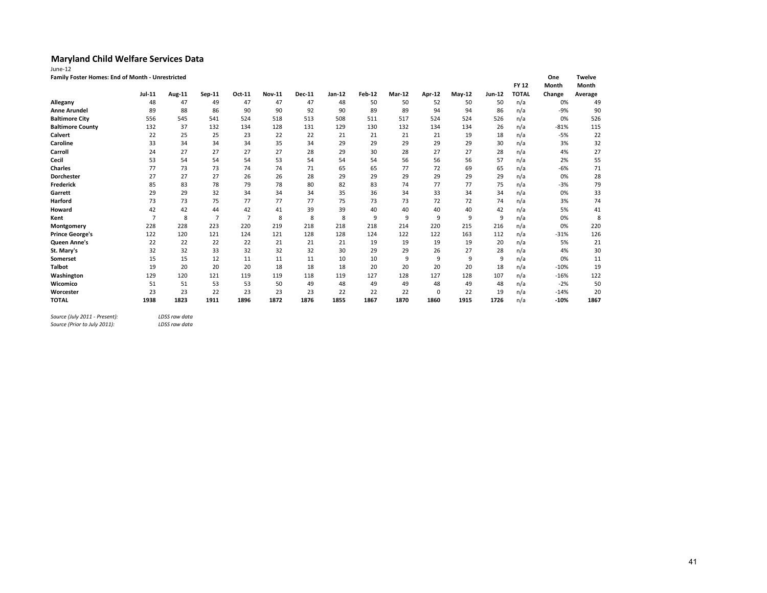## Maryland Child Welfare Services Data

June-12

**Family Foster Homes: End of Month - Unrestricted**

| | Jul-11 | Aug-11 | Sep-11 | Oct-11 | Nov-11 | Dec-11 | Jan-12 | Feb-12 | Mar-12 | Apr-12 | May-12 | Jun-12 | FY 12 TOTAL | One Month Change | Twelve Month Average |
|---|---|---|---|---|---|---|---|---|---|---|---|---|---|---|---|
| **Allegany** | 48 | 47 | 49 | 47 | 47 | 47 | 48 | 50 | 50 | 52 | 50 | 50 | n/a | 0% | 49 |
| **Anne Arundel** | 89 | 88 | 86 | 90 | 90 | 92 | 90 | 89 | 89 | 94 | 94 | 86 | n/a | -9% | 90 |
| **Baltimore City** | 556 | 545 | 541 | 524 | 518 | 513 | 508 | 511 | 517 | 524 | 524 | 526 | n/a | 0% | 526 |
| **Baltimore County** | 132 | 37 | 132 | 134 | 128 | 131 | 129 | 130 | 132 | 134 | 134 | 26 | n/a | -81% | 115 |
| **Calvert** | 22 | 25 | 25 | 23 | 22 | 22 | 21 | 21 | 21 | 21 | 19 | 18 | n/a | -5% | 22 |
| **Caroline** | 33 | 34 | 34 | 34 | 34 | 35 | 34 | 29 | 29 | 29 | 29 | 30 | n/a | 3% | 32 |
| **Carroll** | 24 | 27 | 27 | 27 | 27 | 28 | 29 | 30 | 28 | 27 | 27 | 28 | n/a | 4% | 27 |
| **Cecil** | 53 | 54 | 54 | 54 | 53 | 54 | 54 | 54 | 56 | 56 | 56 | 57 | n/a | 2% | 55 |
| **Charles** | 77 | 73 | 73 | 74 | 74 | 71 | 65 | 65 | 77 | 72 | 69 | 65 | n/a | -6% | 71 |
| **Dorchester** | 27 | 27 | 27 | 26 | 26 | 28 | 29 | 29 | 29 | 29 | 29 | 29 | n/a | 0% | 28 |
| **Frederick** | 85 | 83 | 78 | 79 | 78 | 80 | 82 | 83 | 74 | 77 | 77 | 75 | n/a | -3% | 79 |
| **Garrett** | 29 | 29 | 32 | 34 | 34 | 34 | 35 | 36 | 34 | 33 | 34 | 34 | n/a | 0% | 33 |
| **Harford** | 73 | 73 | 75 | 77 | 77 | 77 | 75 | 73 | 73 | 72 | 72 | 74 | n/a | 3% | 74 |
| **Howard** | 42 | 42 | 44 | 42 | 41 | 39 | 39 | 40 | 40 | 40 | 40 | 42 | n/a | 5% | 41 |
| **Kent** | 7 | 8 | 7 | 7 | 8 | 8 | 8 | 9 | 9 | 9 | 9 | 9 | n/a | 0% | 8 |
| **Montgomery** | 228 | 228 | 223 | 220 | 219 | 218 | 218 | 218 | 214 | 220 | 215 | 216 | n/a | 0% | 220 |
| **Prince George's** | 122 | 120 | 121 | 124 | 121 | 128 | 128 | 124 | 122 | 122 | 163 | 112 | n/a | -31% | 126 |
| **Queen Anne's** | 22 | 22 | 22 | 22 | 21 | 21 | 21 | 19 | 19 | 19 | 19 | 20 | n/a | 5% | 21 |
| **St. Mary's** | 32 | 32 | 33 | 32 | 32 | 32 | 30 | 29 | 29 | 26 | 27 | 28 | n/a | 4% | 30 |
| **Somerset** | 15 | 15 | 12 | 11 | 11 | 11 | 10 | 10 | 9 | 9 | 9 | 9 | n/a | 0% | 11 |
| **Talbot** | 19 | 20 | 20 | 20 | 18 | 18 | 18 | 20 | 20 | 20 | 20 | 18 | n/a | -10% | 19 |
| **Washington** | 129 | 120 | 121 | 119 | 119 | 118 | 119 | 127 | 128 | 127 | 128 | 107 | n/a | -16% | 122 |
| **Wicomico** | 51 | 51 | 53 | 53 | 50 | 49 | 48 | 49 | 49 | 48 | 49 | 48 | n/a | -2% | 50 |
| **Worcester** | 23 | 23 | 22 | 23 | 23 | 23 | 22 | 22 | 22 | 0 | 22 | 19 | n/a | -14% | 20 |
| **TOTAL** | **1938** | **1823** | **1911** | **1896** | **1872** | **1876** | **1855** | **1867** | **1870** | **1860** | **1915** | **1726** | n/a | **-10%** | **1867** |

*Source (July 2011 - Present):* *LDSS raw data*
*Source (Prior to July 2011):* *LDSS raw data*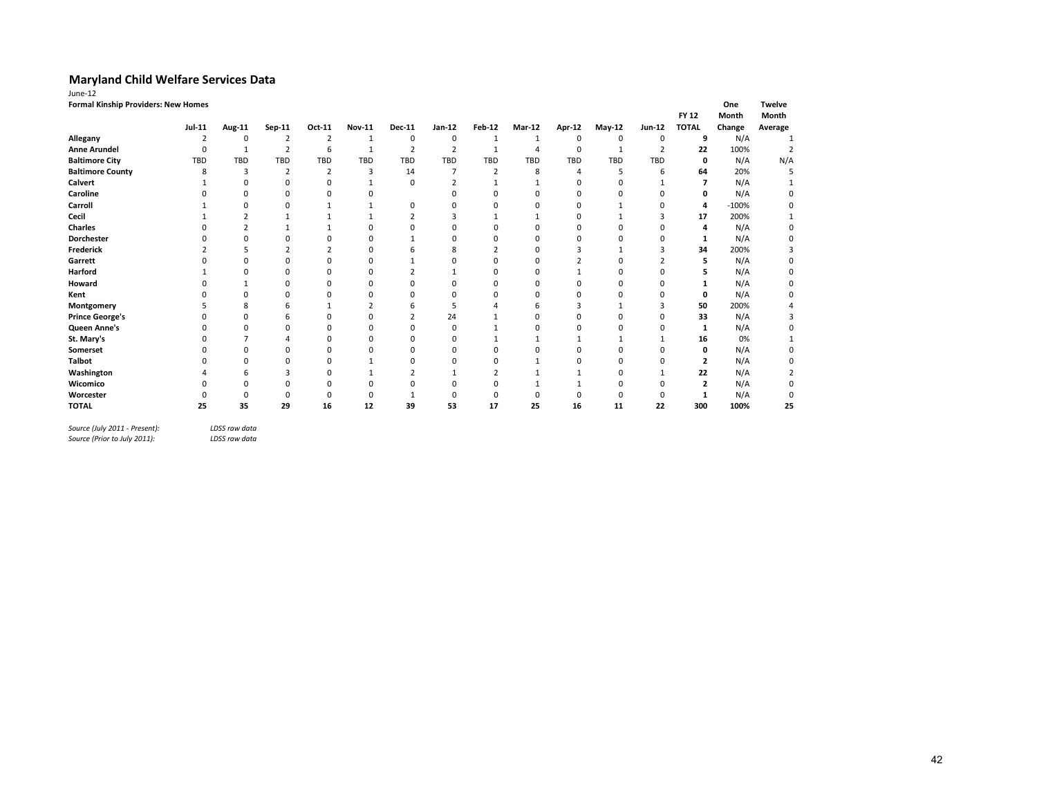## Maryland Child Welfare Services Data

June-12

**Formal Kinship Providers: New Homes**

| | Jul-11 | Aug-11 | Sep-11 | Oct-11 | Nov-11 | Dec-11 | Jan-12 | Feb-12 | Mar-12 | Apr-12 | May-12 | Jun-12 | FY 12 TOTAL | One Month Change | Twelve Month Average |
|---|---|---|---|---|---|---|---|---|---|---|---|---|---|---|---|
| **Allegany** | 2 | 0 | 2 | 2 | 1 | 0 | 0 | 1 | 1 | 0 | 0 | 0 | **9** | N/A | 1 |
| **Anne Arundel** | 0 | 1 | 2 | 6 | 1 | 2 | 2 | 1 | 4 | 0 | 1 | 2 | **22** | 100% | 2 |
| **Baltimore City** | TBD | TBD | TBD | TBD | TBD | TBD | TBD | TBD | TBD | TBD | TBD | TBD | **0** | N/A | N/A |
| **Baltimore County** | 8 | 3 | 2 | 2 | 3 | 14 | 7 | 2 | 8 | 4 | 5 | 6 | **64** | 20% | 5 |
| **Calvert** | 1 | 0 | 0 | 0 | 1 | 0 | 2 | 1 | 1 | 0 | 0 | 1 | **7** | N/A | 1 |
| **Caroline** | 0 | 0 | 0 | 0 | 0 | | 0 | 0 | 0 | 0 | 0 | 0 | **0** | N/A | 0 |
| **Carroll** | 1 | 0 | 0 | 1 | 1 | 0 | 0 | 0 | 0 | 0 | 1 | 0 | **4** | -100% | 0 |
| **Cecil** | 1 | 2 | 1 | 1 | 1 | 2 | 3 | 1 | 1 | 0 | 1 | 3 | **17** | 200% | 1 |
| **Charles** | 0 | 2 | 1 | 1 | 0 | 0 | 0 | 0 | 0 | 0 | 0 | 0 | **4** | N/A | 0 |
| **Dorchester** | 0 | 0 | 0 | 0 | 0 | 1 | 0 | 0 | 0 | 0 | 0 | 0 | **1** | N/A | 0 |
| **Frederick** | 2 | 5 | 2 | 2 | 0 | 6 | 8 | 2 | 0 | 3 | 1 | 3 | **34** | 200% | 3 |
| **Garrett** | 0 | 0 | 0 | 0 | 0 | 1 | 0 | 0 | 0 | 2 | 0 | 2 | **5** | N/A | 0 |
| **Harford** | 1 | 0 | 0 | 0 | 0 | 2 | 1 | 0 | 0 | 1 | 0 | 0 | **5** | N/A | 0 |
| **Howard** | 0 | 1 | 0 | 0 | 0 | 0 | 0 | 0 | 0 | 0 | 0 | 0 | **1** | N/A | 0 |
| **Kent** | 0 | 0 | 0 | 0 | 0 | 0 | 0 | 0 | 0 | 0 | 0 | 0 | **0** | N/A | 0 |
| **Montgomery** | 5 | 8 | 6 | 1 | 2 | 6 | 5 | 4 | 6 | 3 | 1 | 3 | **50** | 200% | 4 |
| **Prince George's** | 0 | 0 | 6 | 0 | 0 | 2 | 24 | 1 | 0 | 0 | 0 | 0 | **33** | N/A | 3 |
| **Queen Anne's** | 0 | 0 | 0 | 0 | 0 | 0 | 0 | 1 | 0 | 0 | 0 | 0 | **1** | N/A | 0 |
| **St. Mary's** | 0 | 7 | 4 | 0 | 0 | 0 | 0 | 1 | 1 | 1 | 1 | 1 | **16** | 0% | 1 |
| **Somerset** | 0 | 0 | 0 | 0 | 0 | 0 | 0 | 0 | 0 | 0 | 0 | 0 | **0** | N/A | 0 |
| **Talbot** | 0 | 0 | 0 | 0 | 1 | 0 | 0 | 0 | 1 | 0 | 0 | 0 | **2** | N/A | 0 |
| **Washington** | 4 | 6 | 3 | 0 | 1 | 2 | 1 | 2 | 1 | 1 | 0 | 1 | **22** | N/A | 2 |
| **Wicomico** | 0 | 0 | 0 | 0 | 0 | 0 | 0 | 0 | 1 | 1 | 0 | 0 | **2** | N/A | 0 |
| **Worcester** | 0 | 0 | 0 | 0 | 0 | 1 | 0 | 0 | 0 | 0 | 0 | 0 | **1** | N/A | 0 |
| **TOTAL** | **25** | **35** | **29** | **16** | **12** | **39** | **53** | **17** | **25** | **16** | **11** | **22** | **300** | **100%** | **25** |

*Source (July 2011 - Present):* *LDSS raw data*
*Source (Prior to July 2011):* *LDSS raw data*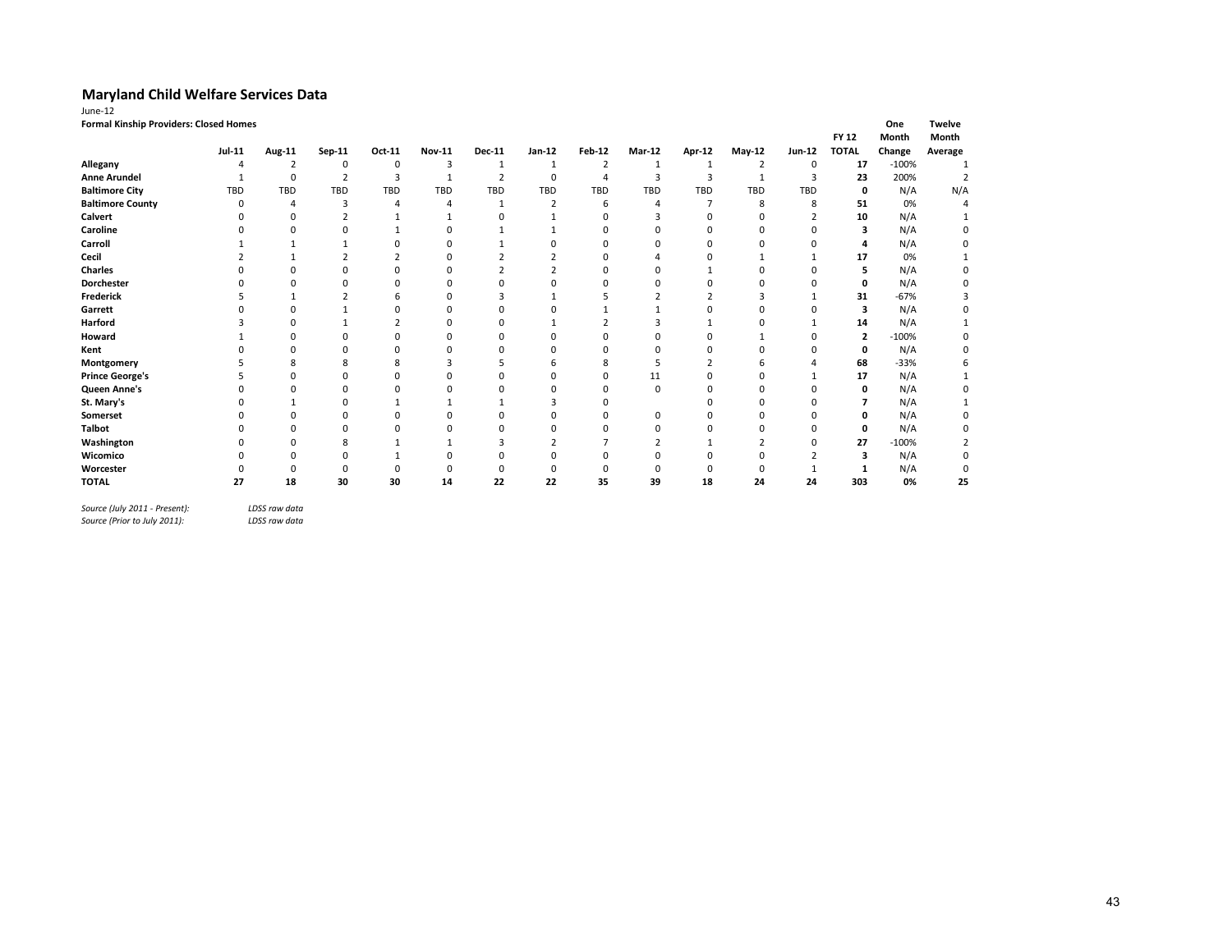## Maryland Child Welfare Services Data

June-12

**Formal Kinship Providers: Closed Homes**

| | Jul-11 | Aug-11 | Sep-11 | Oct-11 | Nov-11 | Dec-11 | Jan-12 | Feb-12 | Mar-12 | Apr-12 | May-12 | Jun-12 | FY 12 TOTAL | One Month Change | Twelve Month Average |
|---|---|---|---|---|---|---|---|---|---|---|---|---|---|---|---|
| **Allegany** | 4 | 2 | 0 | 0 | 3 | 1 | 1 | 2 | 1 | 1 | 2 | 0 | **17** | -100% | 1 |
| **Anne Arundel** | 1 | 0 | 2 | 3 | 1 | 2 | 0 | 4 | 3 | 3 | 1 | 3 | **23** | 200% | 2 |
| **Baltimore City** | TBD | TBD | TBD | TBD | TBD | TBD | TBD | TBD | TBD | TBD | TBD | TBD | **0** | N/A | N/A |
| **Baltimore County** | 0 | 4 | 3 | 4 | 4 | 1 | 2 | 6 | 4 | 7 | 8 | 8 | **51** | 0% | 4 |
| **Calvert** | 0 | 0 | 2 | 1 | 1 | 0 | 1 | 0 | 3 | 0 | 0 | 2 | **10** | N/A | 1 |
| **Caroline** | 0 | 0 | 0 | 1 | 0 | 1 | 1 | 0 | 0 | 0 | 0 | 0 | **3** | N/A | 0 |
| **Carroll** | 1 | 1 | 1 | 0 | 0 | 1 | 0 | 0 | 0 | 0 | 0 | 0 | **4** | N/A | 0 |
| **Cecil** | 2 | 1 | 2 | 2 | 0 | 2 | 2 | 0 | 4 | 0 | 1 | 1 | **17** | 0% | 1 |
| **Charles** | 0 | 0 | 0 | 0 | 0 | 2 | 2 | 0 | 0 | 1 | 0 | 0 | **5** | N/A | 0 |
| **Dorchester** | 0 | 0 | 0 | 0 | 0 | 0 | 0 | 0 | 0 | 0 | 0 | 0 | **0** | N/A | 0 |
| **Frederick** | 5 | 1 | 2 | 6 | 0 | 3 | 1 | 5 | 2 | 2 | 3 | 1 | **31** | -67% | 3 |
| **Garrett** | 0 | 0 | 1 | 0 | 0 | 0 | 0 | 1 | 1 | 0 | 0 | 0 | **3** | N/A | 0 |
| **Harford** | 3 | 0 | 1 | 2 | 0 | 0 | 1 | 2 | 3 | 1 | 0 | 1 | **14** | N/A | 1 |
| **Howard** | 1 | 0 | 0 | 0 | 0 | 0 | 0 | 0 | 0 | 0 | 1 | 0 | **2** | -100% | 0 |
| **Kent** | 0 | 0 | 0 | 0 | 0 | 0 | 0 | 0 | 0 | 0 | 0 | 0 | **0** | N/A | 0 |
| **Montgomery** | 5 | 8 | 8 | 8 | 3 | 5 | 6 | 8 | 5 | 2 | 6 | 4 | **68** | -33% | 6 |
| **Prince George's** | 5 | 0 | 0 | 0 | 0 | 0 | 0 | 0 | 11 | 0 | 0 | 1 | **17** | N/A | 1 |
| **Queen Anne's** | 0 | 0 | 0 | 0 | 0 | 0 | 0 | 0 | 0 | 0 | 0 | 0 | **0** | N/A | 0 |
| **St. Mary's** | 0 | 1 | 0 | 1 | 1 | 1 | 3 | 0 | | 0 | 0 | 0 | **7** | N/A | 1 |
| **Somerset** | 0 | 0 | 0 | 0 | 0 | 0 | 0 | 0 | 0 | 0 | 0 | 0 | **0** | N/A | 0 |
| **Talbot** | 0 | 0 | 0 | 0 | 0 | 0 | 0 | 0 | 0 | 0 | 0 | 0 | **0** | N/A | 0 |
| **Washington** | 0 | 0 | 8 | 1 | 1 | 3 | 2 | 7 | 2 | 1 | 2 | 0 | **27** | -100% | 2 |
| **Wicomico** | 0 | 0 | 0 | 1 | 0 | 0 | 0 | 0 | 0 | 0 | 0 | 2 | **3** | N/A | 0 |
| **Worcester** | 0 | 0 | 0 | 0 | 0 | 0 | 0 | 0 | 0 | 0 | 0 | 1 | **1** | N/A | 0 |
| **TOTAL** | **27** | **18** | **30** | **30** | **14** | **22** | **22** | **35** | **39** | **18** | **24** | **24** | **303** | **0%** | **25** |

*Source (July 2011 - Present):* *LDSS raw data*
*Source (Prior to July 2011):* *LDSS raw data*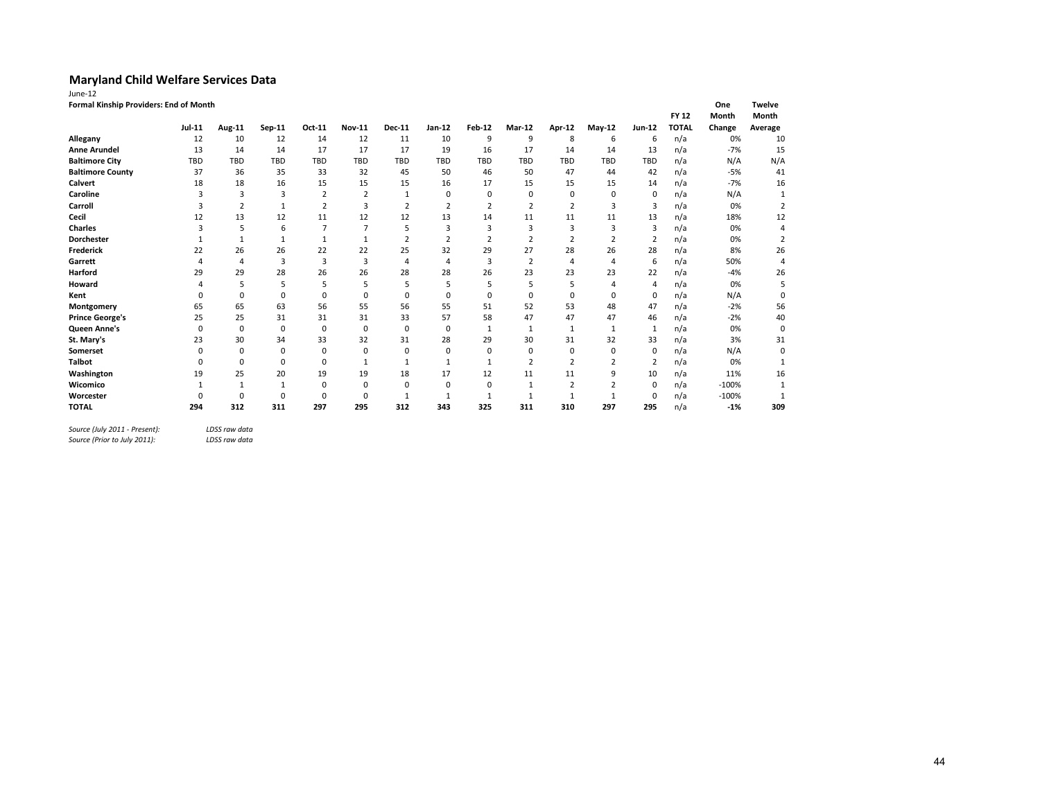# Maryland Child Welfare Services Data

June-12

**Formal Kinship Providers: End of Month**

| | Jul-11 | Aug-11 | Sep-11 | Oct-11 | Nov-11 | Dec-11 | Jan-12 | Feb-12 | Mar-12 | Apr-12 | May-12 | Jun-12 | FY 12 TOTAL | One Month Change | Twelve Month Average |
|---|---|---|---|---|---|---|---|---|---|---|---|---|---|---|---|
| **Allegany** | 12 | 10 | 12 | 14 | 12 | 11 | 10 | 9 | 9 | 8 | 6 | 6 | n/a | 0% | 10 |
| **Anne Arundel** | 13 | 14 | 14 | 17 | 17 | 17 | 19 | 16 | 17 | 14 | 14 | 13 | n/a | -7% | 15 |
| **Baltimore City** | TBD | TBD | TBD | TBD | TBD | TBD | TBD | TBD | TBD | TBD | TBD | TBD | n/a | N/A | N/A |
| **Baltimore County** | 37 | 36 | 35 | 33 | 32 | 45 | 50 | 46 | 50 | 47 | 44 | 42 | n/a | -5% | 41 |
| **Calvert** | 18 | 18 | 16 | 15 | 15 | 15 | 16 | 17 | 15 | 15 | 15 | 14 | n/a | -7% | 16 |
| **Caroline** | 3 | 3 | 3 | 2 | 2 | 1 | 0 | 0 | 0 | 0 | 0 | 0 | n/a | N/A | 1 |
| **Carroll** | 3 | 2 | 1 | 2 | 3 | 2 | 2 | 2 | 2 | 2 | 3 | 3 | n/a | 0% | 2 |
| **Cecil** | 12 | 13 | 12 | 11 | 12 | 12 | 13 | 14 | 11 | 11 | 11 | 13 | n/a | 18% | 12 |
| **Charles** | 3 | 5 | 6 | 7 | 7 | 5 | 3 | 3 | 3 | 3 | 3 | 3 | n/a | 0% | 4 |
| **Dorchester** | 1 | 1 | 1 | 1 | 1 | 2 | 2 | 2 | 2 | 2 | 2 | 2 | n/a | 0% | 2 |
| **Frederick** | 22 | 26 | 26 | 22 | 22 | 25 | 32 | 29 | 27 | 28 | 26 | 28 | n/a | 8% | 26 |
| **Garrett** | 4 | 4 | 3 | 3 | 3 | 4 | 4 | 3 | 2 | 4 | 4 | 6 | n/a | 50% | 4 |
| **Harford** | 29 | 29 | 28 | 26 | 26 | 28 | 28 | 26 | 23 | 23 | 23 | 22 | n/a | -4% | 26 |
| **Howard** | 4 | 5 | 5 | 5 | 5 | 5 | 5 | 5 | 5 | 5 | 4 | 4 | n/a | 0% | 5 |
| **Kent** | 0 | 0 | 0 | 0 | 0 | 0 | 0 | 0 | 0 | 0 | 0 | 0 | n/a | N/A | 0 |
| **Montgomery** | 65 | 65 | 63 | 56 | 55 | 56 | 55 | 51 | 52 | 53 | 48 | 47 | n/a | -2% | 56 |
| **Prince George's** | 25 | 25 | 31 | 31 | 31 | 33 | 57 | 58 | 47 | 47 | 47 | 46 | n/a | -2% | 40 |
| **Queen Anne's** | 0 | 0 | 0 | 0 | 0 | 0 | 0 | 1 | 1 | 1 | 1 | 1 | n/a | 0% | 0 |
| **St. Mary's** | 23 | 30 | 34 | 33 | 32 | 31 | 28 | 29 | 30 | 31 | 32 | 33 | n/a | 3% | 31 |
| **Somerset** | 0 | 0 | 0 | 0 | 0 | 0 | 0 | 0 | 0 | 0 | 0 | 0 | n/a | N/A | 0 |
| **Talbot** | 0 | 0 | 0 | 0 | 1 | 1 | 1 | 1 | 2 | 2 | 2 | 2 | n/a | 0% | 1 |
| **Washington** | 19 | 25 | 20 | 19 | 19 | 18 | 17 | 12 | 11 | 11 | 9 | 10 | n/a | 11% | 16 |
| **Wicomico** | 1 | 1 | 1 | 0 | 0 | 0 | 0 | 0 | 1 | 2 | 2 | 0 | n/a | -100% | 1 |
| **Worcester** | 0 | 0 | 0 | 0 | 0 | 1 | 1 | 1 | 1 | 1 | 1 | 0 | n/a | -100% | 1 |
| **TOTAL** | **294** | **312** | **311** | **297** | **295** | **312** | **343** | **325** | **311** | **310** | **297** | **295** | n/a | **-1%** | **309** |

*Source (July 2011 - Present):* *LDSS raw data*

*Source (Prior to July 2011):* *LDSS raw data*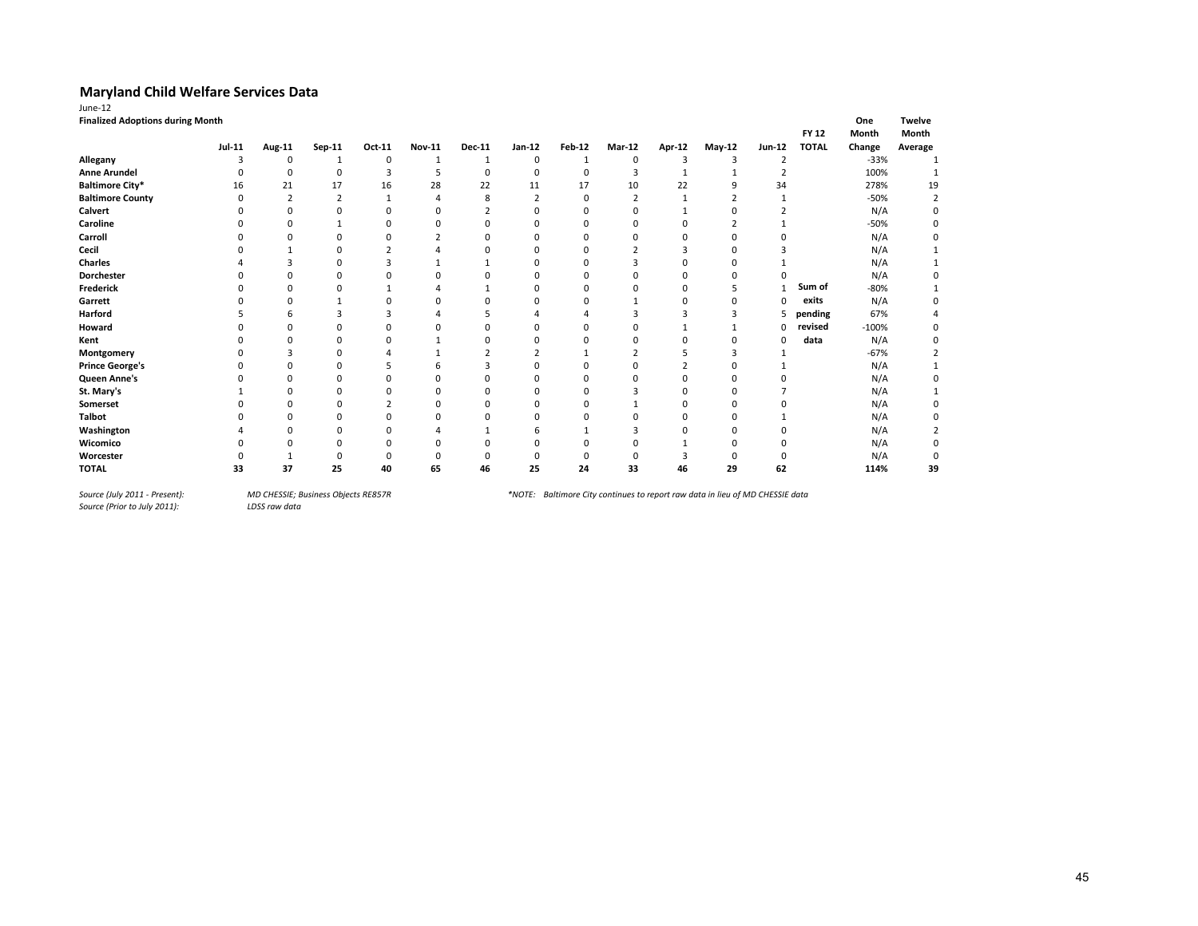# Maryland Child Welfare Services Data

June-12

**Finalized Adoptions during Month**

| | Jul-11 | Aug-11 | Sep-11 | Oct-11 | Nov-11 | Dec-11 | Jan-12 | Feb-12 | Mar-12 | Apr-12 | May-12 | Jun-12 | FY 12 TOTAL | One Month Change | Twelve Month Average |
|---|---|---|---|---|---|---|---|---|---|---|---|---|---|---|---|
| **Allegany** | 3 | 0 | 1 | 0 | 1 | 1 | 0 | 1 | 0 | 3 | 3 | 2 | | -33% | 1 |
| **Anne Arundel** | 0 | 0 | 0 | 3 | 5 | 0 | 0 | 0 | 3 | 1 | 1 | 2 | | 100% | 1 |
| **Baltimore City*** | 16 | 21 | 17 | 16 | 28 | 22 | 11 | 17 | 10 | 22 | 9 | 34 | | 278% | 19 |
| **Baltimore County** | 0 | 2 | 2 | 1 | 4 | 8 | 2 | 0 | 2 | 1 | 2 | 1 | | -50% | 2 |
| **Calvert** | 0 | 0 | 0 | 0 | 0 | 2 | 0 | 0 | 0 | 1 | 0 | 2 | | N/A | 0 |
| **Caroline** | 0 | 0 | 1 | 0 | 0 | 0 | 0 | 0 | 0 | 0 | 2 | 1 | | -50% | 0 |
| **Carroll** | 0 | 0 | 0 | 0 | 2 | 0 | 0 | 0 | 0 | 0 | 0 | 0 | | N/A | 0 |
| **Cecil** | 0 | 1 | 0 | 2 | 4 | 0 | 0 | 0 | 2 | 3 | 0 | 3 | | N/A | 1 |
| **Charles** | 4 | 3 | 0 | 3 | 1 | 1 | 0 | 0 | 3 | 0 | 0 | 1 | | N/A | 1 |
| **Dorchester** | 0 | 0 | 0 | 0 | 0 | 0 | 0 | 0 | 0 | 0 | 0 | 0 | | N/A | 0 |
| **Frederick** | 0 | 0 | 0 | 1 | 4 | 1 | 0 | 0 | 0 | 0 | 5 | 1 | **Sum of** | -80% | 1 |
| **Garrett** | 0 | 0 | 1 | 0 | 0 | 0 | 0 | 0 | 1 | 0 | 0 | 0 | **exits** | N/A | 0 |
| **Harford** | 5 | 6 | 3 | 3 | 4 | 5 | 4 | 4 | 3 | 3 | 3 | 5 | **pending** | 67% | 4 |
| **Howard** | 0 | 0 | 0 | 0 | 0 | 0 | 0 | 0 | 0 | 1 | 1 | 0 | **revised** | -100% | 0 |
| **Kent** | 0 | 0 | 0 | 0 | 1 | 0 | 0 | 0 | 0 | 0 | 0 | 0 | **data** | N/A | 0 |
| **Montgomery** | 0 | 3 | 0 | 4 | 1 | 2 | 2 | 1 | 2 | 5 | 3 | 1 | | -67% | 2 |
| **Prince George's** | 0 | 0 | 0 | 5 | 6 | 3 | 0 | 0 | 0 | 2 | 0 | 1 | | N/A | 1 |
| **Queen Anne's** | 0 | 0 | 0 | 0 | 0 | 0 | 0 | 0 | 0 | 0 | 0 | 0 | | N/A | 0 |
| **St. Mary's** | 1 | 0 | 0 | 0 | 0 | 0 | 0 | 0 | 3 | 0 | 0 | 7 | | N/A | 1 |
| **Somerset** | 0 | 0 | 0 | 2 | 0 | 0 | 0 | 0 | 1 | 0 | 0 | 0 | | N/A | 0 |
| **Talbot** | 0 | 0 | 0 | 0 | 0 | 0 | 0 | 0 | 0 | 0 | 0 | 1 | | N/A | 0 |
| **Washington** | 4 | 0 | 0 | 0 | 4 | 1 | 6 | 1 | 3 | 0 | 0 | 0 | | N/A | 2 |
| **Wicomico** | 0 | 0 | 0 | 0 | 0 | 0 | 0 | 0 | 0 | 1 | 0 | 0 | | N/A | 0 |
| **Worcester** | 0 | 1 | 0 | 0 | 0 | 0 | 0 | 0 | 0 | 3 | 0 | 0 | | N/A | 0 |
| **TOTAL** | **33** | **37** | **25** | **40** | **65** | **46** | **25** | **24** | **33** | **46** | **29** | **62** | | **114%** | **39** |

*Source (July 2011 - Present):* *MD CHESSIE; Business Objects RE857R*

*Source (Prior to July 2011):* *LDSS raw data*

**NOTE: Baltimore City continues to report raw data in lieu of MD CHESSIE data*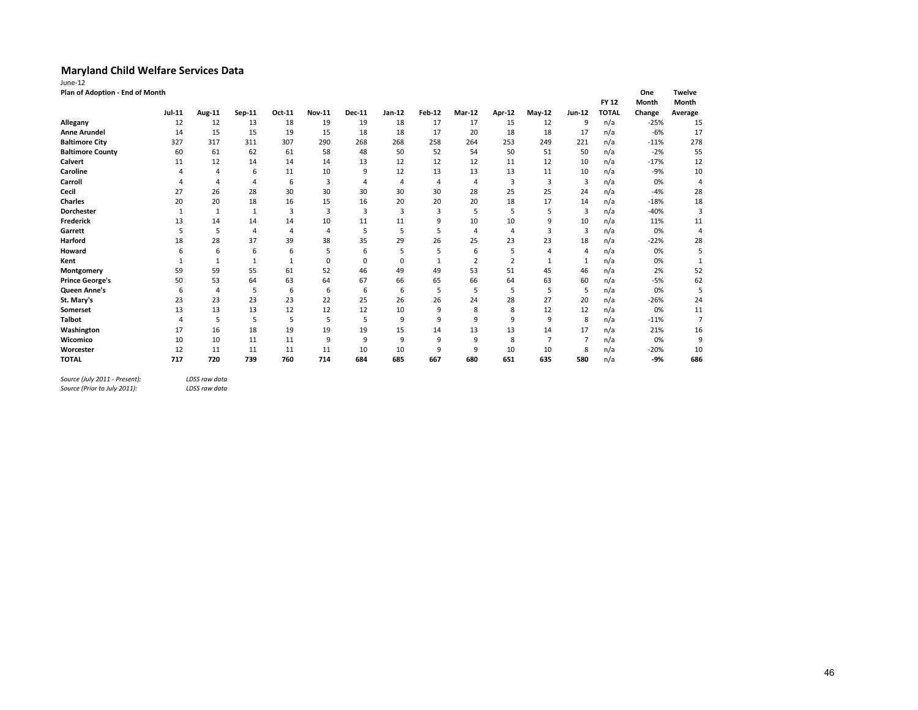# Maryland Child Welfare Services Data

June-12

**Plan of Adoption - End of Month**

| | Jul-11 | Aug-11 | Sep-11 | Oct-11 | Nov-11 | Dec-11 | Jan-12 | Feb-12 | Mar-12 | Apr-12 | May-12 | Jun-12 | FY 12 TOTAL | One Month Change | Twelve Month Average |
|---|---|---|---|---|---|---|---|---|---|---|---|---|---|---|---|
| **Allegany** | 12 | 12 | 13 | 18 | 19 | 19 | 18 | 17 | 17 | 15 | 12 | 9 | n/a | -25% | 15 |
| **Anne Arundel** | 14 | 15 | 15 | 19 | 15 | 18 | 18 | 17 | 20 | 18 | 18 | 17 | n/a | -6% | 17 |
| **Baltimore City** | 327 | 317 | 311 | 307 | 290 | 268 | 268 | 258 | 264 | 253 | 249 | 221 | n/a | -11% | 278 |
| **Baltimore County** | 60 | 61 | 62 | 61 | 58 | 48 | 50 | 52 | 54 | 50 | 51 | 50 | n/a | -2% | 55 |
| **Calvert** | 11 | 12 | 14 | 14 | 14 | 13 | 12 | 12 | 12 | 11 | 12 | 10 | n/a | -17% | 12 |
| **Caroline** | 4 | 4 | 6 | 11 | 10 | 9 | 12 | 13 | 13 | 13 | 11 | 10 | n/a | -9% | 10 |
| **Carroll** | 4 | 4 | 4 | 6 | 3 | 4 | 4 | 4 | 4 | 3 | 3 | 3 | n/a | 0% | 4 |
| **Cecil** | 27 | 26 | 28 | 30 | 30 | 30 | 30 | 30 | 28 | 25 | 25 | 24 | n/a | -4% | 28 |
| **Charles** | 20 | 20 | 18 | 16 | 15 | 16 | 20 | 20 | 20 | 18 | 17 | 14 | n/a | -18% | 18 |
| **Dorchester** | 1 | 1 | 1 | 3 | 3 | 3 | 3 | 3 | 5 | 5 | 5 | 3 | n/a | -40% | 3 |
| **Frederick** | 13 | 14 | 14 | 14 | 10 | 11 | 11 | 9 | 10 | 10 | 9 | 10 | n/a | 11% | 11 |
| **Garrett** | 5 | 5 | 4 | 4 | 4 | 5 | 5 | 5 | 4 | 4 | 3 | 3 | n/a | 0% | 4 |
| **Harford** | 18 | 28 | 37 | 39 | 38 | 35 | 29 | 26 | 25 | 23 | 23 | 18 | n/a | -22% | 28 |
| **Howard** | 6 | 6 | 6 | 6 | 5 | 6 | 5 | 5 | 6 | 5 | 4 | 4 | n/a | 0% | 5 |
| **Kent** | 1 | 1 | 1 | 1 | 0 | 0 | 0 | 1 | 2 | 2 | 1 | 1 | n/a | 0% | 1 |
| **Montgomery** | 59 | 59 | 55 | 61 | 52 | 46 | 49 | 49 | 53 | 51 | 45 | 46 | n/a | 2% | 52 |
| **Prince George's** | 50 | 53 | 64 | 63 | 64 | 67 | 66 | 65 | 66 | 64 | 63 | 60 | n/a | -5% | 62 |
| **Queen Anne's** | 6 | 4 | 5 | 6 | 6 | 6 | 6 | 5 | 5 | 5 | 5 | 5 | n/a | 0% | 5 |
| **St. Mary's** | 23 | 23 | 23 | 23 | 22 | 25 | 26 | 26 | 24 | 28 | 27 | 20 | n/a | -26% | 24 |
| **Somerset** | 13 | 13 | 13 | 12 | 12 | 12 | 10 | 9 | 8 | 8 | 12 | 12 | n/a | 0% | 11 |
| **Talbot** | 4 | 5 | 5 | 5 | 5 | 5 | 9 | 9 | 9 | 9 | 9 | 8 | n/a | -11% | 7 |
| **Washington** | 17 | 16 | 18 | 19 | 19 | 19 | 15 | 14 | 13 | 13 | 14 | 17 | n/a | 21% | 16 |
| **Wicomico** | 10 | 10 | 11 | 11 | 9 | 9 | 9 | 9 | 9 | 8 | 7 | 7 | n/a | 0% | 9 |
| **Worcester** | 12 | 11 | 11 | 11 | 11 | 10 | 10 | 9 | 9 | 10 | 10 | 8 | n/a | -20% | 10 |
| **TOTAL** | **717** | **720** | **739** | **760** | **714** | **684** | **685** | **667** | **680** | **651** | **635** | **580** | n/a | **-9%** | **686** |

*Source (July 2011 - Present):* *LDSS raw data*
*Source (Prior to July 2011):* *LDSS raw data*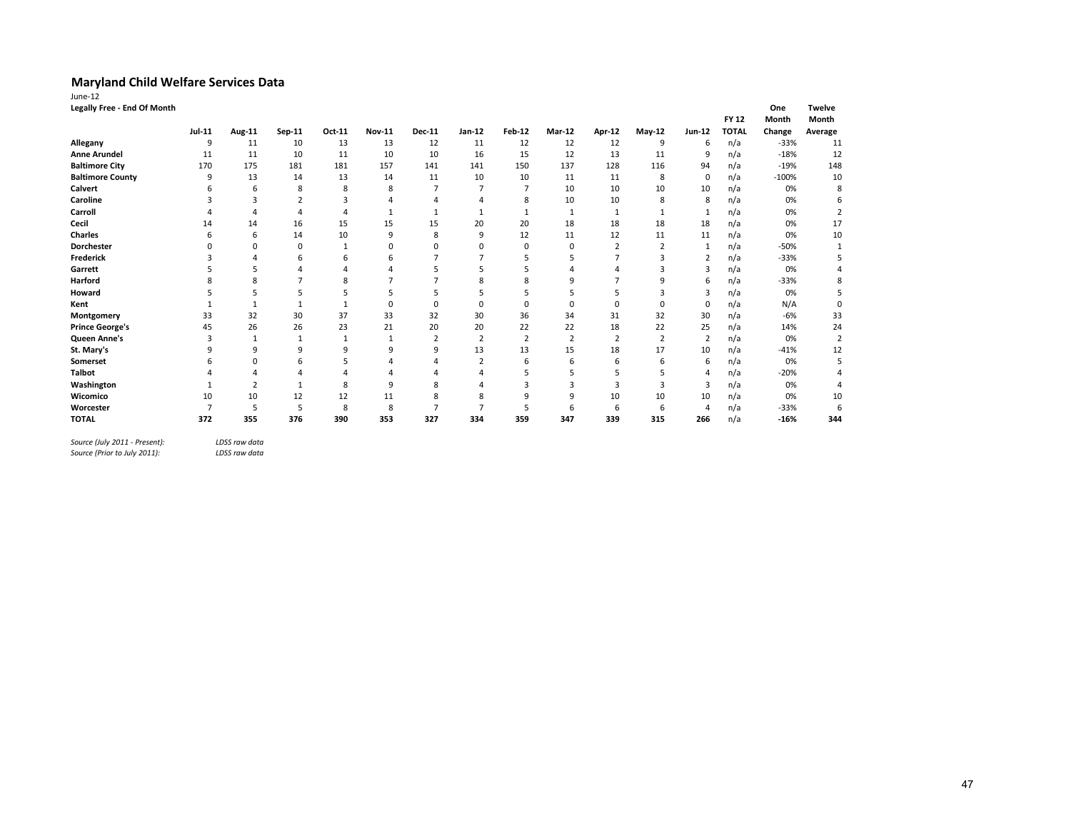## Maryland Child Welfare Services Data

June-12

**Legally Free - End Of Month**

| | Jul-11 | Aug-11 | Sep-11 | Oct-11 | Nov-11 | Dec-11 | Jan-12 | Feb-12 | Mar-12 | Apr-12 | May-12 | Jun-12 | FY 12 TOTAL | One Month Change | Twelve Month Average |
|---|---|---|---|---|---|---|---|---|---|---|---|---|---|---|---|
| **Allegany** | 9 | 11 | 10 | 13 | 13 | 12 | 11 | 12 | 12 | 12 | 9 | 6 | n/a | -33% | 11 |
| **Anne Arundel** | 11 | 11 | 10 | 11 | 10 | 10 | 16 | 15 | 12 | 13 | 11 | 9 | n/a | -18% | 12 |
| **Baltimore City** | 170 | 175 | 181 | 181 | 157 | 141 | 141 | 150 | 137 | 128 | 116 | 94 | n/a | -19% | 148 |
| **Baltimore County** | 9 | 13 | 14 | 13 | 14 | 11 | 10 | 10 | 11 | 11 | 8 | 0 | n/a | -100% | 10 |
| **Calvert** | 6 | 6 | 8 | 8 | 8 | 7 | 7 | 7 | 10 | 10 | 10 | 10 | n/a | 0% | 8 |
| **Caroline** | 3 | 3 | 2 | 3 | 4 | 4 | 4 | 8 | 10 | 10 | 8 | 8 | n/a | 0% | 6 |
| **Carroll** | 4 | 4 | 4 | 4 | 1 | 1 | 1 | 1 | 1 | 1 | 1 | 1 | n/a | 0% | 2 |
| **Cecil** | 14 | 14 | 16 | 15 | 15 | 15 | 20 | 20 | 18 | 18 | 18 | 18 | n/a | 0% | 17 |
| **Charles** | 6 | 6 | 14 | 10 | 9 | 8 | 9 | 12 | 11 | 12 | 11 | 11 | n/a | 0% | 10 |
| **Dorchester** | 0 | 0 | 0 | 1 | 0 | 0 | 0 | 0 | 0 | 2 | 2 | 1 | n/a | -50% | 1 |
| **Frederick** | 3 | 4 | 6 | 6 | 6 | 7 | 7 | 5 | 5 | 7 | 3 | 2 | n/a | -33% | 5 |
| **Garrett** | 5 | 5 | 4 | 4 | 4 | 5 | 5 | 5 | 4 | 4 | 3 | 3 | n/a | 0% | 4 |
| **Harford** | 8 | 8 | 7 | 8 | 7 | 7 | 8 | 8 | 9 | 7 | 9 | 6 | n/a | -33% | 8 |
| **Howard** | 5 | 5 | 5 | 5 | 5 | 5 | 5 | 5 | 5 | 5 | 3 | 3 | n/a | 0% | 5 |
| **Kent** | 1 | 1 | 1 | 1 | 0 | 0 | 0 | 0 | 0 | 0 | 0 | 0 | n/a | N/A | 0 |
| **Montgomery** | 33 | 32 | 30 | 37 | 33 | 32 | 30 | 36 | 34 | 31 | 32 | 30 | n/a | -6% | 33 |
| **Prince George's** | 45 | 26 | 26 | 23 | 21 | 20 | 20 | 22 | 22 | 18 | 22 | 25 | n/a | 14% | 24 |
| **Queen Anne's** | 3 | 1 | 1 | 1 | 1 | 2 | 2 | 2 | 2 | 2 | 2 | 2 | n/a | 0% | 2 |
| **St. Mary's** | 9 | 9 | 9 | 9 | 9 | 9 | 13 | 13 | 15 | 18 | 17 | 10 | n/a | -41% | 12 |
| **Somerset** | 6 | 0 | 6 | 5 | 4 | 4 | 2 | 6 | 6 | 6 | 6 | 6 | n/a | 0% | 5 |
| **Talbot** | 4 | 4 | 4 | 4 | 4 | 4 | 4 | 5 | 5 | 5 | 5 | 4 | n/a | -20% | 4 |
| **Washington** | 1 | 2 | 1 | 8 | 9 | 8 | 4 | 3 | 3 | 3 | 3 | 3 | n/a | 0% | 4 |
| **Wicomico** | 10 | 10 | 12 | 12 | 11 | 8 | 8 | 9 | 9 | 10 | 10 | 10 | n/a | 0% | 10 |
| **Worcester** | 7 | 5 | 5 | 8 | 8 | 7 | 7 | 5 | 6 | 6 | 6 | 4 | n/a | -33% | 6 |
| **TOTAL** | **372** | **355** | **376** | **390** | **353** | **327** | **334** | **359** | **347** | **339** | **315** | **266** | n/a | **-16%** | **344** |

*Source (July 2011 - Present):* *LDSS raw data*
*Source (Prior to July 2011):* *LDSS raw data*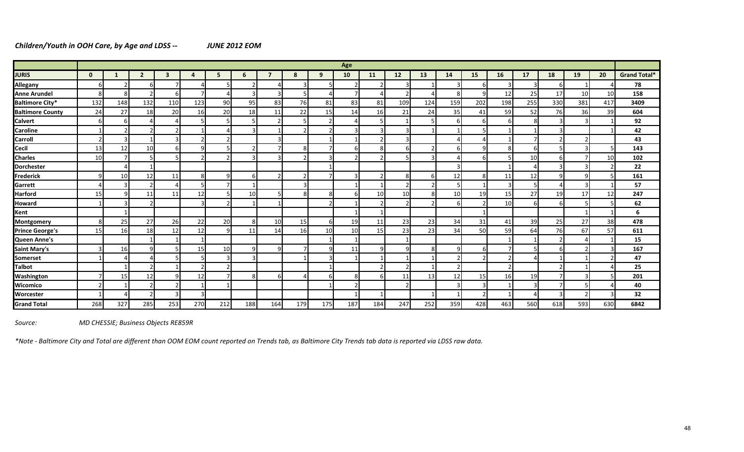***Children/Youth in OOH Care, by Age and LDSS --*** ***JUNE 2012 EOM***

| | Age | | | | | | | | | | | | | | | | | | | | | |
|---|---|---|---|---|---|---|---|---|---|---|---|---|---|---|---|---|---|---|---|---|---|---|
| **JURIS** | **0** | **1** | **2** | **3** | **4** | **5** | **6** | **7** | **8** | **9** | **10** | **11** | **12** | **13** | **14** | **15** | **16** | **17** | **18** | **19** | **20** | **Grand Total*** |
| **Allegany** | 6 | 2 | 6 | 7 | 4 | 5 | 2 | 4 | 3 | 5 | 2 | 2 | 3 | 1 | 3 | 6 | 3 | 3 | 6 | 1 | 4 | **78** |
| **Anne Arundel** | 8 | 8 | 2 | 6 | 7 | 4 | 3 | 3 | 5 | 4 | 7 | 4 | 2 | 4 | 8 | 9 | 12 | 25 | 17 | 10 | 10 | **158** |
| **Baltimore City*** | 132 | 148 | 132 | 110 | 123 | 90 | 95 | 83 | 76 | 81 | 83 | 81 | 109 | 124 | 159 | 202 | 198 | 255 | 330 | 381 | 417 | **3409** |
| **Baltimore County** | 24 | 27 | 18 | 20 | 16 | 20 | 18 | 11 | 22 | 15 | 14 | 16 | 21 | 24 | 35 | 41 | 59 | 52 | 76 | 36 | 39 | **604** |
| **Calvert** | 6 | 6 | 4 | 4 | 5 | 5 | 5 | 2 | 5 | 2 | 4 | 5 | 1 | 5 | 6 | 6 | 6 | 8 | 3 | 3 | 1 | **92** |
| **Caroline** | 1 | 2 | 2 | 2 | 1 | 4 | 3 | 1 | 2 | 2 | 3 | 3 | 3 | 1 | 1 | 5 | 1 | 1 | 3 | | 1 | **42** |
| **Carroll** | 2 | 3 | 1 | 3 | 2 | 2 | | 3 | | 1 | 1 | 2 | 3 | | 4 | 4 | 1 | 7 | 2 | 2 | | **43** |
| **Cecil** | 13 | 12 | 10 | 6 | 9 | 5 | 2 | 7 | 8 | 7 | 6 | 8 | 6 | 2 | 6 | 9 | 8 | 6 | 5 | 3 | 5 | **143** |
| **Charles** | 10 | 7 | 5 | 5 | 2 | 2 | 3 | 3 | 2 | 3 | 2 | 2 | 5 | 3 | 4 | 6 | 5 | 10 | 6 | 7 | 10 | **102** |
| **Dorchester** | | 4 | 1 | | | | | | | 1 | | | | | 3 | | 1 | 4 | 3 | 3 | 2 | **22** |
| **Frederick** | 9 | 10 | 12 | 11 | 8 | 9 | 6 | 2 | 2 | 7 | 3 | 2 | 8 | 6 | 12 | 8 | 11 | 12 | 9 | 9 | 5 | **161** |
| **Garrett** | 4 | 3 | 2 | 4 | 5 | 7 | 1 | | 3 | | 1 | 1 | 2 | 2 | 5 | 1 | 3 | 5 | 4 | 3 | 1 | **57** |
| **Harford** | 15 | 9 | 11 | 11 | 12 | 5 | 10 | 5 | 8 | 8 | 6 | 10 | 10 | 8 | 10 | 19 | 15 | 27 | 19 | 17 | 12 | **247** |
| **Howard** | 1 | 3 | 2 | | 3 | 2 | 1 | 1 | | 2 | 1 | 2 | 2 | 2 | 6 | 2 | 10 | 6 | 6 | 5 | 5 | **62** |
| **Kent** | | 1 | | | | | | | | | 1 | 1 | | | | 1 | | | | 1 | 1 | **6** |
| **Montgomery** | 8 | 25 | 27 | 26 | 22 | 20 | 8 | 10 | 15 | 6 | 19 | 11 | 23 | 23 | 34 | 31 | 41 | 39 | 25 | 27 | 38 | **478** |
| **Prince George's** | 15 | 16 | 18 | 12 | 12 | 9 | 11 | 14 | 16 | 10 | 10 | 15 | 23 | 23 | 34 | 50 | 59 | 64 | 76 | 67 | 57 | **611** |
| **Queen Anne's** | | | 1 | 1 | | | | | | 1 | 1 | | 1 | | | | 1 | 1 | 2 | 4 | 1 | **15** |
| **Saint Mary's** | 3 | 16 | 9 | 5 | 15 | 10 | 9 | 9 | 7 | 9 | 11 | 9 | 9 | 8 | 9 | 6 | 7 | 5 | 6 | 2 | 3 | **167** |
| **Somerset** | 1 | 4 | 4 | 5 | 5 | 3 | 3 | | 1 | 3 | 1 | 1 | 1 | 1 | 2 | 2 | 2 | 4 | 1 | 1 | 2 | **47** |
| **Talbot** | | 1 | 2 | 1 | 2 | 2 | | | | 1 | | 2 | 2 | 1 | 2 | | 2 | | 2 | 1 | 4 | **25** |
| **Washington** | 7 | 15 | 12 | 9 | 12 | 7 | 8 | 6 | 4 | 6 | 8 | 6 | 11 | 13 | 12 | 15 | 16 | 19 | 7 | 3 | 5 | **201** |
| **Wicomico** | 2 | 1 | 2 | 2 | 1 | 1 | | | | 1 | 2 | | 2 | | 3 | 3 | 1 | 3 | 7 | 5 | 4 | **40** |
| **Worcester** | 1 | 4 | 2 | 3 | 3 | | | | | | 1 | 1 | | 1 | 1 | 2 | 1 | 4 | 3 | 2 | 3 | **32** |
| **Grand Total** | 268 | 327 | 285 | 253 | 270 | 212 | 188 | 164 | 179 | 175 | 187 | 184 | 247 | 252 | 359 | 428 | 463 | 560 | 618 | 593 | 630 | **6842** |

*Source:* *MD CHESSIE; Business Objects RE859R*

*\*Note - Baltimore City and Total are different than OOM EOM count reported on Trends tab, as Baltimore City Trends tab data is reported via LDSS raw data.*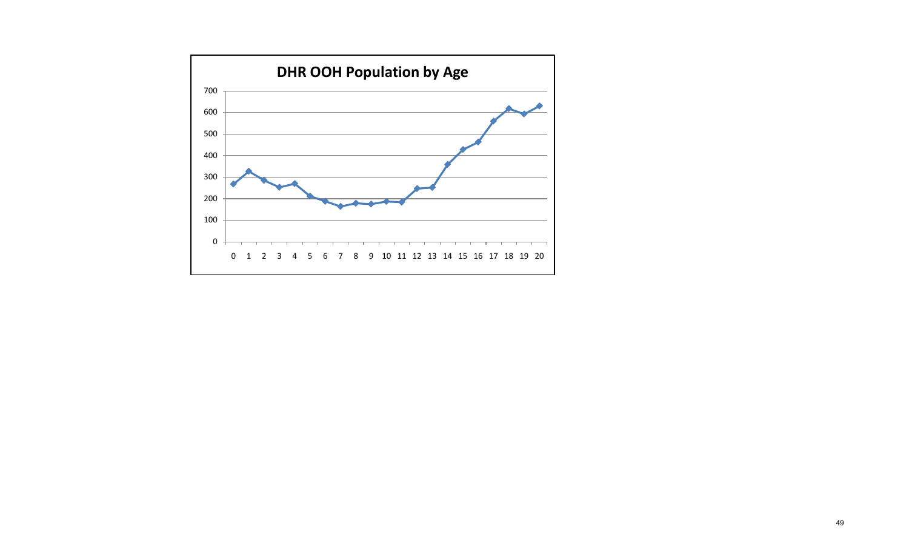DHR OOH Population by Age

700
600
500
400
300
200
100
0

0 1 2 3 4 5 6 7 8 9 10 11 12 13 14 15 16 17 18 19 20